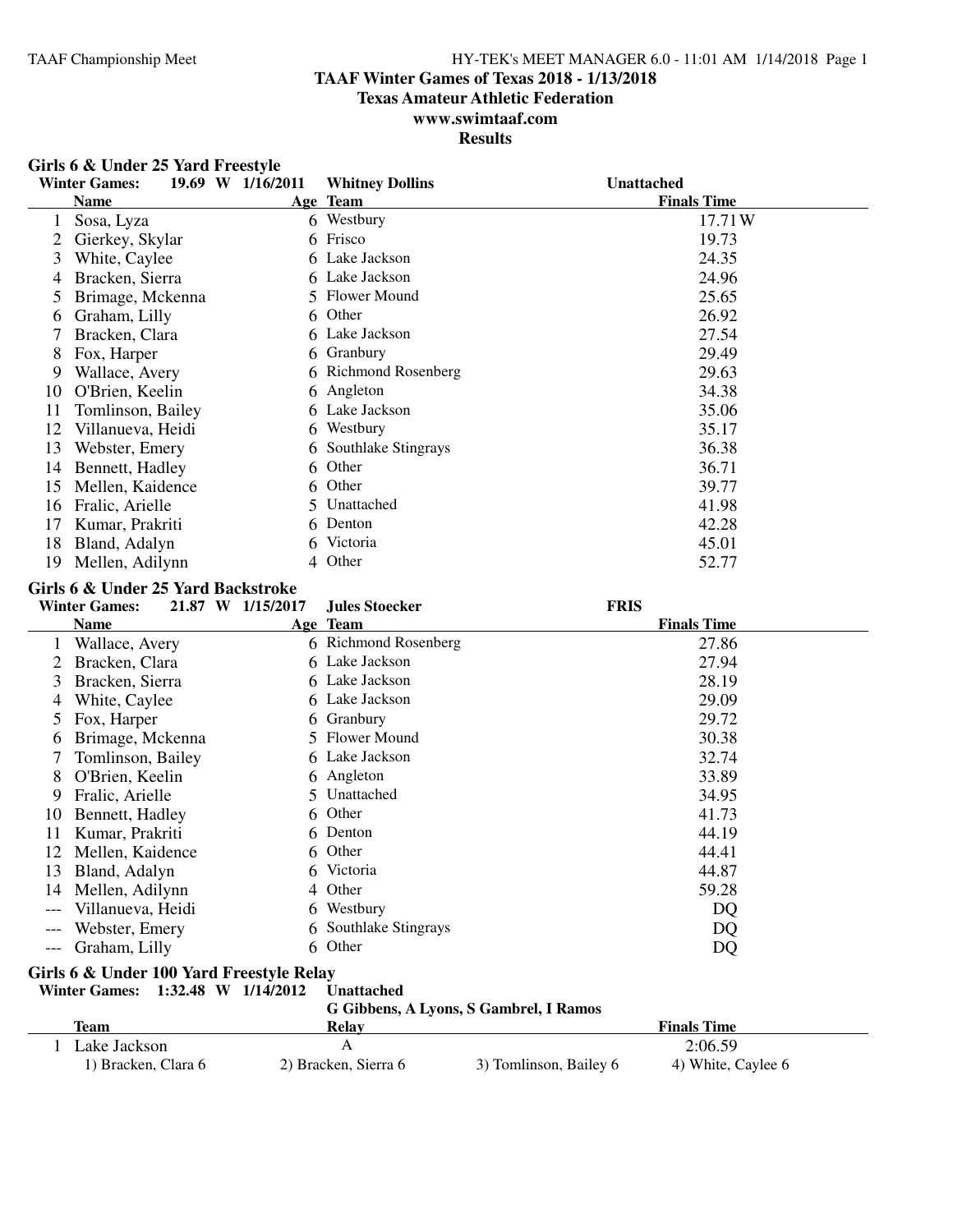# TAAF Winter Games of Texas 2018 - 1/13/2018

## Texas Amateur Athletic Federation

## www.swimtaaf.com

## Results

### Girls 6 & Under 25 Yard Freestyle

**Winter Games: 19.69 W 1/16/2011 Whitney Dollins Unattached**

| | Name | Age | Team | Finals Time |
|---|---|---|---|---|
| 1 | Sosa, Lyza | 6 | Westbury | 17.71W |
| 2 | Gierkey, Skylar | 6 | Frisco | 19.73 |
| 3 | White, Caylee | 6 | Lake Jackson | 24.35 |
| 4 | Bracken, Sierra | 6 | Lake Jackson | 24.96 |
| 5 | Brimage, Mckenna | 5 | Flower Mound | 25.65 |
| 6 | Graham, Lilly | 6 | Other | 26.92 |
| 7 | Bracken, Clara | 6 | Lake Jackson | 27.54 |
| 8 | Fox, Harper | 6 | Granbury | 29.49 |
| 9 | Wallace, Avery | 6 | Richmond Rosenberg | 29.63 |
| 10 | O'Brien, Keelin | 6 | Angleton | 34.38 |
| 11 | Tomlinson, Bailey | 6 | Lake Jackson | 35.06 |
| 12 | Villanueva, Heidi | 6 | Westbury | 35.17 |
| 13 | Webster, Emery | 6 | Southlake Stingrays | 36.38 |
| 14 | Bennett, Hadley | 6 | Other | 36.71 |
| 15 | Mellen, Kaidence | 6 | Other | 39.77 |
| 16 | Fralic, Arielle | 5 | Unattached | 41.98 |
| 17 | Kumar, Prakriti | 6 | Denton | 42.28 |
| 18 | Bland, Adalyn | 6 | Victoria | 45.01 |
| 19 | Mellen, Adilynn | 4 | Other | 52.77 |

### Girls 6 & Under 25 Yard Backstroke

**Winter Games: 21.87 W 1/15/2017 Jules Stoecker FRIS**

| | Name | Age | Team | Finals Time |
|---|---|---|---|---|
| 1 | Wallace, Avery | 6 | Richmond Rosenberg | 27.86 |
| 2 | Bracken, Clara | 6 | Lake Jackson | 27.94 |
| 3 | Bracken, Sierra | 6 | Lake Jackson | 28.19 |
| 4 | White, Caylee | 6 | Lake Jackson | 29.09 |
| 5 | Fox, Harper | 6 | Granbury | 29.72 |
| 6 | Brimage, Mckenna | 5 | Flower Mound | 30.38 |
| 7 | Tomlinson, Bailey | 6 | Lake Jackson | 32.74 |
| 8 | O'Brien, Keelin | 6 | Angleton | 33.89 |
| 9 | Fralic, Arielle | 5 | Unattached | 34.95 |
| 10 | Bennett, Hadley | 6 | Other | 41.73 |
| 11 | Kumar, Prakriti | 6 | Denton | 44.19 |
| 12 | Mellen, Kaidence | 6 | Other | 44.41 |
| 13 | Bland, Adalyn | 6 | Victoria | 44.87 |
| 14 | Mellen, Adilynn | 4 | Other | 59.28 |
| --- | Villanueva, Heidi | 6 | Westbury | DQ |
| --- | Webster, Emery | 6 | Southlake Stingrays | DQ |
| --- | Graham, Lilly | 6 | Other | DQ |

### Girls 6 & Under 100 Yard Freestyle Relay

**Winter Games: 1:32.48 W 1/14/2012 Unattached**
**G Gibbens, A Lyons, S Gambrel, I Ramos**

| | Team | Relay | Finals Time |
|---|---|---|---|
| 1 | Lake Jackson | A | 2:06.59 |

1) Bracken, Clara 6 2) Bracken, Sierra 6 3) Tomlinson, Bailey 6 4) White, Caylee 6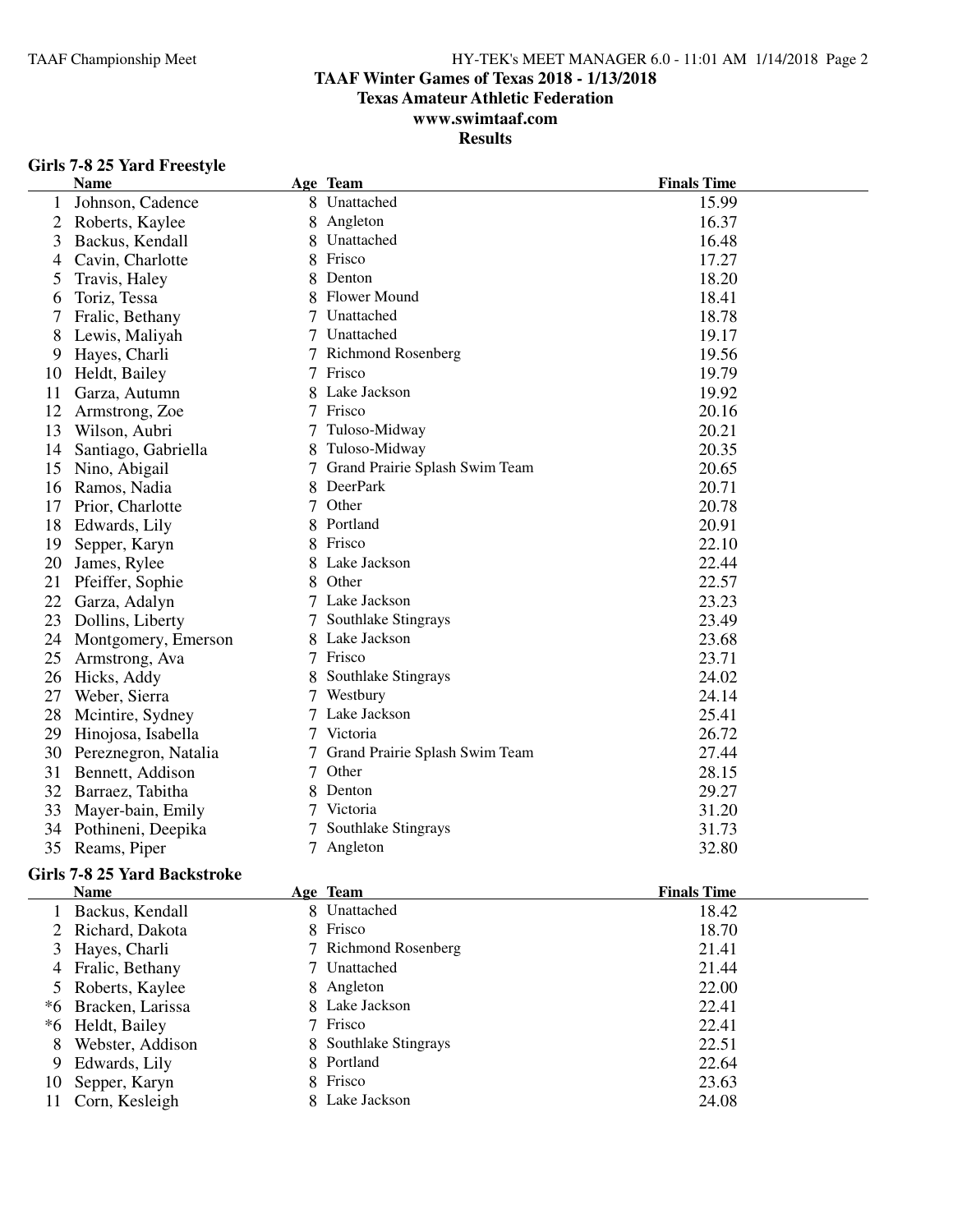# TAAF Winter Games of Texas 2018 - 1/13/2018

## Texas Amateur Athletic Federation

## www.swimtaaf.com

## Results

### Girls 7-8 25 Yard Freestyle

| | Name | Age | Team | Finals Time |
|---|---|---|---|---|
| 1 | Johnson, Cadence | 8 | Unattached | 15.99 |
| 2 | Roberts, Kaylee | 8 | Angleton | 16.37 |
| 3 | Backus, Kendall | 8 | Unattached | 16.48 |
| 4 | Cavin, Charlotte | 8 | Frisco | 17.27 |
| 5 | Travis, Haley | 8 | Denton | 18.20 |
| 6 | Toriz, Tessa | 8 | Flower Mound | 18.41 |
| 7 | Fralic, Bethany | 7 | Unattached | 18.78 |
| 8 | Lewis, Maliyah | 7 | Unattached | 19.17 |
| 9 | Hayes, Charli | 7 | Richmond Rosenberg | 19.56 |
| 10 | Heldt, Bailey | 7 | Frisco | 19.79 |
| 11 | Garza, Autumn | 8 | Lake Jackson | 19.92 |
| 12 | Armstrong, Zoe | 7 | Frisco | 20.16 |
| 13 | Wilson, Aubri | 7 | Tuloso-Midway | 20.21 |
| 14 | Santiago, Gabriella | 8 | Tuloso-Midway | 20.35 |
| 15 | Nino, Abigail | 7 | Grand Prairie Splash Swim Team | 20.65 |
| 16 | Ramos, Nadia | 8 | DeerPark | 20.71 |
| 17 | Prior, Charlotte | 7 | Other | 20.78 |
| 18 | Edwards, Lily | 8 | Portland | 20.91 |
| 19 | Sepper, Karyn | 8 | Frisco | 22.10 |
| 20 | James, Rylee | 8 | Lake Jackson | 22.44 |
| 21 | Pfeiffer, Sophie | 8 | Other | 22.57 |
| 22 | Garza, Adalyn | 7 | Lake Jackson | 23.23 |
| 23 | Dollins, Liberty | 7 | Southlake Stingrays | 23.49 |
| 24 | Montgomery, Emerson | 8 | Lake Jackson | 23.68 |
| 25 | Armstrong, Ava | 7 | Frisco | 23.71 |
| 26 | Hicks, Addy | 8 | Southlake Stingrays | 24.02 |
| 27 | Weber, Sierra | 7 | Westbury | 24.14 |
| 28 | Mcintire, Sydney | 7 | Lake Jackson | 25.41 |
| 29 | Hinojosa, Isabella | 7 | Victoria | 26.72 |
| 30 | Pereznegron, Natalia | 7 | Grand Prairie Splash Swim Team | 27.44 |
| 31 | Bennett, Addison | 7 | Other | 28.15 |
| 32 | Barraez, Tabitha | 8 | Denton | 29.27 |
| 33 | Mayer-bain, Emily | 7 | Victoria | 31.20 |
| 34 | Pothineni, Deepika | 7 | Southlake Stingrays | 31.73 |
| 35 | Reams, Piper | 7 | Angleton | 32.80 |

### Girls 7-8 25 Yard Backstroke

| | Name | Age | Team | Finals Time |
|---|---|---|---|---|
| 1 | Backus, Kendall | 8 | Unattached | 18.42 |
| 2 | Richard, Dakota | 8 | Frisco | 18.70 |
| 3 | Hayes, Charli | 7 | Richmond Rosenberg | 21.41 |
| 4 | Fralic, Bethany | 7 | Unattached | 21.44 |
| 5 | Roberts, Kaylee | 8 | Angleton | 22.00 |
| *6 | Bracken, Larissa | 8 | Lake Jackson | 22.41 |
| *6 | Heldt, Bailey | 7 | Frisco | 22.41 |
| 8 | Webster, Addison | 8 | Southlake Stingrays | 22.51 |
| 9 | Edwards, Lily | 8 | Portland | 22.64 |
| 10 | Sepper, Karyn | 8 | Frisco | 23.63 |
| 11 | Corn, Kesleigh | 8 | Lake Jackson | 24.08 |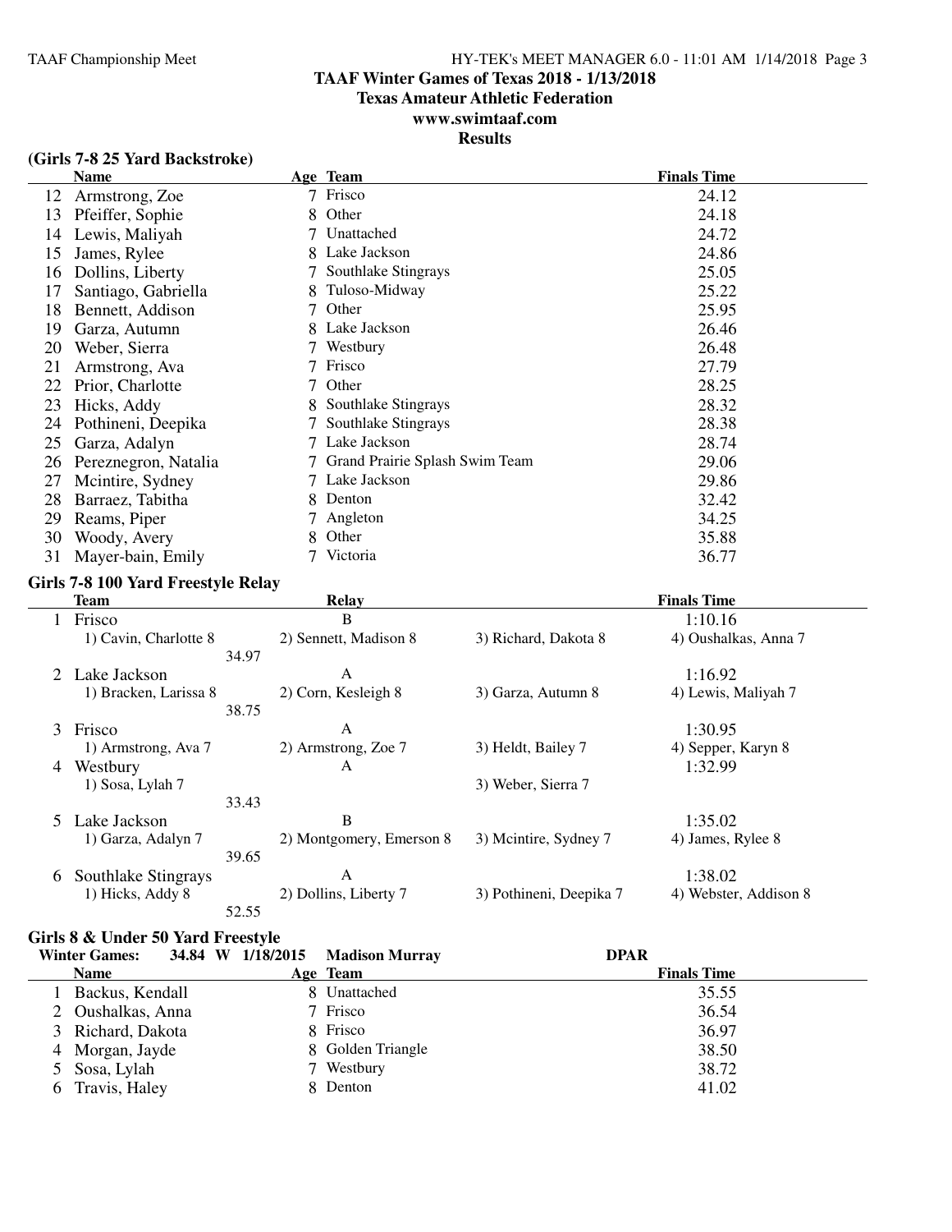**TAAF Winter Games of Texas 2018 - 1/13/2018**
**Texas Amateur Athletic Federation**
**www.swimtaaf.com**
**Results**

### (Girls 7-8 25 Yard Backstroke)

| | Name | Age | Team | Finals Time |
|---|---|---|---|---|
| 12 | Armstrong, Zoe | 7 | Frisco | 24.12 |
| 13 | Pfeiffer, Sophie | 8 | Other | 24.18 |
| 14 | Lewis, Maliyah | 7 | Unattached | 24.72 |
| 15 | James, Rylee | 8 | Lake Jackson | 24.86 |
| 16 | Dollins, Liberty | 7 | Southlake Stingrays | 25.05 |
| 17 | Santiago, Gabriella | 8 | Tuloso-Midway | 25.22 |
| 18 | Bennett, Addison | 7 | Other | 25.95 |
| 19 | Garza, Autumn | 8 | Lake Jackson | 26.46 |
| 20 | Weber, Sierra | 7 | Westbury | 26.48 |
| 21 | Armstrong, Ava | 7 | Frisco | 27.79 |
| 22 | Prior, Charlotte | 7 | Other | 28.25 |
| 23 | Hicks, Addy | 8 | Southlake Stingrays | 28.32 |
| 24 | Pothineni, Deepika | 7 | Southlake Stingrays | 28.38 |
| 25 | Garza, Adalyn | 7 | Lake Jackson | 28.74 |
| 26 | Pereznegron, Natalia | 7 | Grand Prairie Splash Swim Team | 29.06 |
| 27 | Mcintire, Sydney | 7 | Lake Jackson | 29.86 |
| 28 | Barraez, Tabitha | 8 | Denton | 32.42 |
| 29 | Reams, Piper | 7 | Angleton | 34.25 |
| 30 | Woody, Avery | 8 | Other | 35.88 |
| 31 | Mayer-bain, Emily | 7 | Victoria | 36.77 |

### Girls 7-8 100 Yard Freestyle Relay

| | Team | Relay | | Finals Time |
|---|---|---|---|---|
| 1 | Frisco | B | | 1:10.16 |
| | 1) Cavin, Charlotte 8 | 2) Sennett, Madison 8 | 3) Richard, Dakota 8 | 4) Oushalkas, Anna 7 |
| | 34.97 | | | |
| 2 | Lake Jackson | A | | 1:16.92 |
| | 1) Bracken, Larissa 8 | 2) Corn, Kesleigh 8 | 3) Garza, Autumn 8 | 4) Lewis, Maliyah 7 |
| | 38.75 | | | |
| 3 | Frisco | A | | 1:30.95 |
| | 1) Armstrong, Ava 7 | 2) Armstrong, Zoe 7 | 3) Heldt, Bailey 7 | 4) Sepper, Karyn 8 |
| 4 | Westbury | A | | 1:32.99 |
| | 1) Sosa, Lylah 7 | | 3) Weber, Sierra 7 | |
| | 33.43 | | | |
| 5 | Lake Jackson | B | | 1:35.02 |
| | 1) Garza, Adalyn 7 | 2) Montgomery, Emerson 8 | 3) Mcintire, Sydney 7 | 4) James, Rylee 8 |
| | 39.65 | | | |
| 6 | Southlake Stingrays | A | | 1:38.02 |
| | 1) Hicks, Addy 8 | 2) Dollins, Liberty 7 | 3) Pothineni, Deepika 7 | 4) Webster, Addison 8 |
| | 52.55 | | | |

### Girls 8 & Under 50 Yard Freestyle

**Winter Games: 34.84 W 1/18/2015 Madison Murray DPAR**

| | Name | Age | Team | Finals Time |
|---|---|---|---|---|
| 1 | Backus, Kendall | 8 | Unattached | 35.55 |
| 2 | Oushalkas, Anna | 7 | Frisco | 36.54 |
| 3 | Richard, Dakota | 8 | Frisco | 36.97 |
| 4 | Morgan, Jayde | 8 | Golden Triangle | 38.50 |
| 5 | Sosa, Lylah | 7 | Westbury | 38.72 |
| 6 | Travis, Haley | 8 | Denton | 41.02 |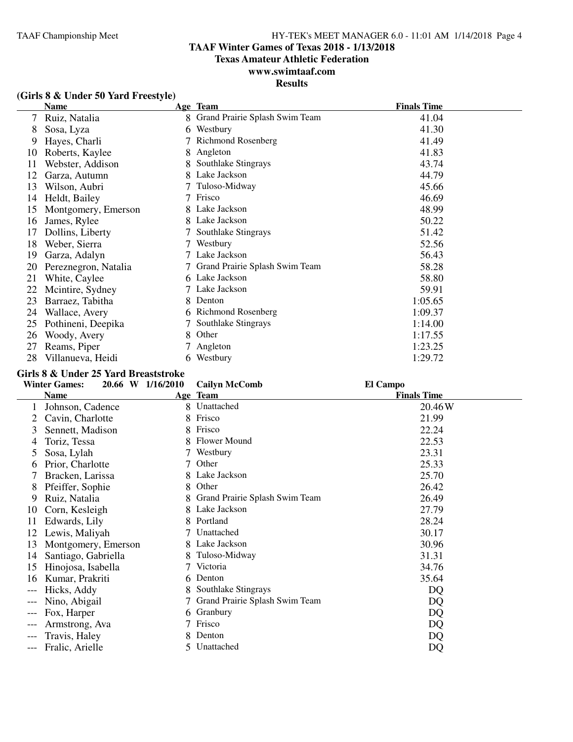**TAAF Winter Games of Texas 2018 - 1/13/2018**
**Texas Amateur Athletic Federation**
**www.swimtaaf.com**
**Results**

**(Girls 8 & Under 50 Yard Freestyle)**

| | Name | Age | Team | Finals Time |
|---|---|---|---|---|
| 7 | Ruiz, Natalia | 8 | Grand Prairie Splash Swim Team | 41.04 |
| 8 | Sosa, Lyza | 6 | Westbury | 41.30 |
| 9 | Hayes, Charli | 7 | Richmond Rosenberg | 41.49 |
| 10 | Roberts, Kaylee | 8 | Angleton | 41.83 |
| 11 | Webster, Addison | 8 | Southlake Stingrays | 43.74 |
| 12 | Garza, Autumn | 8 | Lake Jackson | 44.79 |
| 13 | Wilson, Aubri | 7 | Tuloso-Midway | 45.66 |
| 14 | Heldt, Bailey | 7 | Frisco | 46.69 |
| 15 | Montgomery, Emerson | 8 | Lake Jackson | 48.99 |
| 16 | James, Rylee | 8 | Lake Jackson | 50.22 |
| 17 | Dollins, Liberty | 7 | Southlake Stingrays | 51.42 |
| 18 | Weber, Sierra | 7 | Westbury | 52.56 |
| 19 | Garza, Adalyn | 7 | Lake Jackson | 56.43 |
| 20 | Pereznegron, Natalia | 7 | Grand Prairie Splash Swim Team | 58.28 |
| 21 | White, Caylee | 6 | Lake Jackson | 58.80 |
| 22 | Mcintire, Sydney | 7 | Lake Jackson | 59.91 |
| 23 | Barraez, Tabitha | 8 | Denton | 1:05.65 |
| 24 | Wallace, Avery | 6 | Richmond Rosenberg | 1:09.37 |
| 25 | Pothineni, Deepika | 7 | Southlake Stingrays | 1:14.00 |
| 26 | Woody, Avery | 8 | Other | 1:17.55 |
| 27 | Reams, Piper | 7 | Angleton | 1:23.25 |
| 28 | Villanueva, Heidi | 6 | Westbury | 1:29.72 |

**Girls 8 & Under 25 Yard Breaststroke**

**Winter Games: 20.66 W 1/16/2010 Cailyn McComb El Campo**

| | Name | Age | Team | Finals Time |
|---|---|---|---|---|
| 1 | Johnson, Cadence | 8 | Unattached | 20.46W |
| 2 | Cavin, Charlotte | 8 | Frisco | 21.99 |
| 3 | Sennett, Madison | 8 | Frisco | 22.24 |
| 4 | Toriz, Tessa | 8 | Flower Mound | 22.53 |
| 5 | Sosa, Lylah | 7 | Westbury | 23.31 |
| 6 | Prior, Charlotte | 7 | Other | 25.33 |
| 7 | Bracken, Larissa | 8 | Lake Jackson | 25.70 |
| 8 | Pfeiffer, Sophie | 8 | Other | 26.42 |
| 9 | Ruiz, Natalia | 8 | Grand Prairie Splash Swim Team | 26.49 |
| 10 | Corn, Kesleigh | 8 | Lake Jackson | 27.79 |
| 11 | Edwards, Lily | 8 | Portland | 28.24 |
| 12 | Lewis, Maliyah | 7 | Unattached | 30.17 |
| 13 | Montgomery, Emerson | 8 | Lake Jackson | 30.96 |
| 14 | Santiago, Gabriella | 8 | Tuloso-Midway | 31.31 |
| 15 | Hinojosa, Isabella | 7 | Victoria | 34.76 |
| 16 | Kumar, Prakriti | 6 | Denton | 35.64 |
| --- | Hicks, Addy | 8 | Southlake Stingrays | DQ |
| --- | Nino, Abigail | 7 | Grand Prairie Splash Swim Team | DQ |
| --- | Fox, Harper | 6 | Granbury | DQ |
| --- | Armstrong, Ava | 7 | Frisco | DQ |
| --- | Travis, Haley | 8 | Denton | DQ |
| --- | Fralic, Arielle | 5 | Unattached | DQ |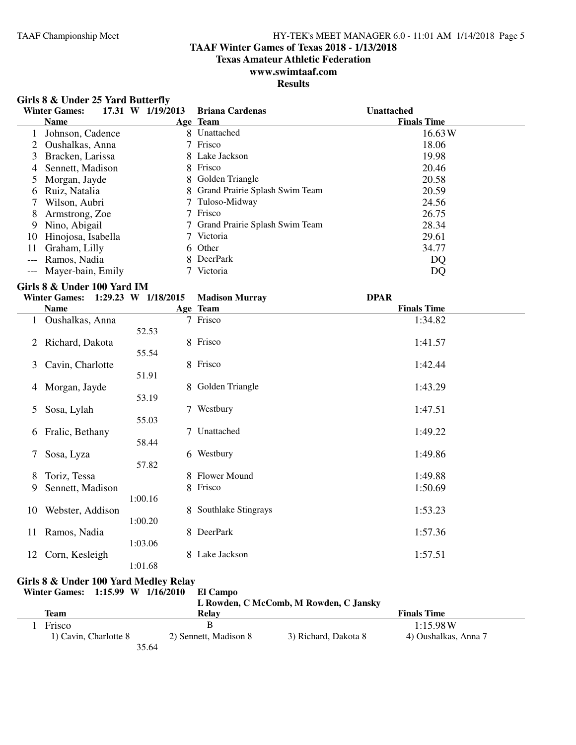# TAAF Winter Games of Texas 2018 - 1/13/2018
## Texas Amateur Athletic Federation
## www.swimtaaf.com
## Results

### Girls 8 & Under 25 Yard Butterfly

**Winter Games: 17.31 W 1/19/2013 Briana Cardenas Unattached**

| | Name | Age | Team | Finals Time |
|---|---|---|---|---|
| 1 | Johnson, Cadence | 8 | Unattached | 16.63W |
| 2 | Oushalkas, Anna | 7 | Frisco | 18.06 |
| 3 | Bracken, Larissa | 8 | Lake Jackson | 19.98 |
| 4 | Sennett, Madison | 8 | Frisco | 20.46 |
| 5 | Morgan, Jayde | 8 | Golden Triangle | 20.58 |
| 6 | Ruiz, Natalia | 8 | Grand Prairie Splash Swim Team | 20.59 |
| 7 | Wilson, Aubri | 7 | Tuloso-Midway | 24.56 |
| 8 | Armstrong, Zoe | 7 | Frisco | 26.75 |
| 9 | Nino, Abigail | 7 | Grand Prairie Splash Swim Team | 28.34 |
| 10 | Hinojosa, Isabella | 7 | Victoria | 29.61 |
| 11 | Graham, Lilly | 6 | Other | 34.77 |
| --- | Ramos, Nadia | 8 | DeerPark | DQ |
| --- | Mayer-bain, Emily | 7 | Victoria | DQ |

### Girls 8 & Under 100 Yard IM

**Winter Games: 1:29.23 W 1/18/2015 Madison Murray DPAR**

| | Name | Split | Age | Team | Finals Time |
|---|---|---|---|---|---|
| 1 | Oushalkas, Anna | 52.53 | 7 | Frisco | 1:34.82 |
| 2 | Richard, Dakota | 55.54 | 8 | Frisco | 1:41.57 |
| 3 | Cavin, Charlotte | 51.91 | 8 | Frisco | 1:42.44 |
| 4 | Morgan, Jayde | 53.19 | 8 | Golden Triangle | 1:43.29 |
| 5 | Sosa, Lylah | 55.03 | 7 | Westbury | 1:47.51 |
| 6 | Fralic, Bethany | 58.44 | 7 | Unattached | 1:49.22 |
| 7 | Sosa, Lyza | 57.82 | 6 | Westbury | 1:49.86 |
| 8 | Toriz, Tessa | | 8 | Flower Mound | 1:49.88 |
| 9 | Sennett, Madison | 1:00.16 | 8 | Frisco | 1:50.69 |
| 10 | Webster, Addison | 1:00.20 | 8 | Southlake Stingrays | 1:53.23 |
| 11 | Ramos, Nadia | 1:03.06 | 8 | DeerPark | 1:57.36 |
| 12 | Corn, Kesleigh | 1:01.68 | 8 | Lake Jackson | 1:57.51 |

### Girls 8 & Under 100 Yard Medley Relay

**Winter Games: 1:15.99 W 1/16/2010 El Campo**
**L Rowden, C McComb, M Rowden, C Jansky**

| | Team | Relay | Finals Time |
|---|---|---|---|
| 1 | Frisco | B | 1:15.98W |

1) Cavin, Charlotte 8 2) Sennett, Madison 8 3) Richard, Dakota 8 4) Oushalkas, Anna 7
35.64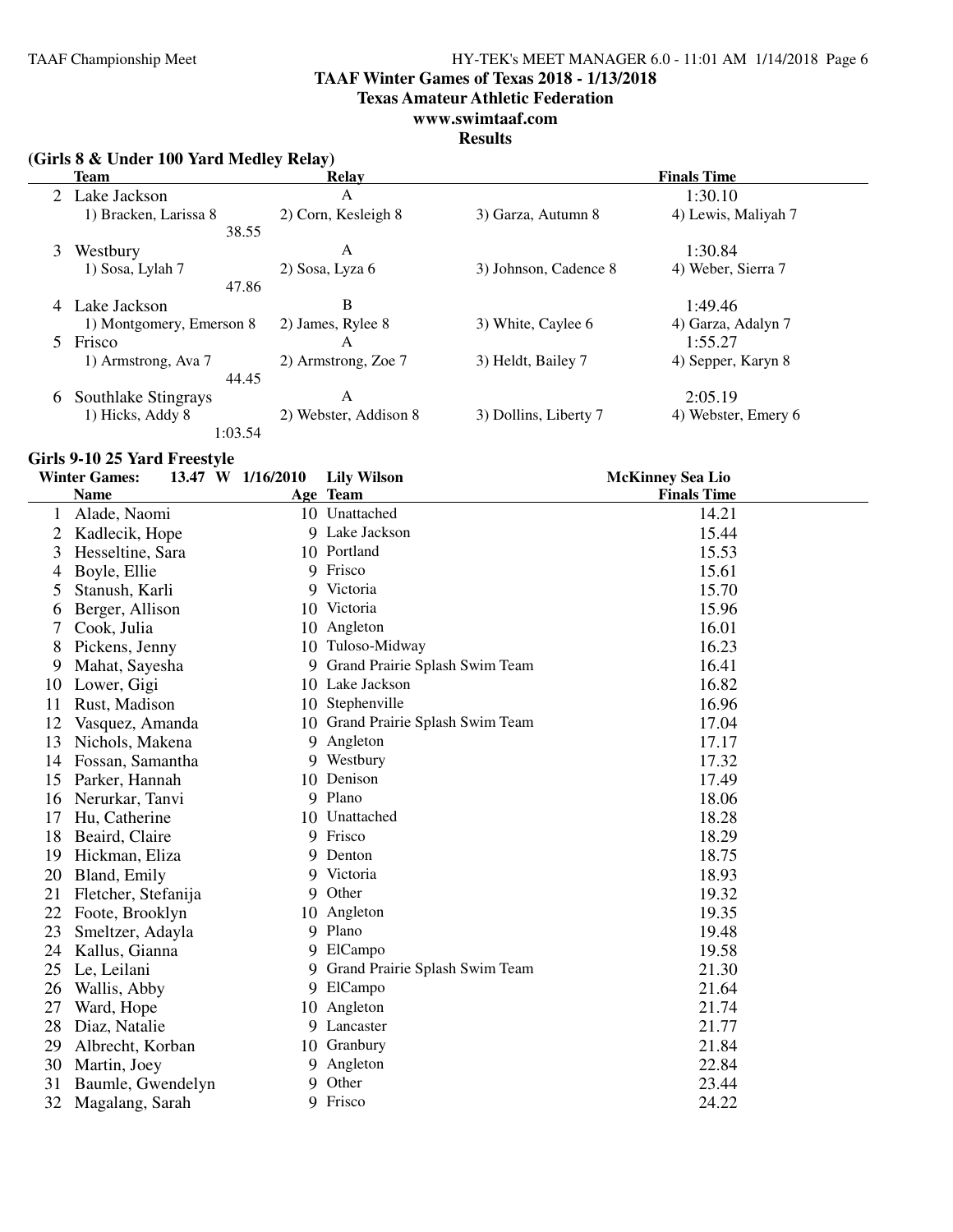**TAAF Winter Games of Texas 2018 - 1/13/2018**
**Texas Amateur Athletic Federation**
**www.swimtaaf.com**
**Results**

### (Girls 8 & Under 100 Yard Medley Relay)

| | Team | Relay | | Finals Time |
|---|---|---|---|---|
| 2 | Lake Jackson | A | | 1:30.10 |
| | 1) Bracken, Larissa 8 | 2) Corn, Kesleigh 8 | 3) Garza, Autumn 8 | 4) Lewis, Maliyah 7 |
| | 38.55 | | | |
| 3 | Westbury | A | | 1:30.84 |
| | 1) Sosa, Lylah 7 | 2) Sosa, Lyza 6 | 3) Johnson, Cadence 8 | 4) Weber, Sierra 7 |
| | 47.86 | | | |
| 4 | Lake Jackson | B | | 1:49.46 |
| | 1) Montgomery, Emerson 8 | 2) James, Rylee 8 | 3) White, Caylee 6 | 4) Garza, Adalyn 7 |
| 5 | Frisco | A | | 1:55.27 |
| | 1) Armstrong, Ava 7 | 2) Armstrong, Zoe 7 | 3) Heldt, Bailey 7 | 4) Sepper, Karyn 8 |
| | 44.45 | | | |
| 6 | Southlake Stingrays | A | | 2:05.19 |
| | 1) Hicks, Addy 8 | 2) Webster, Addison 8 | 3) Dollins, Liberty 7 | 4) Webster, Emery 6 |
| | 1:03.54 | | | |

### Girls 9-10 25 Yard Freestyle

Winter Games: 13.47 W 1/16/2010 Lily Wilson McKinney Sea Lio

| | Name | Age | Team | Finals Time |
|---|---|---|---|---|
| 1 | Alade, Naomi | 10 | Unattached | 14.21 |
| 2 | Kadlecik, Hope | 9 | Lake Jackson | 15.44 |
| 3 | Hesseltine, Sara | 10 | Portland | 15.53 |
| 4 | Boyle, Ellie | 9 | Frisco | 15.61 |
| 5 | Stanush, Karli | 9 | Victoria | 15.70 |
| 6 | Berger, Allison | 10 | Victoria | 15.96 |
| 7 | Cook, Julia | 10 | Angleton | 16.01 |
| 8 | Pickens, Jenny | 10 | Tuloso-Midway | 16.23 |
| 9 | Mahat, Sayesha | 9 | Grand Prairie Splash Swim Team | 16.41 |
| 10 | Lower, Gigi | 10 | Lake Jackson | 16.82 |
| 11 | Rust, Madison | 10 | Stephenville | 16.96 |
| 12 | Vasquez, Amanda | 10 | Grand Prairie Splash Swim Team | 17.04 |
| 13 | Nichols, Makena | 9 | Angleton | 17.17 |
| 14 | Fossan, Samantha | 9 | Westbury | 17.32 |
| 15 | Parker, Hannah | 10 | Denison | 17.49 |
| 16 | Nerurkar, Tanvi | 9 | Plano | 18.06 |
| 17 | Hu, Catherine | 10 | Unattached | 18.28 |
| 18 | Beaird, Claire | 9 | Frisco | 18.29 |
| 19 | Hickman, Eliza | 9 | Denton | 18.75 |
| 20 | Bland, Emily | 9 | Victoria | 18.93 |
| 21 | Fletcher, Stefanija | 9 | Other | 19.32 |
| 22 | Foote, Brooklyn | 10 | Angleton | 19.35 |
| 23 | Smeltzer, Adayla | 9 | Plano | 19.48 |
| 24 | Kallus, Gianna | 9 | ElCampo | 19.58 |
| 25 | Le, Leilani | 9 | Grand Prairie Splash Swim Team | 21.30 |
| 26 | Wallis, Abby | 9 | ElCampo | 21.64 |
| 27 | Ward, Hope | 10 | Angleton | 21.74 |
| 28 | Diaz, Natalie | 9 | Lancaster | 21.77 |
| 29 | Albrecht, Korban | 10 | Granbury | 21.84 |
| 30 | Martin, Joey | 9 | Angleton | 22.84 |
| 31 | Baumle, Gwendelyn | 9 | Other | 23.44 |
| 32 | Magalang, Sarah | 9 | Frisco | 24.22 |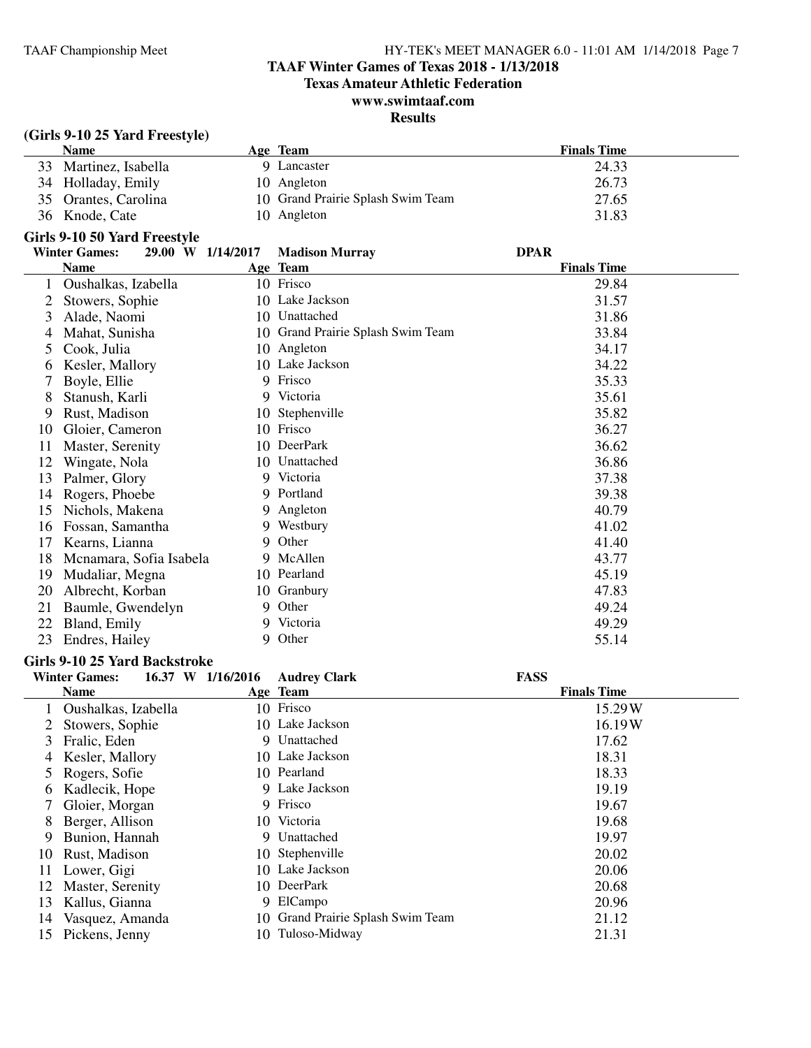# TAAF Winter Games of Texas 2018 - 1/13/2018

**Texas Amateur Athletic Federation**

**www.swimtaaf.com**

**Results**

### (Girls 9-10 25 Yard Freestyle)

| | Name | Age | Team | Finals Time |
|---|---|---|---|---|
| 33 | Martinez, Isabella | 9 | Lancaster | 24.33 |
| 34 | Holladay, Emily | 10 | Angleton | 26.73 |
| 35 | Orantes, Carolina | 10 | Grand Prairie Splash Swim Team | 27.65 |
| 36 | Knode, Cate | 10 | Angleton | 31.83 |

### Girls 9-10 50 Yard Freestyle

**Winter Games: 29.00 W 1/14/2017 Madison Murray DPAR**

| | Name | Age | Team | Finals Time |
|---|---|---|---|---|
| 1 | Oushalkas, Izabella | 10 | Frisco | 29.84 |
| 2 | Stowers, Sophie | 10 | Lake Jackson | 31.57 |
| 3 | Alade, Naomi | 10 | Unattached | 31.86 |
| 4 | Mahat, Sunisha | 10 | Grand Prairie Splash Swim Team | 33.84 |
| 5 | Cook, Julia | 10 | Angleton | 34.17 |
| 6 | Kesler, Mallory | 10 | Lake Jackson | 34.22 |
| 7 | Boyle, Ellie | 9 | Frisco | 35.33 |
| 8 | Stanush, Karli | 9 | Victoria | 35.61 |
| 9 | Rust, Madison | 10 | Stephenville | 35.82 |
| 10 | Gloier, Cameron | 10 | Frisco | 36.27 |
| 11 | Master, Serenity | 10 | DeerPark | 36.62 |
| 12 | Wingate, Nola | 10 | Unattached | 36.86 |
| 13 | Palmer, Glory | 9 | Victoria | 37.38 |
| 14 | Rogers, Phoebe | 9 | Portland | 39.38 |
| 15 | Nichols, Makena | 9 | Angleton | 40.79 |
| 16 | Fossan, Samantha | 9 | Westbury | 41.02 |
| 17 | Kearns, Lianna | 9 | Other | 41.40 |
| 18 | Mcnamara, Sofia Isabela | 9 | McAllen | 43.77 |
| 19 | Mudaliar, Megna | 10 | Pearland | 45.19 |
| 20 | Albrecht, Korban | 10 | Granbury | 47.83 |
| 21 | Baumle, Gwendelyn | 9 | Other | 49.24 |
| 22 | Bland, Emily | 9 | Victoria | 49.29 |
| 23 | Endres, Hailey | 9 | Other | 55.14 |

### Girls 9-10 25 Yard Backstroke

**Winter Games: 16.37 W 1/16/2016 Audrey Clark FASS**

| | Name | Age | Team | Finals Time |
|---|---|---|---|---|
| 1 | Oushalkas, Izabella | 10 | Frisco | 15.29W |
| 2 | Stowers, Sophie | 10 | Lake Jackson | 16.19W |
| 3 | Fralic, Eden | 9 | Unattached | 17.62 |
| 4 | Kesler, Mallory | 10 | Lake Jackson | 18.31 |
| 5 | Rogers, Sofie | 10 | Pearland | 18.33 |
| 6 | Kadlecik, Hope | 9 | Lake Jackson | 19.19 |
| 7 | Gloier, Morgan | 9 | Frisco | 19.67 |
| 8 | Berger, Allison | 10 | Victoria | 19.68 |
| 9 | Bunion, Hannah | 9 | Unattached | 19.97 |
| 10 | Rust, Madison | 10 | Stephenville | 20.02 |
| 11 | Lower, Gigi | 10 | Lake Jackson | 20.06 |
| 12 | Master, Serenity | 10 | DeerPark | 20.68 |
| 13 | Kallus, Gianna | 9 | ElCampo | 20.96 |
| 14 | Vasquez, Amanda | 10 | Grand Prairie Splash Swim Team | 21.12 |
| 15 | Pickens, Jenny | 10 | Tuloso-Midway | 21.31 |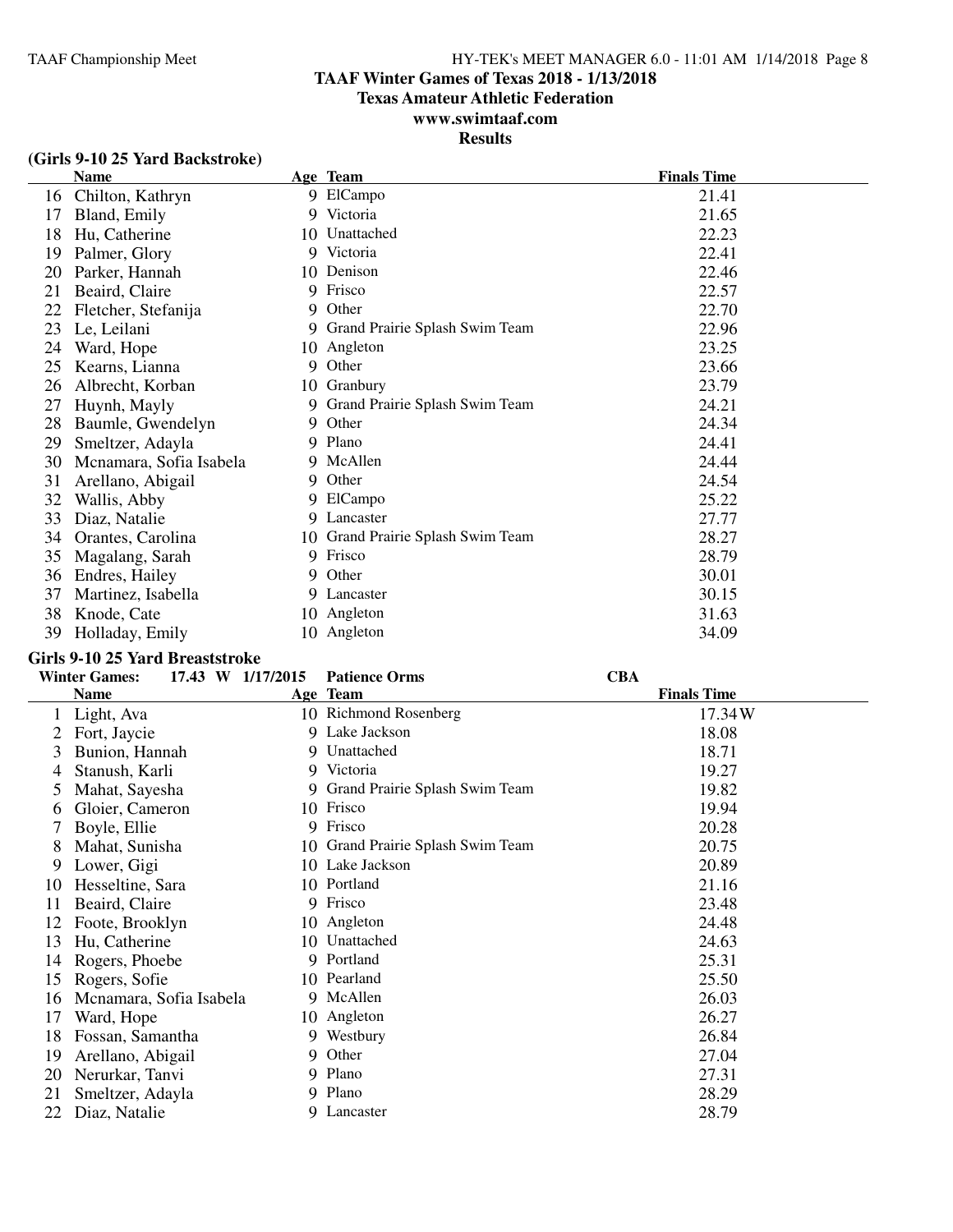## TAAF Winter Games of Texas 2018 - 1/13/2018
### Texas Amateur Athletic Federation
### www.swimtaaf.com
### Results

**(Girls 9-10 25 Yard Backstroke)**

| | Name | Age | Team | Finals Time |
|---|---|---|---|---|
| 16 | Chilton, Kathryn | 9 | ElCampo | 21.41 |
| 17 | Bland, Emily | 9 | Victoria | 21.65 |
| 18 | Hu, Catherine | 10 | Unattached | 22.23 |
| 19 | Palmer, Glory | 9 | Victoria | 22.41 |
| 20 | Parker, Hannah | 10 | Denison | 22.46 |
| 21 | Beaird, Claire | 9 | Frisco | 22.57 |
| 22 | Fletcher, Stefanija | 9 | Other | 22.70 |
| 23 | Le, Leilani | 9 | Grand Prairie Splash Swim Team | 22.96 |
| 24 | Ward, Hope | 10 | Angleton | 23.25 |
| 25 | Kearns, Lianna | 9 | Other | 23.66 |
| 26 | Albrecht, Korban | 10 | Granbury | 23.79 |
| 27 | Huynh, Mayly | 9 | Grand Prairie Splash Swim Team | 24.21 |
| 28 | Baumle, Gwendelyn | 9 | Other | 24.34 |
| 29 | Smeltzer, Adayla | 9 | Plano | 24.41 |
| 30 | Mcnamara, Sofia Isabela | 9 | McAllen | 24.44 |
| 31 | Arellano, Abigail | 9 | Other | 24.54 |
| 32 | Wallis, Abby | 9 | ElCampo | 25.22 |
| 33 | Diaz, Natalie | 9 | Lancaster | 27.77 |
| 34 | Orantes, Carolina | 10 | Grand Prairie Splash Swim Team | 28.27 |
| 35 | Magalang, Sarah | 9 | Frisco | 28.79 |
| 36 | Endres, Hailey | 9 | Other | 30.01 |
| 37 | Martinez, Isabella | 9 | Lancaster | 30.15 |
| 38 | Knode, Cate | 10 | Angleton | 31.63 |
| 39 | Holladay, Emily | 10 | Angleton | 34.09 |

**Girls 9-10 25 Yard Breaststroke**

Winter Games: 17.43 W 1/17/2015 Patience Orms CBA

| | Name | Age | Team | Finals Time |
|---|---|---|---|---|
| 1 | Light, Ava | 10 | Richmond Rosenberg | 17.34W |
| 2 | Fort, Jaycie | 9 | Lake Jackson | 18.08 |
| 3 | Bunion, Hannah | 9 | Unattached | 18.71 |
| 4 | Stanush, Karli | 9 | Victoria | 19.27 |
| 5 | Mahat, Sayesha | 9 | Grand Prairie Splash Swim Team | 19.82 |
| 6 | Gloier, Cameron | 10 | Frisco | 19.94 |
| 7 | Boyle, Ellie | 9 | Frisco | 20.28 |
| 8 | Mahat, Sunisha | 10 | Grand Prairie Splash Swim Team | 20.75 |
| 9 | Lower, Gigi | 10 | Lake Jackson | 20.89 |
| 10 | Hesseltine, Sara | 10 | Portland | 21.16 |
| 11 | Beaird, Claire | 9 | Frisco | 23.48 |
| 12 | Foote, Brooklyn | 10 | Angleton | 24.48 |
| 13 | Hu, Catherine | 10 | Unattached | 24.63 |
| 14 | Rogers, Phoebe | 9 | Portland | 25.31 |
| 15 | Rogers, Sofie | 10 | Pearland | 25.50 |
| 16 | Mcnamara, Sofia Isabela | 9 | McAllen | 26.03 |
| 17 | Ward, Hope | 10 | Angleton | 26.27 |
| 18 | Fossan, Samantha | 9 | Westbury | 26.84 |
| 19 | Arellano, Abigail | 9 | Other | 27.04 |
| 20 | Nerurkar, Tanvi | 9 | Plano | 27.31 |
| 21 | Smeltzer, Adayla | 9 | Plano | 28.29 |
| 22 | Diaz, Natalie | 9 | Lancaster | 28.79 |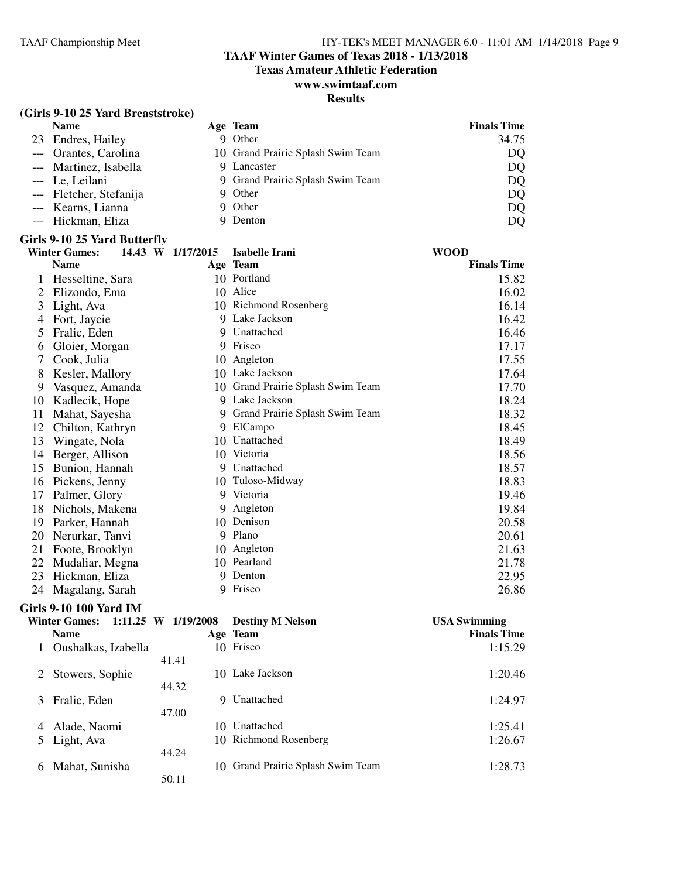# TAAF Winter Games of Texas 2018 - 1/13/2018

## Texas Amateur Athletic Federation

## www.swimtaaf.com

## Results

### (Girls 9-10 25 Yard Breaststroke)

| | Name | Age | Team | Finals Time |
|---|---|---|---|---|
| 23 | Endres, Hailey | 9 | Other | 34.75 |
| --- | Orantes, Carolina | 10 | Grand Prairie Splash Swim Team | DQ |
| --- | Martinez, Isabella | 9 | Lancaster | DQ |
| --- | Le, Leilani | 9 | Grand Prairie Splash Swim Team | DQ |
| --- | Fletcher, Stefanija | 9 | Other | DQ |
| --- | Kearns, Lianna | 9 | Other | DQ |
| --- | Hickman, Eliza | 9 | Denton | DQ |

### Girls 9-10 25 Yard Butterfly

**Winter Games: 14.43 W 1/17/2015 Isabelle Irani WOOD**

| | Name | Age | Team | Finals Time |
|---|---|---|---|---|
| 1 | Hesseltine, Sara | 10 | Portland | 15.82 |
| 2 | Elizondo, Ema | 10 | Alice | 16.02 |
| 3 | Light, Ava | 10 | Richmond Rosenberg | 16.14 |
| 4 | Fort, Jaycie | 9 | Lake Jackson | 16.42 |
| 5 | Fralic, Eden | 9 | Unattached | 16.46 |
| 6 | Gloier, Morgan | 9 | Frisco | 17.17 |
| 7 | Cook, Julia | 10 | Angleton | 17.55 |
| 8 | Kesler, Mallory | 10 | Lake Jackson | 17.64 |
| 9 | Vasquez, Amanda | 10 | Grand Prairie Splash Swim Team | 17.70 |
| 10 | Kadlecik, Hope | 9 | Lake Jackson | 18.24 |
| 11 | Mahat, Sayesha | 9 | Grand Prairie Splash Swim Team | 18.32 |
| 12 | Chilton, Kathryn | 9 | ElCampo | 18.45 |
| 13 | Wingate, Nola | 10 | Unattached | 18.49 |
| 14 | Berger, Allison | 10 | Victoria | 18.56 |
| 15 | Bunion, Hannah | 9 | Unattached | 18.57 |
| 16 | Pickens, Jenny | 10 | Tuloso-Midway | 18.83 |
| 17 | Palmer, Glory | 9 | Victoria | 19.46 |
| 18 | Nichols, Makena | 9 | Angleton | 19.84 |
| 19 | Parker, Hannah | 10 | Denison | 20.58 |
| 20 | Nerurkar, Tanvi | 9 | Plano | 20.61 |
| 21 | Foote, Brooklyn | 10 | Angleton | 21.63 |
| 22 | Mudaliar, Megna | 10 | Pearland | 21.78 |
| 23 | Hickman, Eliza | 9 | Denton | 22.95 |
| 24 | Magalang, Sarah | 9 | Frisco | 26.86 |

### Girls 9-10 100 Yard IM

**Winter Games: 1:11.25 W 1/19/2008 Destiny M Nelson USA Swimming**

| | Name | Split | Age | Team | Finals Time |
|---|---|---|---|---|---|
| 1 | Oushalkas, Izabella | 41.41 | 10 | Frisco | 1:15.29 |
| 2 | Stowers, Sophie | 44.32 | 10 | Lake Jackson | 1:20.46 |
| 3 | Fralic, Eden | 47.00 | 9 | Unattached | 1:24.97 |
| 4 | Alade, Naomi | | 10 | Unattached | 1:25.41 |
| 5 | Light, Ava | 44.24 | 10 | Richmond Rosenberg | 1:26.67 |
| 6 | Mahat, Sunisha | 50.11 | 10 | Grand Prairie Splash Swim Team | 1:28.73 |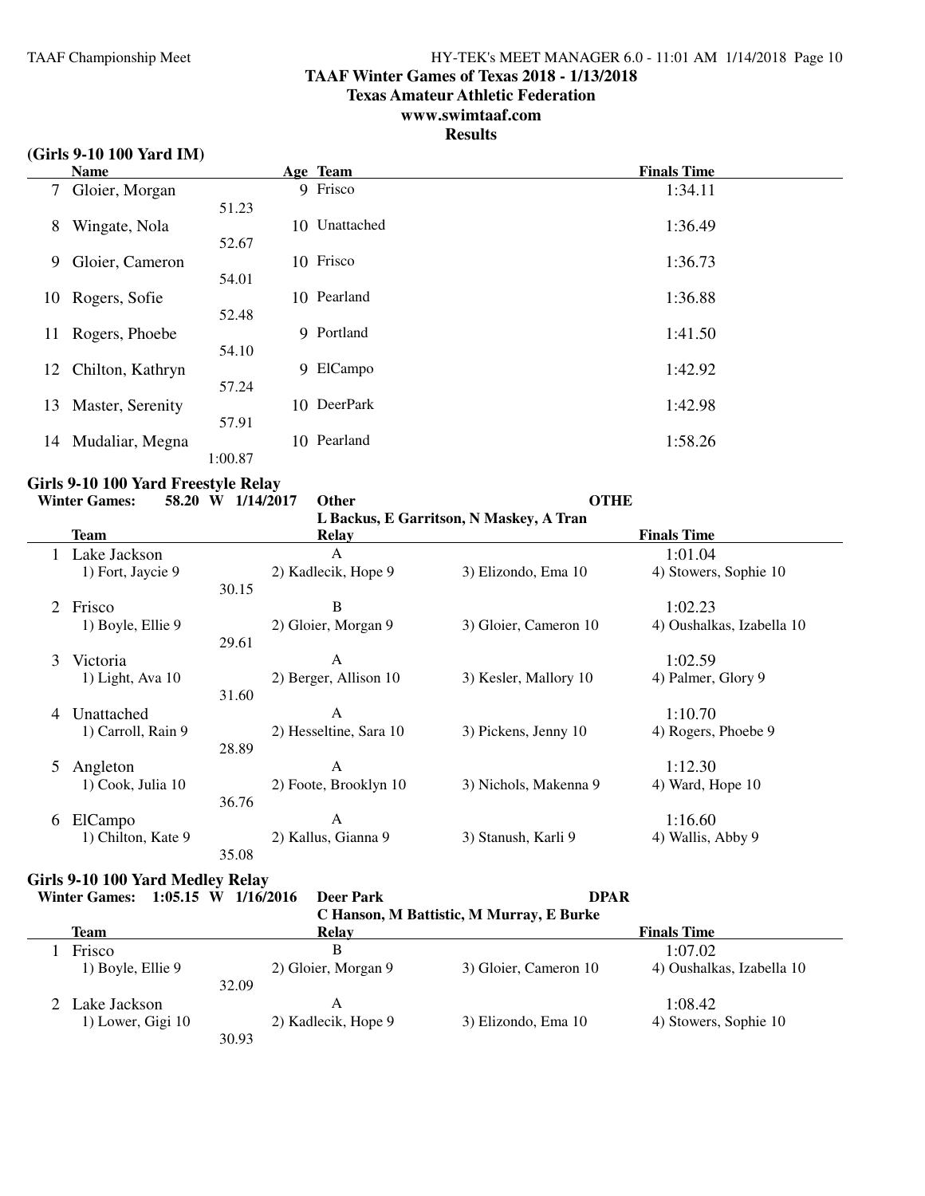# TAAF Winter Games of Texas 2018 - 1/13/2018
## Texas Amateur Athletic Federation
## www.swimtaaf.com
## Results

### (Girls 9-10 100 Yard IM)

| | Name | Split | Age | Team | Finals Time |
|---|---|---|---|---|---|
| 7 | Gloier, Morgan | 51.23 | 9 | Frisco | 1:34.11 |
| 8 | Wingate, Nola | 52.67 | 10 | Unattached | 1:36.49 |
| 9 | Gloier, Cameron | 54.01 | 10 | Frisco | 1:36.73 |
| 10 | Rogers, Sofie | 52.48 | 10 | Pearland | 1:36.88 |
| 11 | Rogers, Phoebe | 54.10 | 9 | Portland | 1:41.50 |
| 12 | Chilton, Kathryn | 57.24 | 9 | ElCampo | 1:42.92 |
| 13 | Master, Serenity | 57.91 | 10 | DeerPark | 1:42.98 |
| 14 | Mudaliar, Megna | 1:00.87 | 10 | Pearland | 1:58.26 |

### Girls 9-10 100 Yard Freestyle Relay

**Winter Games: 58.20 W 1/14/2017 Other OTHE**
L Backus, E Garritson, N Maskey, A Tran

| | Team | Relay | Finals Time |
|---|---|---|---|
| 1 | Lake Jackson | A | 1:01.04 |
| | 1) Fort, Jaycie 9 (30.15); 2) Kadlecik, Hope 9; 3) Elizondo, Ema 10; 4) Stowers, Sophie 10 | | |
| 2 | Frisco | B | 1:02.23 |
| | 1) Boyle, Ellie 9 (29.61); 2) Gloier, Morgan 9; 3) Gloier, Cameron 10; 4) Oushalkas, Izabella 10 | | |
| 3 | Victoria | A | 1:02.59 |
| | 1) Light, Ava 10 (31.60); 2) Berger, Allison 10; 3) Kesler, Mallory 10; 4) Palmer, Glory 9 | | |
| 4 | Unattached | A | 1:10.70 |
| | 1) Carroll, Rain 9 (28.89); 2) Hesseltine, Sara 10; 3) Pickens, Jenny 10; 4) Rogers, Phoebe 9 | | |
| 5 | Angleton | A | 1:12.30 |
| | 1) Cook, Julia 10 (36.76); 2) Foote, Brooklyn 10; 3) Nichols, Makenna 9; 4) Ward, Hope 10 | | |
| 6 | ElCampo | A | 1:16.60 |
| | 1) Chilton, Kate 9 (35.08); 2) Kallus, Gianna 9; 3) Stanush, Karli 9; 4) Wallis, Abby 9 | | |

### Girls 9-10 100 Yard Medley Relay

**Winter Games: 1:05.15 W 1/16/2016 Deer Park DPAR**
C Hanson, M Battistic, M Murray, E Burke

| | Team | Relay | Finals Time |
|---|---|---|---|
| 1 | Frisco | B | 1:07.02 |
| | 1) Boyle, Ellie 9 (32.09); 2) Gloier, Morgan 9; 3) Gloier, Cameron 10; 4) Oushalkas, Izabella 10 | | |
| 2 | Lake Jackson | A | 1:08.42 |
| | 1) Lower, Gigi 10 (30.93); 2) Kadlecik, Hope 9; 3) Elizondo, Ema 10; 4) Stowers, Sophie 10 | | |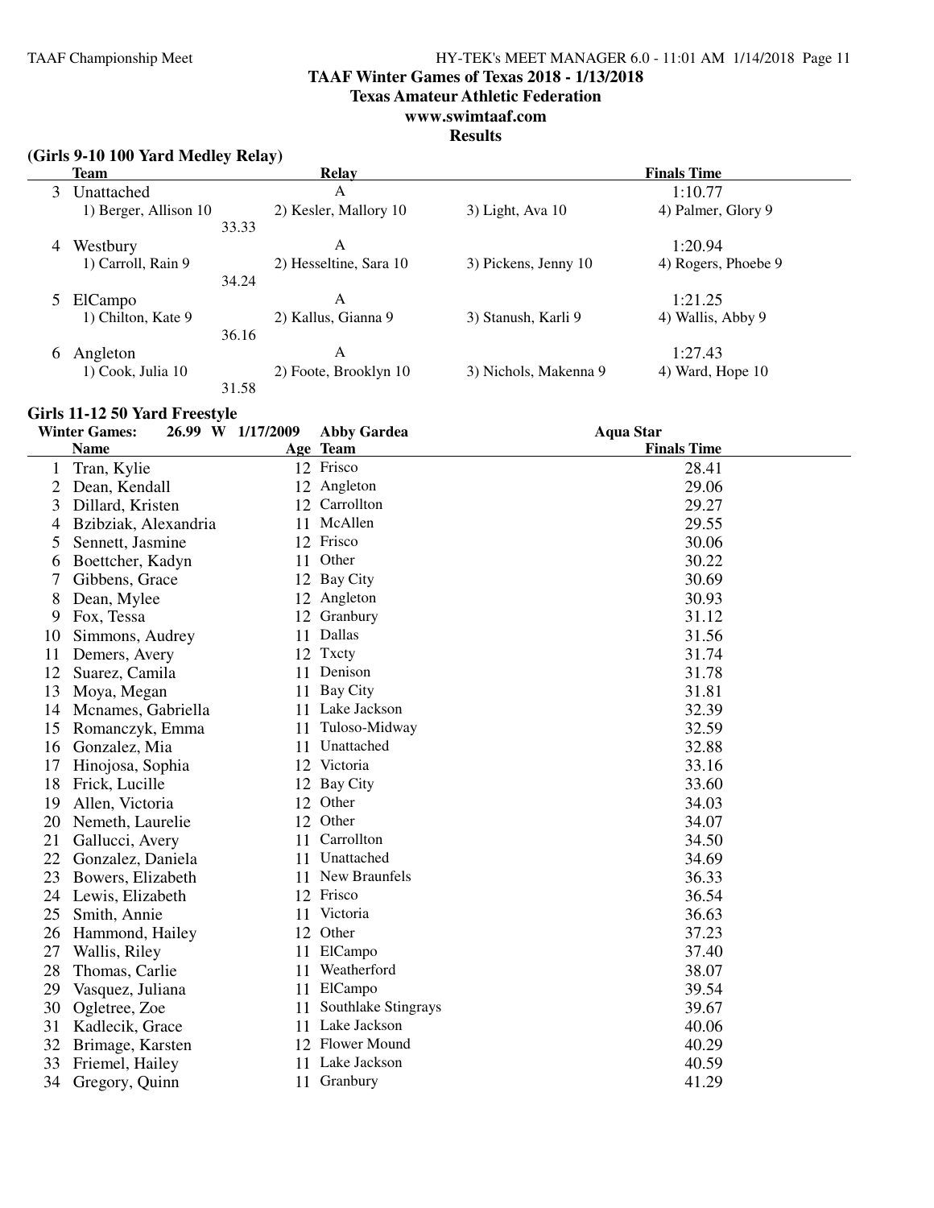# TAAF Winter Games of Texas 2018 - 1/13/2018

## Texas Amateur Athletic Federation

## www.swimtaaf.com

## Results

### (Girls 9-10 100 Yard Medley Relay)

| | Team | Relay | | Finals Time |
|---|---|---|---|---|
| 3 | Unattached | A | | 1:10.77 |
| | 1) Berger, Allison 10 | 2) Kesler, Mallory 10 | 3) Light, Ava 10 | 4) Palmer, Glory 9 |
| | 33.33 | | | |
| 4 | Westbury | A | | 1:20.94 |
| | 1) Carroll, Rain 9 | 2) Hesseltine, Sara 10 | 3) Pickens, Jenny 10 | 4) Rogers, Phoebe 9 |
| | 34.24 | | | |
| 5 | ElCampo | A | | 1:21.25 |
| | 1) Chilton, Kate 9 | 2) Kallus, Gianna 9 | 3) Stanush, Karli 9 | 4) Wallis, Abby 9 |
| | 36.16 | | | |
| 6 | Angleton | A | | 1:27.43 |
| | 1) Cook, Julia 10 | 2) Foote, Brooklyn 10 | 3) Nichols, Makenna 9 | 4) Ward, Hope 10 |
| | 31.58 | | | |

### Girls 11-12 50 Yard Freestyle

Winter Games: 26.99 W 1/17/2009 Abby Gardea Aqua Star

| | Name | Age | Team | Finals Time |
|---|---|---|---|---|
| 1 | Tran, Kylie | 12 | Frisco | 28.41 |
| 2 | Dean, Kendall | 12 | Angleton | 29.06 |
| 3 | Dillard, Kristen | 12 | Carrollton | 29.27 |
| 4 | Bzibziak, Alexandria | 11 | McAllen | 29.55 |
| 5 | Sennett, Jasmine | 12 | Frisco | 30.06 |
| 6 | Boettcher, Kadyn | 11 | Other | 30.22 |
| 7 | Gibbens, Grace | 12 | Bay City | 30.69 |
| 8 | Dean, Mylee | 12 | Angleton | 30.93 |
| 9 | Fox, Tessa | 12 | Granbury | 31.12 |
| 10 | Simmons, Audrey | 11 | Dallas | 31.56 |
| 11 | Demers, Avery | 12 | Txcty | 31.74 |
| 12 | Suarez, Camila | 11 | Denison | 31.78 |
| 13 | Moya, Megan | 11 | Bay City | 31.81 |
| 14 | Mcnames, Gabriella | 11 | Lake Jackson | 32.39 |
| 15 | Romanczyk, Emma | 11 | Tuloso-Midway | 32.59 |
| 16 | Gonzalez, Mia | 11 | Unattached | 32.88 |
| 17 | Hinojosa, Sophia | 12 | Victoria | 33.16 |
| 18 | Frick, Lucille | 12 | Bay City | 33.60 |
| 19 | Allen, Victoria | 12 | Other | 34.03 |
| 20 | Nemeth, Laurelie | 12 | Other | 34.07 |
| 21 | Gallucci, Avery | 11 | Carrollton | 34.50 |
| 22 | Gonzalez, Daniela | 11 | Unattached | 34.69 |
| 23 | Bowers, Elizabeth | 11 | New Braunfels | 36.33 |
| 24 | Lewis, Elizabeth | 12 | Frisco | 36.54 |
| 25 | Smith, Annie | 11 | Victoria | 36.63 |
| 26 | Hammond, Hailey | 12 | Other | 37.23 |
| 27 | Wallis, Riley | 11 | ElCampo | 37.40 |
| 28 | Thomas, Carlie | 11 | Weatherford | 38.07 |
| 29 | Vasquez, Juliana | 11 | ElCampo | 39.54 |
| 30 | Ogletree, Zoe | 11 | Southlake Stingrays | 39.67 |
| 31 | Kadlecik, Grace | 11 | Lake Jackson | 40.06 |
| 32 | Brimage, Karsten | 12 | Flower Mound | 40.29 |
| 33 | Friemel, Hailey | 11 | Lake Jackson | 40.59 |
| 34 | Gregory, Quinn | 11 | Granbury | 41.29 |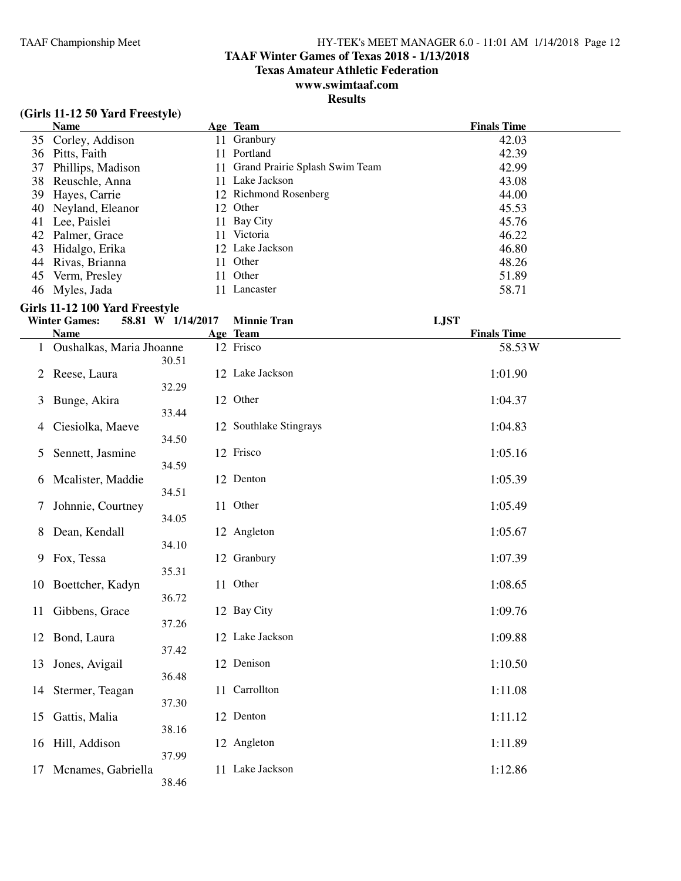## TAAF Winter Games of Texas 2018 - 1/13/2018
## Texas Amateur Athletic Federation
## www.swimtaaf.com
## Results

### (Girls 11-12 50 Yard Freestyle)

| | Name | Age | Team | Finals Time |
|---|---|---|---|---|
| 35 | Corley, Addison | 11 | Granbury | 42.03 |
| 36 | Pitts, Faith | 11 | Portland | 42.39 |
| 37 | Phillips, Madison | 11 | Grand Prairie Splash Swim Team | 42.99 |
| 38 | Reuschle, Anna | 11 | Lake Jackson | 43.08 |
| 39 | Hayes, Carrie | 12 | Richmond Rosenberg | 44.00 |
| 40 | Neyland, Eleanor | 12 | Other | 45.53 |
| 41 | Lee, Paislei | 11 | Bay City | 45.76 |
| 42 | Palmer, Grace | 11 | Victoria | 46.22 |
| 43 | Hidalgo, Erika | 12 | Lake Jackson | 46.80 |
| 44 | Rivas, Brianna | 11 | Other | 48.26 |
| 45 | Verm, Presley | 11 | Other | 51.89 |
| 46 | Myles, Jada | 11 | Lancaster | 58.71 |

### Girls 11-12 100 Yard Freestyle

**Winter Games:** 58.81 W 1/14/2017 Minnie Tran LJST

| | Name | Split | Age | Team | Finals Time |
|---|---|---|---|---|---|
| 1 | Oushalkas, Maria Jhoanne | 30.51 | 12 | Frisco | 58.53W |
| 2 | Reese, Laura | 32.29 | 12 | Lake Jackson | 1:01.90 |
| 3 | Bunge, Akira | 33.44 | 12 | Other | 1:04.37 |
| 4 | Ciesiolka, Maeve | 34.50 | 12 | Southlake Stingrays | 1:04.83 |
| 5 | Sennett, Jasmine | 34.59 | 12 | Frisco | 1:05.16 |
| 6 | Mcalister, Maddie | 34.51 | 12 | Denton | 1:05.39 |
| 7 | Johnnie, Courtney | 34.05 | 11 | Other | 1:05.49 |
| 8 | Dean, Kendall | 34.10 | 12 | Angleton | 1:05.67 |
| 9 | Fox, Tessa | 35.31 | 12 | Granbury | 1:07.39 |
| 10 | Boettcher, Kadyn | 36.72 | 11 | Other | 1:08.65 |
| 11 | Gibbens, Grace | 37.26 | 12 | Bay City | 1:09.76 |
| 12 | Bond, Laura | 37.42 | 12 | Lake Jackson | 1:09.88 |
| 13 | Jones, Avigail | 36.48 | 12 | Denison | 1:10.50 |
| 14 | Stermer, Teagan | 37.30 | 11 | Carrollton | 1:11.08 |
| 15 | Gattis, Malia | 38.16 | 12 | Denton | 1:11.12 |
| 16 | Hill, Addison | 37.99 | 12 | Angleton | 1:11.89 |
| 17 | Mcnames, Gabriella | 38.46 | 11 | Lake Jackson | 1:12.86 |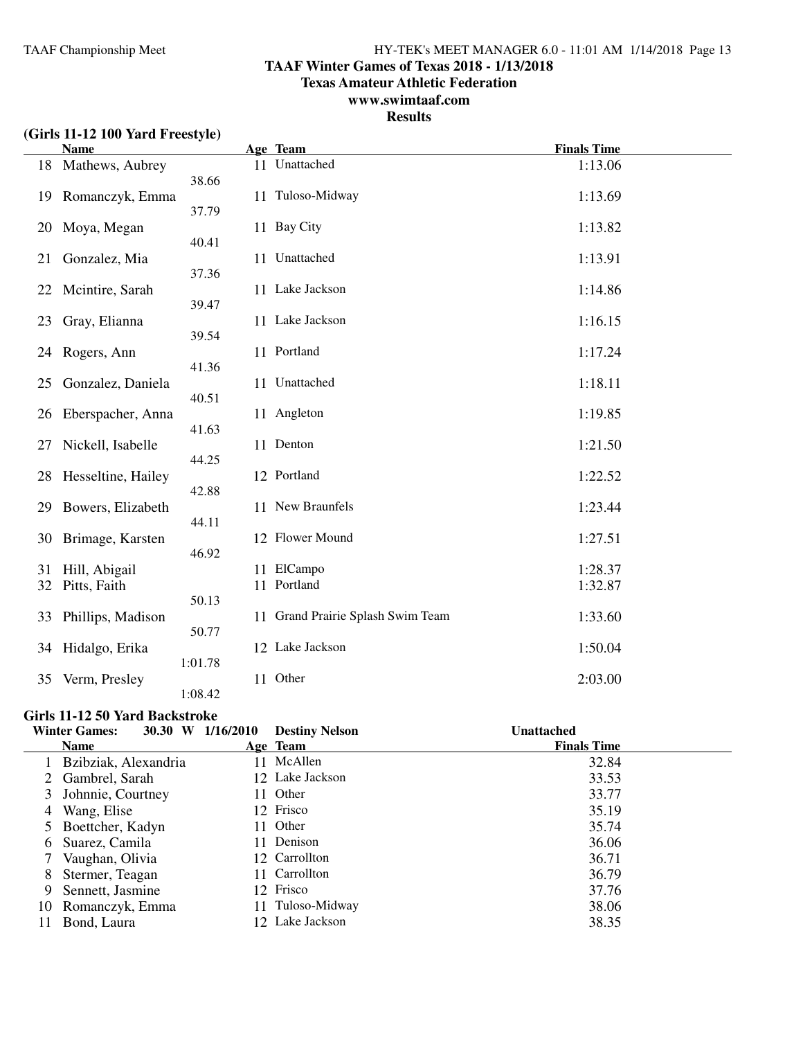## TAAF Winter Games of Texas 2018 - 1/13/2018
## Texas Amateur Athletic Federation
## www.swimtaaf.com
## Results

### (Girls 11-12 100 Yard Freestyle)

| | Name | Split | Age | Team | Finals Time |
|---|---|---|---|---|---|
| 18 | Mathews, Aubrey | 38.66 | 11 | Unattached | 1:13.06 |
| 19 | Romanczyk, Emma | 37.79 | 11 | Tuloso-Midway | 1:13.69 |
| 20 | Moya, Megan | 40.41 | 11 | Bay City | 1:13.82 |
| 21 | Gonzalez, Mia | 37.36 | 11 | Unattached | 1:13.91 |
| 22 | Mcintire, Sarah | 39.47 | 11 | Lake Jackson | 1:14.86 |
| 23 | Gray, Elianna | 39.54 | 11 | Lake Jackson | 1:16.15 |
| 24 | Rogers, Ann | 41.36 | 11 | Portland | 1:17.24 |
| 25 | Gonzalez, Daniela | 40.51 | 11 | Unattached | 1:18.11 |
| 26 | Eberspacher, Anna | 41.63 | 11 | Angleton | 1:19.85 |
| 27 | Nickell, Isabelle | 44.25 | 11 | Denton | 1:21.50 |
| 28 | Hesseltine, Hailey | 42.88 | 12 | Portland | 1:22.52 |
| 29 | Bowers, Elizabeth | 44.11 | 11 | New Braunfels | 1:23.44 |
| 30 | Brimage, Karsten | 46.92 | 12 | Flower Mound | 1:27.51 |
| 31 | Hill, Abigail | | 11 | ElCampo | 1:28.37 |
| 32 | Pitts, Faith | 50.13 | 11 | Portland | 1:32.87 |
| 33 | Phillips, Madison | 50.77 | 11 | Grand Prairie Splash Swim Team | 1:33.60 |
| 34 | Hidalgo, Erika | 1:01.78 | 12 | Lake Jackson | 1:50.04 |
| 35 | Verm, Presley | 1:08.42 | 11 | Other | 2:03.00 |

### Girls 11-12 50 Yard Backstroke

**Winter Games:** 30.30 W 1/16/2010 **Destiny Nelson** **Unattached**

| | Name | Age | Team | Finals Time |
|---|---|---|---|---|
| 1 | Bzibziak, Alexandria | 11 | McAllen | 32.84 |
| 2 | Gambrel, Sarah | 12 | Lake Jackson | 33.53 |
| 3 | Johnnie, Courtney | 11 | Other | 33.77 |
| 4 | Wang, Elise | 12 | Frisco | 35.19 |
| 5 | Boettcher, Kadyn | 11 | Other | 35.74 |
| 6 | Suarez, Camila | 11 | Denison | 36.06 |
| 7 | Vaughan, Olivia | 12 | Carrollton | 36.71 |
| 8 | Stermer, Teagan | 11 | Carrollton | 36.79 |
| 9 | Sennett, Jasmine | 12 | Frisco | 37.76 |
| 10 | Romanczyk, Emma | 11 | Tuloso-Midway | 38.06 |
| 11 | Bond, Laura | 12 | Lake Jackson | 38.35 |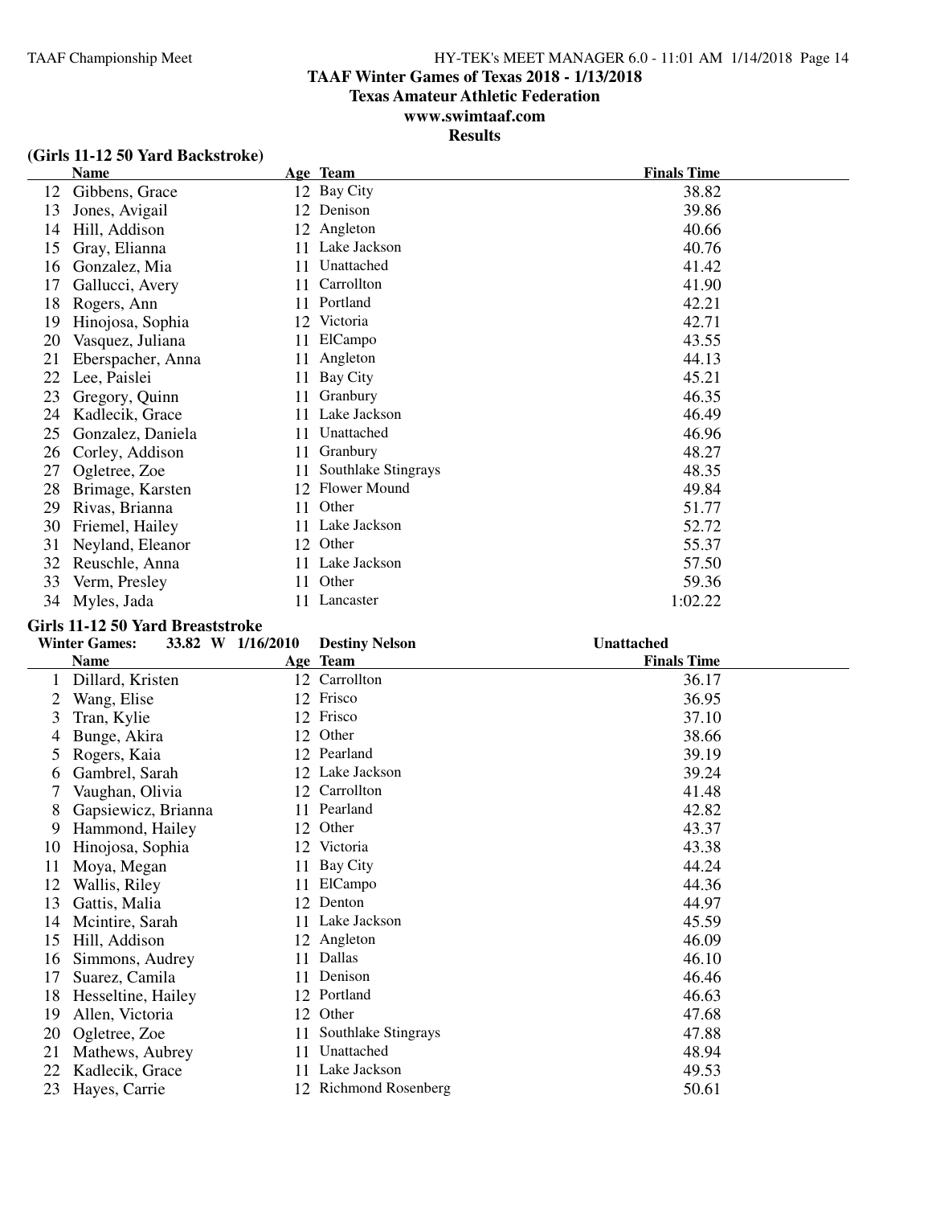# TAAF Winter Games of Texas 2018 - 1/13/2018

**Texas Amateur Athletic Federation**

**www.swimtaaf.com**

**Results**

### (Girls 11-12 50 Yard Backstroke)

| | Name | Age | Team | Finals Time |
|---|---|---|---|---|
| 12 | Gibbens, Grace | 12 | Bay City | 38.82 |
| 13 | Jones, Avigail | 12 | Denison | 39.86 |
| 14 | Hill, Addison | 12 | Angleton | 40.66 |
| 15 | Gray, Elianna | 11 | Lake Jackson | 40.76 |
| 16 | Gonzalez, Mia | 11 | Unattached | 41.42 |
| 17 | Gallucci, Avery | 11 | Carrollton | 41.90 |
| 18 | Rogers, Ann | 11 | Portland | 42.21 |
| 19 | Hinojosa, Sophia | 12 | Victoria | 42.71 |
| 20 | Vasquez, Juliana | 11 | ElCampo | 43.55 |
| 21 | Eberspacher, Anna | 11 | Angleton | 44.13 |
| 22 | Lee, Paislei | 11 | Bay City | 45.21 |
| 23 | Gregory, Quinn | 11 | Granbury | 46.35 |
| 24 | Kadlecik, Grace | 11 | Lake Jackson | 46.49 |
| 25 | Gonzalez, Daniela | 11 | Unattached | 46.96 |
| 26 | Corley, Addison | 11 | Granbury | 48.27 |
| 27 | Ogletree, Zoe | 11 | Southlake Stingrays | 48.35 |
| 28 | Brimage, Karsten | 12 | Flower Mound | 49.84 |
| 29 | Rivas, Brianna | 11 | Other | 51.77 |
| 30 | Friemel, Hailey | 11 | Lake Jackson | 52.72 |
| 31 | Neyland, Eleanor | 12 | Other | 55.37 |
| 32 | Reuschle, Anna | 11 | Lake Jackson | 57.50 |
| 33 | Verm, Presley | 11 | Other | 59.36 |
| 34 | Myles, Jada | 11 | Lancaster | 1:02.22 |

### Girls 11-12 50 Yard Breaststroke

**Winter Games: 33.82 W 1/16/2010 Destiny Nelson Unattached**

| | Name | Age | Team | Finals Time |
|---|---|---|---|---|
| 1 | Dillard, Kristen | 12 | Carrollton | 36.17 |
| 2 | Wang, Elise | 12 | Frisco | 36.95 |
| 3 | Tran, Kylie | 12 | Frisco | 37.10 |
| 4 | Bunge, Akira | 12 | Other | 38.66 |
| 5 | Rogers, Kaia | 12 | Pearland | 39.19 |
| 6 | Gambrel, Sarah | 12 | Lake Jackson | 39.24 |
| 7 | Vaughan, Olivia | 12 | Carrollton | 41.48 |
| 8 | Gapsiewicz, Brianna | 11 | Pearland | 42.82 |
| 9 | Hammond, Hailey | 12 | Other | 43.37 |
| 10 | Hinojosa, Sophia | 12 | Victoria | 43.38 |
| 11 | Moya, Megan | 11 | Bay City | 44.24 |
| 12 | Wallis, Riley | 11 | ElCampo | 44.36 |
| 13 | Gattis, Malia | 12 | Denton | 44.97 |
| 14 | Mcintire, Sarah | 11 | Lake Jackson | 45.59 |
| 15 | Hill, Addison | 12 | Angleton | 46.09 |
| 16 | Simmons, Audrey | 11 | Dallas | 46.10 |
| 17 | Suarez, Camila | 11 | Denison | 46.46 |
| 18 | Hesseltine, Hailey | 12 | Portland | 46.63 |
| 19 | Allen, Victoria | 12 | Other | 47.68 |
| 20 | Ogletree, Zoe | 11 | Southlake Stingrays | 47.88 |
| 21 | Mathews, Aubrey | 11 | Unattached | 48.94 |
| 22 | Kadlecik, Grace | 11 | Lake Jackson | 49.53 |
| 23 | Hayes, Carrie | 12 | Richmond Rosenberg | 50.61 |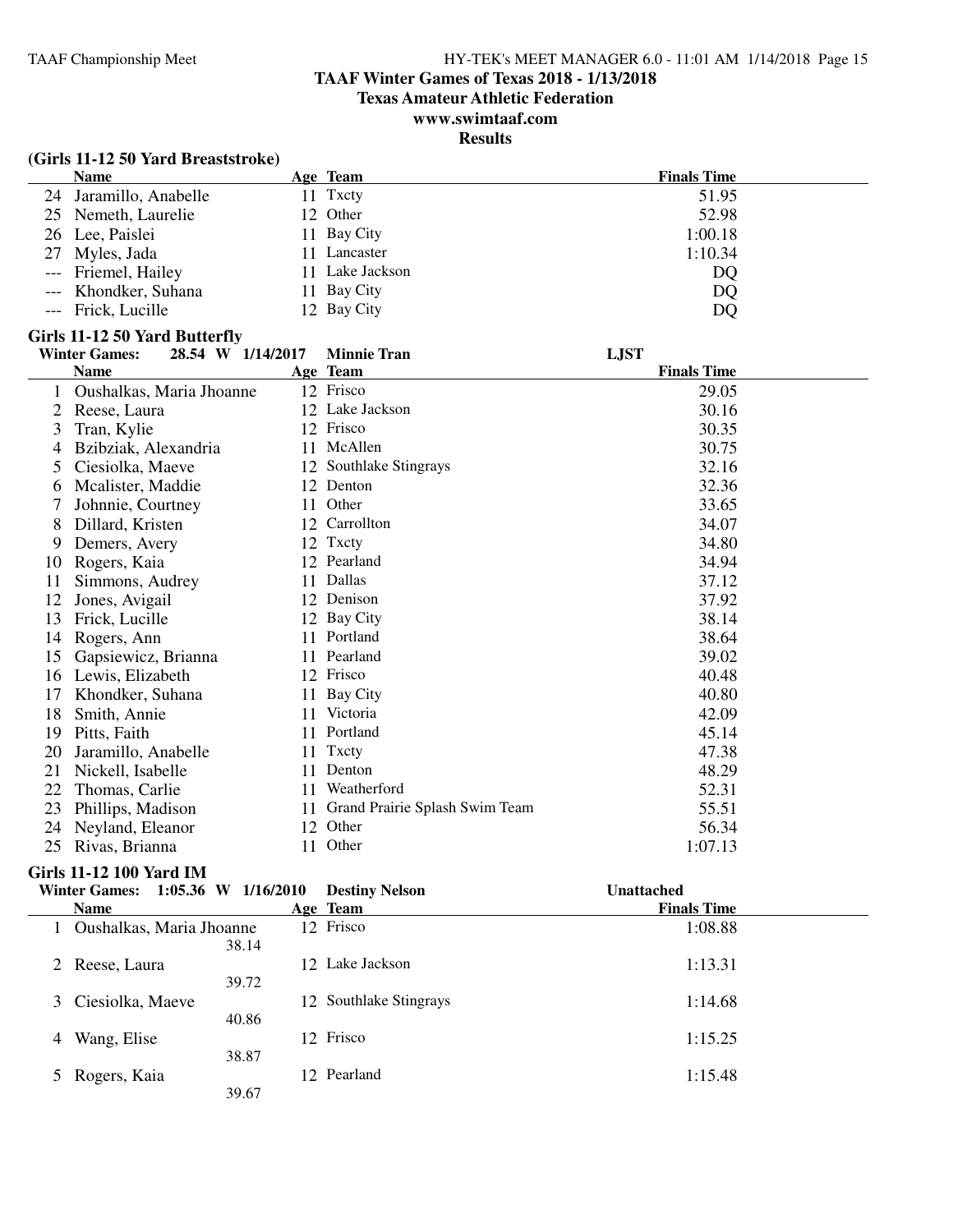# TAAF Winter Games of Texas 2018 - 1/13/2018

## Texas Amateur Athletic Federation

## www.swimtaaf.com

## Results

### (Girls 11-12 50 Yard Breaststroke)

| | Name | Age | Team | Finals Time |
|---|---|---|---|---|
| 24 | Jaramillo, Anabelle | 11 | Txcty | 51.95 |
| 25 | Nemeth, Laurelie | 12 | Other | 52.98 |
| 26 | Lee, Paislei | 11 | Bay City | 1:00.18 |
| 27 | Myles, Jada | 11 | Lancaster | 1:10.34 |
| --- | Friemel, Hailey | 11 | Lake Jackson | DQ |
| --- | Khondker, Suhana | 11 | Bay City | DQ |
| --- | Frick, Lucille | 12 | Bay City | DQ |

### Girls 11-12 50 Yard Butterfly

**Winter Games: 28.54 W 1/14/2017 Minnie Tran LJST**

| | Name | Age | Team | Finals Time |
|---|---|---|---|---|
| 1 | Oushalkas, Maria Jhoanne | 12 | Frisco | 29.05 |
| 2 | Reese, Laura | 12 | Lake Jackson | 30.16 |
| 3 | Tran, Kylie | 12 | Frisco | 30.35 |
| 4 | Bzibziak, Alexandria | 11 | McAllen | 30.75 |
| 5 | Ciesiolka, Maeve | 12 | Southlake Stingrays | 32.16 |
| 6 | Mcalister, Maddie | 12 | Denton | 32.36 |
| 7 | Johnnie, Courtney | 11 | Other | 33.65 |
| 8 | Dillard, Kristen | 12 | Carrollton | 34.07 |
| 9 | Demers, Avery | 12 | Txcty | 34.80 |
| 10 | Rogers, Kaia | 12 | Pearland | 34.94 |
| 11 | Simmons, Audrey | 11 | Dallas | 37.12 |
| 12 | Jones, Avigail | 12 | Denison | 37.92 |
| 13 | Frick, Lucille | 12 | Bay City | 38.14 |
| 14 | Rogers, Ann | 11 | Portland | 38.64 |
| 15 | Gapsiewicz, Brianna | 11 | Pearland | 39.02 |
| 16 | Lewis, Elizabeth | 12 | Frisco | 40.48 |
| 17 | Khondker, Suhana | 11 | Bay City | 40.80 |
| 18 | Smith, Annie | 11 | Victoria | 42.09 |
| 19 | Pitts, Faith | 11 | Portland | 45.14 |
| 20 | Jaramillo, Anabelle | 11 | Txcty | 47.38 |
| 21 | Nickell, Isabelle | 11 | Denton | 48.29 |
| 22 | Thomas, Carlie | 11 | Weatherford | 52.31 |
| 23 | Phillips, Madison | 11 | Grand Prairie Splash Swim Team | 55.51 |
| 24 | Neyland, Eleanor | 12 | Other | 56.34 |
| 25 | Rivas, Brianna | 11 | Other | 1:07.13 |

### Girls 11-12 100 Yard IM

**Winter Games: 1:05.36 W 1/16/2010 Destiny Nelson Unattached**

| | Name | Age | Team | Finals Time |
|---|---|---|---|---|
| 1 | Oushalkas, Maria Jhoanne | 12 | Frisco | 1:08.88 |
| | 38.14 | | | |
| 2 | Reese, Laura | 12 | Lake Jackson | 1:13.31 |
| | 39.72 | | | |
| 3 | Ciesiolka, Maeve | 12 | Southlake Stingrays | 1:14.68 |
| | 40.86 | | | |
| 4 | Wang, Elise | 12 | Frisco | 1:15.25 |
| | 38.87 | | | |
| 5 | Rogers, Kaia | 12 | Pearland | 1:15.48 |
| | 39.67 | | | |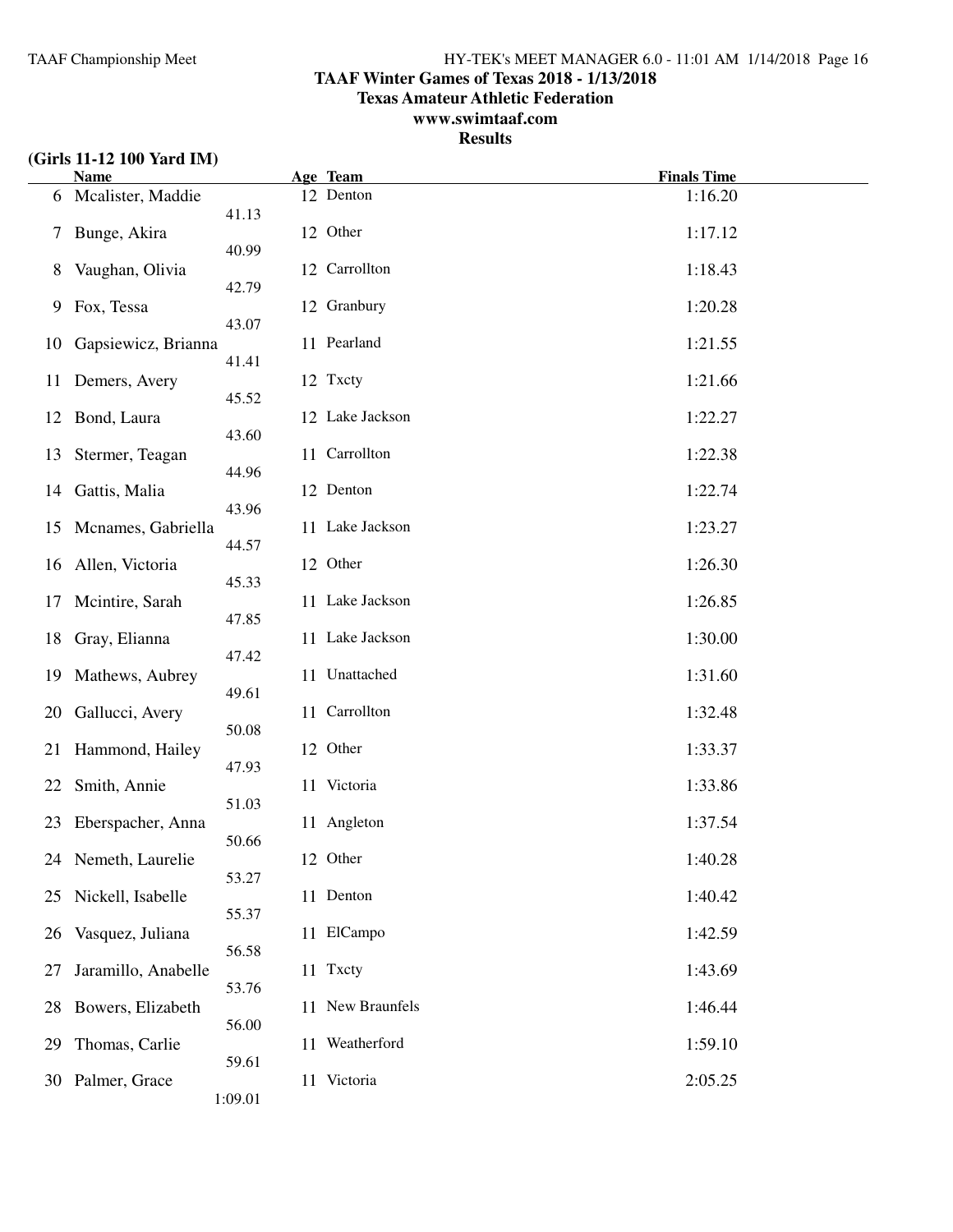## TAAF Winter Games of Texas 2018 - 1/13/2018
### Texas Amateur Athletic Federation
### www.swimtaaf.com
### Results

**(Girls 11-12 100 Yard IM)**

| | Name | Split | Age | Team | Finals Time |
|---|---|---|---|---|---|
| 6 | Mcalister, Maddie | 41.13 | 12 | Denton | 1:16.20 |
| 7 | Bunge, Akira | 40.99 | 12 | Other | 1:17.12 |
| 8 | Vaughan, Olivia | 42.79 | 12 | Carrollton | 1:18.43 |
| 9 | Fox, Tessa | 43.07 | 12 | Granbury | 1:20.28 |
| 10 | Gapsiewicz, Brianna | 41.41 | 11 | Pearland | 1:21.55 |
| 11 | Demers, Avery | 45.52 | 12 | Txcty | 1:21.66 |
| 12 | Bond, Laura | 43.60 | 12 | Lake Jackson | 1:22.27 |
| 13 | Stermer, Teagan | 44.96 | 11 | Carrollton | 1:22.38 |
| 14 | Gattis, Malia | 43.96 | 12 | Denton | 1:22.74 |
| 15 | Mcnames, Gabriella | 44.57 | 11 | Lake Jackson | 1:23.27 |
| 16 | Allen, Victoria | 45.33 | 12 | Other | 1:26.30 |
| 17 | Mcintire, Sarah | 47.85 | 11 | Lake Jackson | 1:26.85 |
| 18 | Gray, Elianna | 47.42 | 11 | Lake Jackson | 1:30.00 |
| 19 | Mathews, Aubrey | 49.61 | 11 | Unattached | 1:31.60 |
| 20 | Gallucci, Avery | 50.08 | 11 | Carrollton | 1:32.48 |
| 21 | Hammond, Hailey | 47.93 | 12 | Other | 1:33.37 |
| 22 | Smith, Annie | 51.03 | 11 | Victoria | 1:33.86 |
| 23 | Eberspacher, Anna | 50.66 | 11 | Angleton | 1:37.54 |
| 24 | Nemeth, Laurelie | 53.27 | 12 | Other | 1:40.28 |
| 25 | Nickell, Isabelle | 55.37 | 11 | Denton | 1:40.42 |
| 26 | Vasquez, Juliana | 56.58 | 11 | ElCampo | 1:42.59 |
| 27 | Jaramillo, Anabelle | 53.76 | 11 | Txcty | 1:43.69 |
| 28 | Bowers, Elizabeth | 56.00 | 11 | New Braunfels | 1:46.44 |
| 29 | Thomas, Carlie | 59.61 | 11 | Weatherford | 1:59.10 |
| 30 | Palmer, Grace | 1:09.01 | 11 | Victoria | 2:05.25 |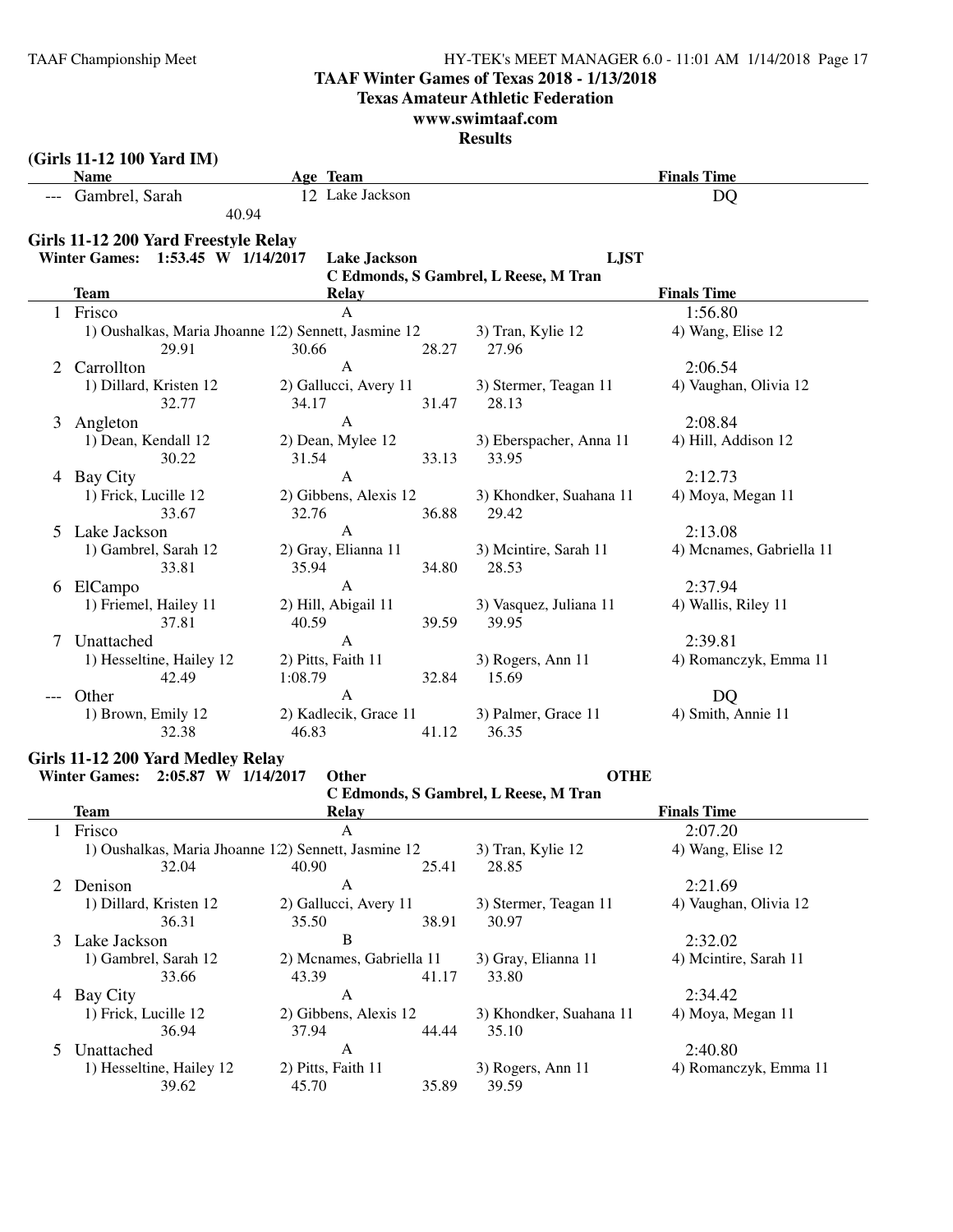## TAAF Winter Games of Texas 2018 - 1/13/2018
### Texas Amateur Athletic Federation
### www.swimtaaf.com
### Results

**(Girls 11-12 100 Yard IM)**

| | Name | Age | Team | Finals Time |
|---|---|---|---|---|
| --- | Gambrel, Sarah | 12 | Lake Jackson | DQ |
| | 40.94 | | | |

**Girls 11-12 200 Yard Freestyle Relay**

Winter Games: 1:53.45 W 1/14/2017 Lake Jackson LJST
C Edmonds, S Gambrel, L Reese, M Tran

| | Team | Relay | | | Finals Time |
|---|---|---|---|---|---|
| 1 | Frisco | A | | | 1:56.80 |
| | 1) Oushalkas, Maria Jhoanne 12 | 2) Sennett, Jasmine 12 | 3) Tran, Kylie 12 | 4) Wang, Elise 12 | |
| | 29.91 | 30.66 | 28.27 | 27.96 | |
| 2 | Carrollton | A | | | 2:06.54 |
| | 1) Dillard, Kristen 12 | 2) Gallucci, Avery 11 | 3) Stermer, Teagan 11 | 4) Vaughan, Olivia 12 | |
| | 32.77 | 34.17 | 31.47 | 28.13 | |
| 3 | Angleton | A | | | 2:08.84 |
| | 1) Dean, Kendall 12 | 2) Dean, Mylee 12 | 3) Eberspacher, Anna 11 | 4) Hill, Addison 12 | |
| | 30.22 | 31.54 | 33.13 | 33.95 | |
| 4 | Bay City | A | | | 2:12.73 |
| | 1) Frick, Lucille 12 | 2) Gibbens, Alexis 12 | 3) Khondker, Suahana 11 | 4) Moya, Megan 11 | |
| | 33.67 | 32.76 | 36.88 | 29.42 | |
| 5 | Lake Jackson | A | | | 2:13.08 |
| | 1) Gambrel, Sarah 12 | 2) Gray, Elianna 11 | 3) Mcintire, Sarah 11 | 4) Mcnames, Gabriella 11 | |
| | 33.81 | 35.94 | 34.80 | 28.53 | |
| 6 | ElCampo | A | | | 2:37.94 |
| | 1) Friemel, Hailey 11 | 2) Hill, Abigail 11 | 3) Vasquez, Juliana 11 | 4) Wallis, Riley 11 | |
| | 37.81 | 40.59 | 39.59 | 39.95 | |
| 7 | Unattached | A | | | 2:39.81 |
| | 1) Hesseltine, Hailey 12 | 2) Pitts, Faith 11 | 3) Rogers, Ann 11 | 4) Romanczyk, Emma 11 | |
| | 42.49 | 1:08.79 | 32.84 | 15.69 | |
| --- | Other | A | | | DQ |
| | 1) Brown, Emily 12 | 2) Kadlecik, Grace 11 | 3) Palmer, Grace 11 | 4) Smith, Annie 11 | |
| | 32.38 | 46.83 | 41.12 | 36.35 | |

**Girls 11-12 200 Yard Medley Relay**

Winter Games: 2:05.87 W 1/14/2017 Other OTHE
C Edmonds, S Gambrel, L Reese, M Tran

| | Team | Relay | | | Finals Time |
|---|---|---|---|---|---|
| 1 | Frisco | A | | | 2:07.20 |
| | 1) Oushalkas, Maria Jhoanne 12 | 2) Sennett, Jasmine 12 | 3) Tran, Kylie 12 | 4) Wang, Elise 12 | |
| | 32.04 | 40.90 | 25.41 | 28.85 | |
| 2 | Denison | A | | | 2:21.69 |
| | 1) Dillard, Kristen 12 | 2) Gallucci, Avery 11 | 3) Stermer, Teagan 11 | 4) Vaughan, Olivia 12 | |
| | 36.31 | 35.50 | 38.91 | 30.97 | |
| 3 | Lake Jackson | B | | | 2:32.02 |
| | 1) Gambrel, Sarah 12 | 2) Mcnames, Gabriella 11 | 3) Gray, Elianna 11 | 4) Mcintire, Sarah 11 | |
| | 33.66 | 43.39 | 41.17 | 33.80 | |
| 4 | Bay City | A | | | 2:34.42 |
| | 1) Frick, Lucille 12 | 2) Gibbens, Alexis 12 | 3) Khondker, Suahana 11 | 4) Moya, Megan 11 | |
| | 36.94 | 37.94 | 44.44 | 35.10 | |
| 5 | Unattached | A | | | 2:40.80 |
| | 1) Hesseltine, Hailey 12 | 2) Pitts, Faith 11 | 3) Rogers, Ann 11 | 4) Romanczyk, Emma 11 | |
| | 39.62 | 45.70 | 35.89 | 39.59 | |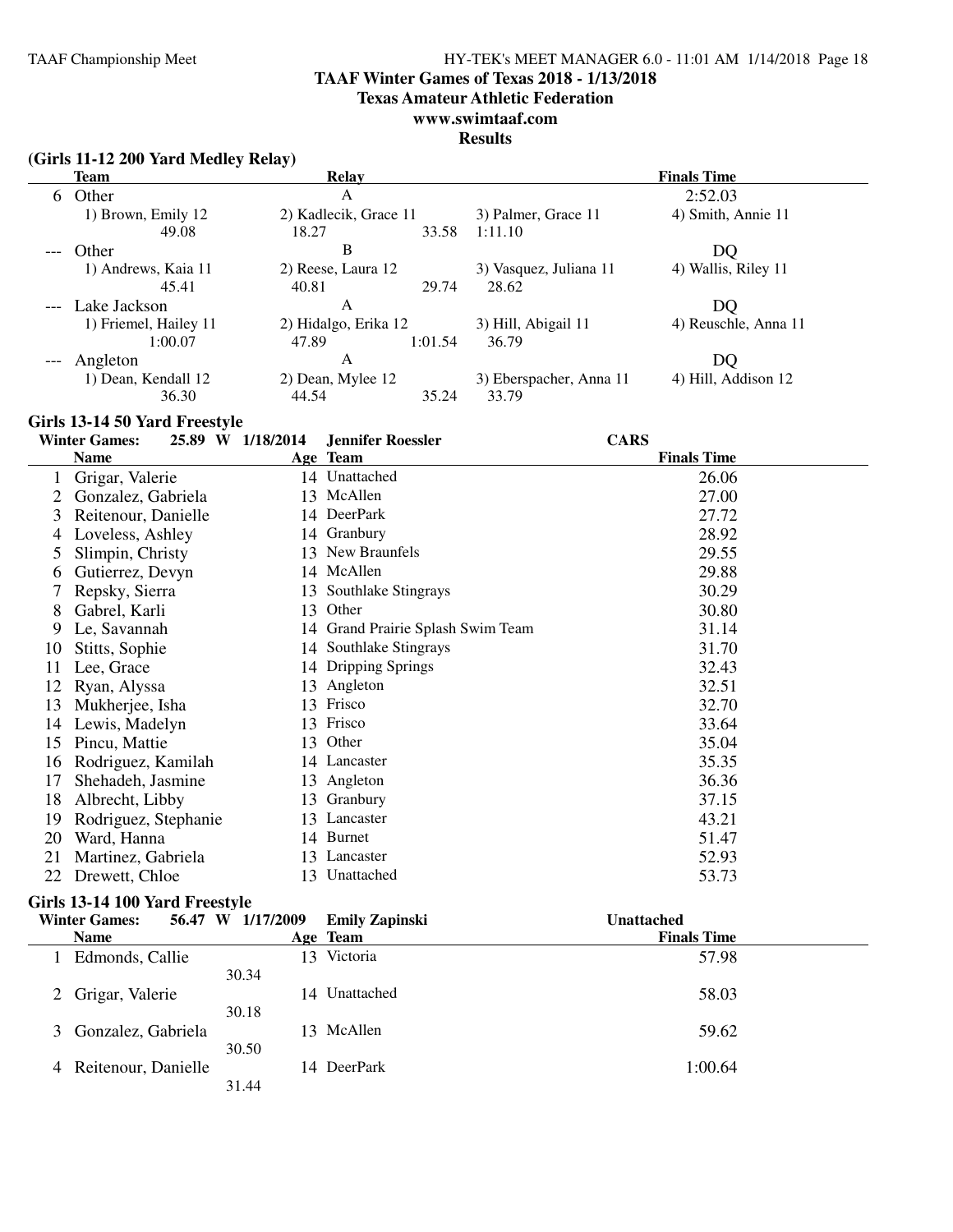## TAAF Winter Games of Texas 2018 - 1/13/2018
## Texas Amateur Athletic Federation
## www.swimtaaf.com
## Results

### (Girls 11-12 200 Yard Medley Relay)

| | Team | Relay | | Finals Time |
|---|---|---|---|---|
| 6 | Other | A | | 2:52.03 |
| | 1) Brown, Emily 12 | 2) Kadlecik, Grace 11 | 3) Palmer, Grace 11 | 4) Smith, Annie 11 |
| | 49.08 | 18.27 33.58 | 1:11.10 | |
| --- | Other | B | | DQ |
| | 1) Andrews, Kaia 11 | 2) Reese, Laura 12 | 3) Vasquez, Juliana 11 | 4) Wallis, Riley 11 |
| | 45.41 | 40.81 29.74 | 28.62 | |
| --- | Lake Jackson | A | | DQ |
| | 1) Friemel, Hailey 11 | 2) Hidalgo, Erika 12 | 3) Hill, Abigail 11 | 4) Reuschle, Anna 11 |
| | 1:00.07 | 47.89 1:01.54 | 36.79 | |
| --- | Angleton | A | | DQ |
| | 1) Dean, Kendall 12 | 2) Dean, Mylee 12 | 3) Eberspacher, Anna 11 | 4) Hill, Addison 12 |
| | 36.30 | 44.54 35.24 | 33.79 | |

### Girls 13-14 50 Yard Freestyle

**Winter Games: 25.89 W 1/18/2014 Jennifer Roessler CARS**

| | Name | Age | Team | Finals Time |
|---|---|---|---|---|
| 1 | Grigar, Valerie | 14 | Unattached | 26.06 |
| 2 | Gonzalez, Gabriela | 13 | McAllen | 27.00 |
| 3 | Reitenour, Danielle | 14 | DeerPark | 27.72 |
| 4 | Loveless, Ashley | 14 | Granbury | 28.92 |
| 5 | Slimpin, Christy | 13 | New Braunfels | 29.55 |
| 6 | Gutierrez, Devyn | 14 | McAllen | 29.88 |
| 7 | Repsky, Sierra | 13 | Southlake Stingrays | 30.29 |
| 8 | Gabrel, Karli | 13 | Other | 30.80 |
| 9 | Le, Savannah | 14 | Grand Prairie Splash Swim Team | 31.14 |
| 10 | Stitts, Sophie | 14 | Southlake Stingrays | 31.70 |
| 11 | Lee, Grace | 14 | Dripping Springs | 32.43 |
| 12 | Ryan, Alyssa | 13 | Angleton | 32.51 |
| 13 | Mukherjee, Isha | 13 | Frisco | 32.70 |
| 14 | Lewis, Madelyn | 13 | Frisco | 33.64 |
| 15 | Pincu, Mattie | 13 | Other | 35.04 |
| 16 | Rodriguez, Kamilah | 14 | Lancaster | 35.35 |
| 17 | Shehadeh, Jasmine | 13 | Angleton | 36.36 |
| 18 | Albrecht, Libby | 13 | Granbury | 37.15 |
| 19 | Rodriguez, Stephanie | 13 | Lancaster | 43.21 |
| 20 | Ward, Hanna | 14 | Burnet | 51.47 |
| 21 | Martinez, Gabriela | 13 | Lancaster | 52.93 |
| 22 | Drewett, Chloe | 13 | Unattached | 53.73 |

### Girls 13-14 100 Yard Freestyle

**Winter Games: 56.47 W 1/17/2009 Emily Zapinski Unattached**

| | Name | Age | Team | Finals Time |
|---|---|---|---|---|
| 1 | Edmonds, Callie | 13 | Victoria | 57.98 |
| | 30.34 | | | |
| 2 | Grigar, Valerie | 14 | Unattached | 58.03 |
| | 30.18 | | | |
| 3 | Gonzalez, Gabriela | 13 | McAllen | 59.62 |
| | 30.50 | | | |
| 4 | Reitenour, Danielle | 14 | DeerPark | 1:00.64 |
| | 31.44 | | | |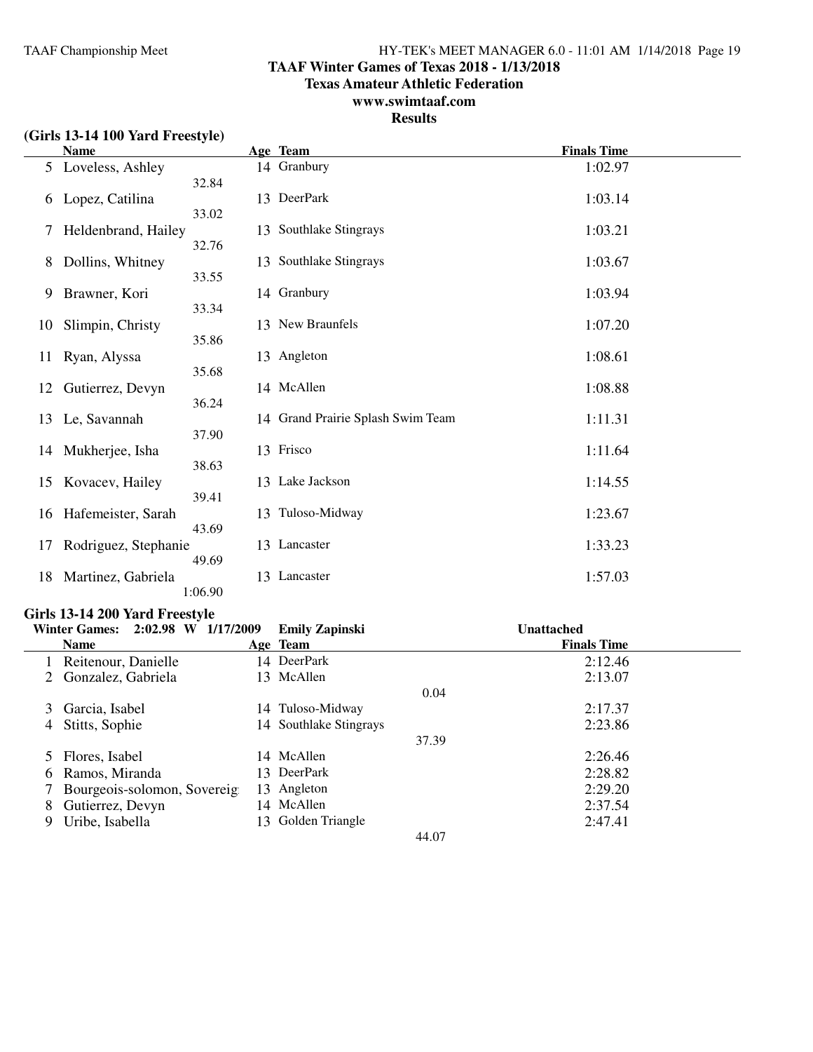# TAAF Winter Games of Texas 2018 - 1/13/2018

## Texas Amateur Athletic Federation

## www.swimtaaf.com

## Results

### (Girls 13-14 100 Yard Freestyle)

| | Name | Age | Team | Finals Time |
|---|---|---|---|---|
| 5 | Loveless, Ashley | 14 | Granbury | 1:02.97 |
| | 32.84 | | | |
| 6 | Lopez, Catilina | 13 | DeerPark | 1:03.14 |
| | 33.02 | | | |
| 7 | Heldenbrand, Hailey | 13 | Southlake Stingrays | 1:03.21 |
| | 32.76 | | | |
| 8 | Dollins, Whitney | 13 | Southlake Stingrays | 1:03.67 |
| | 33.55 | | | |
| 9 | Brawner, Kori | 14 | Granbury | 1:03.94 |
| | 33.34 | | | |
| 10 | Slimpin, Christy | 13 | New Braunfels | 1:07.20 |
| | 35.86 | | | |
| 11 | Ryan, Alyssa | 13 | Angleton | 1:08.61 |
| | 35.68 | | | |
| 12 | Gutierrez, Devyn | 14 | McAllen | 1:08.88 |
| | 36.24 | | | |
| 13 | Le, Savannah | 14 | Grand Prairie Splash Swim Team | 1:11.31 |
| | 37.90 | | | |
| 14 | Mukherjee, Isha | 13 | Frisco | 1:11.64 |
| | 38.63 | | | |
| 15 | Kovacev, Hailey | 13 | Lake Jackson | 1:14.55 |
| | 39.41 | | | |
| 16 | Hafemeister, Sarah | 13 | Tuloso-Midway | 1:23.67 |
| | 43.69 | | | |
| 17 | Rodriguez, Stephanie | 13 | Lancaster | 1:33.23 |
| | 49.69 | | | |
| 18 | Martinez, Gabriela | 13 | Lancaster | 1:57.03 |
| | 1:06.90 | | | |

### Girls 13-14 200 Yard Freestyle

**Winter Games: 2:02.98 W 1/17/2009 Emily Zapinski Unattached**

| | Name | Age | Team | | Finals Time |
|---|---|---|---|---|---|
| 1 | Reitenour, Danielle | 14 | DeerPark | | 2:12.46 |
| 2 | Gonzalez, Gabriela | 13 | McAllen | | 2:13.07 |
| | | | | 0.04 | |
| 3 | Garcia, Isabel | 14 | Tuloso-Midway | | 2:17.37 |
| 4 | Stitts, Sophie | 14 | Southlake Stingrays | | 2:23.86 |
| | | | | 37.39 | |
| 5 | Flores, Isabel | 14 | McAllen | | 2:26.46 |
| 6 | Ramos, Miranda | 13 | DeerPark | | 2:28.82 |
| 7 | Bourgeois-solomon, Sovereig | 13 | Angleton | | 2:29.20 |
| 8 | Gutierrez, Devyn | 14 | McAllen | | 2:37.54 |
| 9 | Uribe, Isabella | 13 | Golden Triangle | | 2:47.41 |
| | | | | 44.07 | |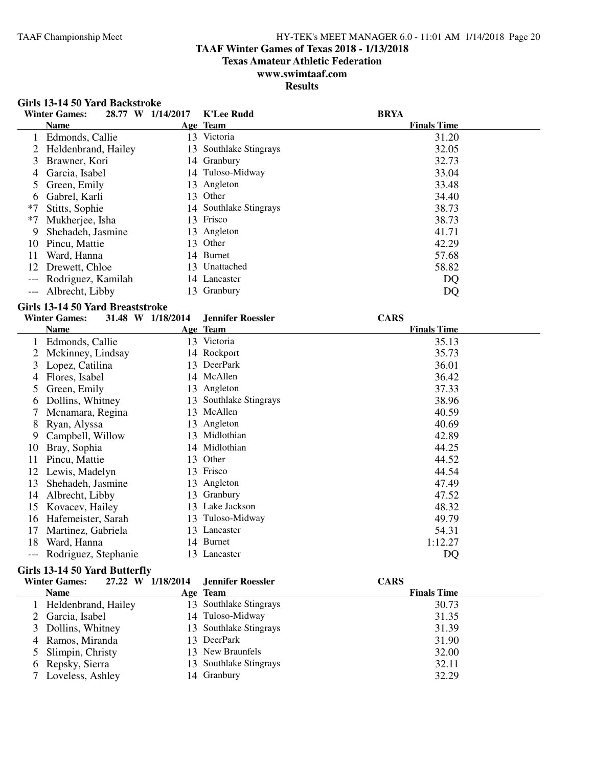# TAAF Winter Games of Texas 2018 - 1/13/2018

## Texas Amateur Athletic Federation

## www.swimtaaf.com

## Results

### Girls 13-14 50 Yard Backstroke

**Winter Games: 28.77 W 1/14/2017 K'Lee Rudd BRYA**

| | Name | Age | Team | Finals Time |
|---|---|---|---|---|
| 1 | Edmonds, Callie | 13 | Victoria | 31.20 |
| 2 | Heldenbrand, Hailey | 13 | Southlake Stingrays | 32.05 |
| 3 | Brawner, Kori | 14 | Granbury | 32.73 |
| 4 | Garcia, Isabel | 14 | Tuloso-Midway | 33.04 |
| 5 | Green, Emily | 13 | Angleton | 33.48 |
| 6 | Gabrel, Karli | 13 | Other | 34.40 |
| *7 | Stitts, Sophie | 14 | Southlake Stingrays | 38.73 |
| *7 | Mukherjee, Isha | 13 | Frisco | 38.73 |
| 9 | Shehadeh, Jasmine | 13 | Angleton | 41.71 |
| 10 | Pincu, Mattie | 13 | Other | 42.29 |
| 11 | Ward, Hanna | 14 | Burnet | 57.68 |
| 12 | Drewett, Chloe | 13 | Unattached | 58.82 |
| --- | Rodriguez, Kamilah | 14 | Lancaster | DQ |
| --- | Albrecht, Libby | 13 | Granbury | DQ |

### Girls 13-14 50 Yard Breaststroke

**Winter Games: 31.48 W 1/18/2014 Jennifer Roessler CARS**

| | Name | Age | Team | Finals Time |
|---|---|---|---|---|
| 1 | Edmonds, Callie | 13 | Victoria | 35.13 |
| 2 | Mckinney, Lindsay | 14 | Rockport | 35.73 |
| 3 | Lopez, Catilina | 13 | DeerPark | 36.01 |
| 4 | Flores, Isabel | 14 | McAllen | 36.42 |
| 5 | Green, Emily | 13 | Angleton | 37.33 |
| 6 | Dollins, Whitney | 13 | Southlake Stingrays | 38.96 |
| 7 | Mcnamara, Regina | 13 | McAllen | 40.59 |
| 8 | Ryan, Alyssa | 13 | Angleton | 40.69 |
| 9 | Campbell, Willow | 13 | Midlothian | 42.89 |
| 10 | Bray, Sophia | 14 | Midlothian | 44.25 |
| 11 | Pincu, Mattie | 13 | Other | 44.52 |
| 12 | Lewis, Madelyn | 13 | Frisco | 44.54 |
| 13 | Shehadeh, Jasmine | 13 | Angleton | 47.49 |
| 14 | Albrecht, Libby | 13 | Granbury | 47.52 |
| 15 | Kovacev, Hailey | 13 | Lake Jackson | 48.32 |
| 16 | Hafemeister, Sarah | 13 | Tuloso-Midway | 49.79 |
| 17 | Martinez, Gabriela | 13 | Lancaster | 54.31 |
| 18 | Ward, Hanna | 14 | Burnet | 1:12.27 |
| --- | Rodriguez, Stephanie | 13 | Lancaster | DQ |

### Girls 13-14 50 Yard Butterfly

**Winter Games: 27.22 W 1/18/2014 Jennifer Roessler CARS**

| | Name | Age | Team | Finals Time |
|---|---|---|---|---|
| 1 | Heldenbrand, Hailey | 13 | Southlake Stingrays | 30.73 |
| 2 | Garcia, Isabel | 14 | Tuloso-Midway | 31.35 |
| 3 | Dollins, Whitney | 13 | Southlake Stingrays | 31.39 |
| 4 | Ramos, Miranda | 13 | DeerPark | 31.90 |
| 5 | Slimpin, Christy | 13 | New Braunfels | 32.00 |
| 6 | Repsky, Sierra | 13 | Southlake Stingrays | 32.11 |
| 7 | Loveless, Ashley | 14 | Granbury | 32.29 |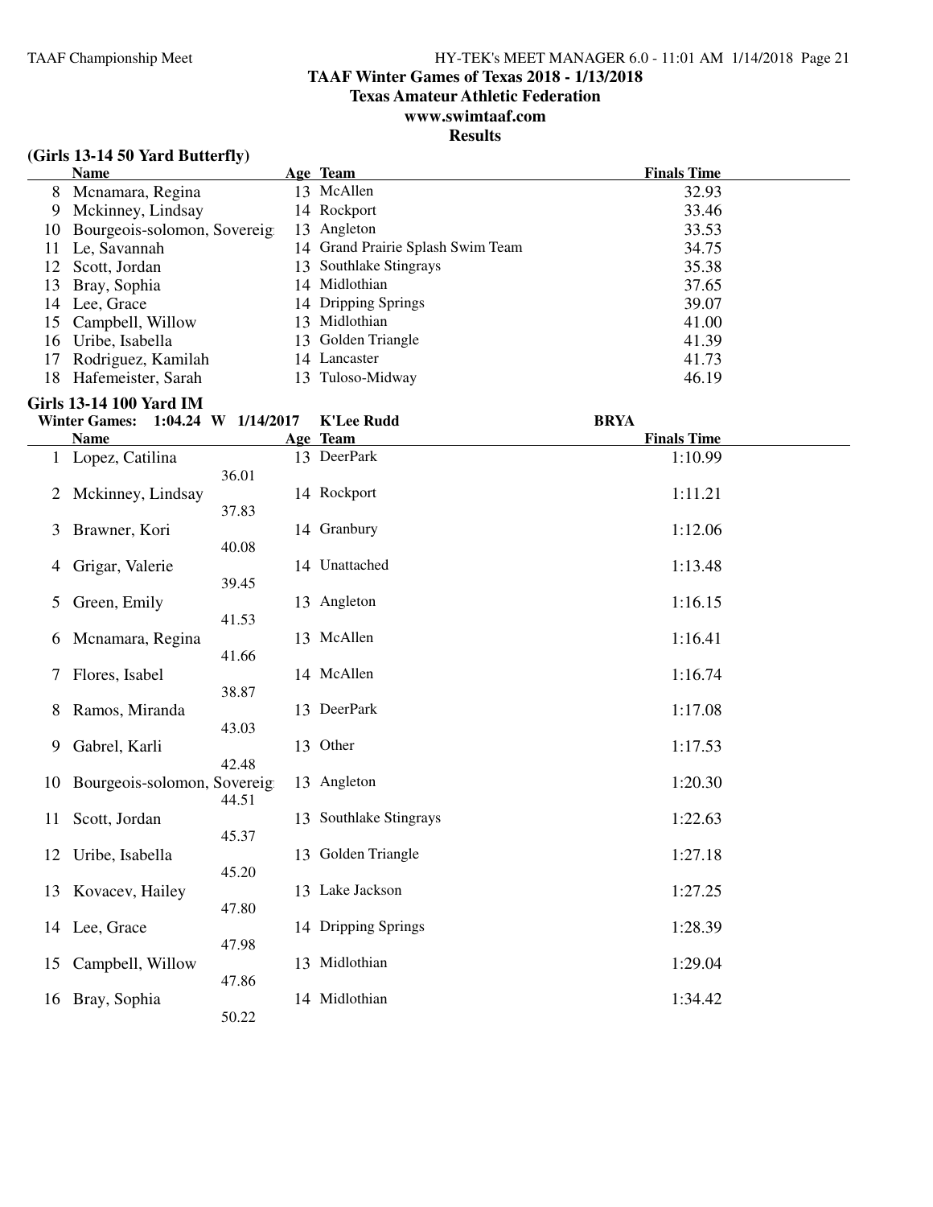## TAAF Winter Games of Texas 2018 - 1/13/2018

**Texas Amateur Athletic Federation**

**www.swimtaaf.com**

**Results**

### (Girls 13-14 50 Yard Butterfly)

| | Name | Age | Team | Finals Time |
|---|---|---|---|---|
| 8 | Mcnamara, Regina | 13 | McAllen | 32.93 |
| 9 | Mckinney, Lindsay | 14 | Rockport | 33.46 |
| 10 | Bourgeois-solomon, Sovereig | 13 | Angleton | 33.53 |
| 11 | Le, Savannah | 14 | Grand Prairie Splash Swim Team | 34.75 |
| 12 | Scott, Jordan | 13 | Southlake Stingrays | 35.38 |
| 13 | Bray, Sophia | 14 | Midlothian | 37.65 |
| 14 | Lee, Grace | 14 | Dripping Springs | 39.07 |
| 15 | Campbell, Willow | 13 | Midlothian | 41.00 |
| 16 | Uribe, Isabella | 13 | Golden Triangle | 41.39 |
| 17 | Rodriguez, Kamilah | 14 | Lancaster | 41.73 |
| 18 | Hafemeister, Sarah | 13 | Tuloso-Midway | 46.19 |

### Girls 13-14 100 Yard IM

**Winter Games: 1:04.24 W 1/14/2017 K'Lee Rudd BRYA**

| | Name | Split | Age | Team | Finals Time |
|---|---|---|---|---|---|
| 1 | Lopez, Catilina | 36.01 | 13 | DeerPark | 1:10.99 |
| 2 | Mckinney, Lindsay | 37.83 | 14 | Rockport | 1:11.21 |
| 3 | Brawner, Kori | 40.08 | 14 | Granbury | 1:12.06 |
| 4 | Grigar, Valerie | 39.45 | 14 | Unattached | 1:13.48 |
| 5 | Green, Emily | 41.53 | 13 | Angleton | 1:16.15 |
| 6 | Mcnamara, Regina | 41.66 | 13 | McAllen | 1:16.41 |
| 7 | Flores, Isabel | 38.87 | 14 | McAllen | 1:16.74 |
| 8 | Ramos, Miranda | 43.03 | 13 | DeerPark | 1:17.08 |
| 9 | Gabrel, Karli | 42.48 | 13 | Other | 1:17.53 |
| 10 | Bourgeois-solomon, Sovereig | 44.51 | 13 | Angleton | 1:20.30 |
| 11 | Scott, Jordan | 45.37 | 13 | Southlake Stingrays | 1:22.63 |
| 12 | Uribe, Isabella | 45.20 | 13 | Golden Triangle | 1:27.18 |
| 13 | Kovacev, Hailey | 47.80 | 13 | Lake Jackson | 1:27.25 |
| 14 | Lee, Grace | 47.98 | 14 | Dripping Springs | 1:28.39 |
| 15 | Campbell, Willow | 47.86 | 13 | Midlothian | 1:29.04 |
| 16 | Bray, Sophia | 50.22 | 14 | Midlothian | 1:34.42 |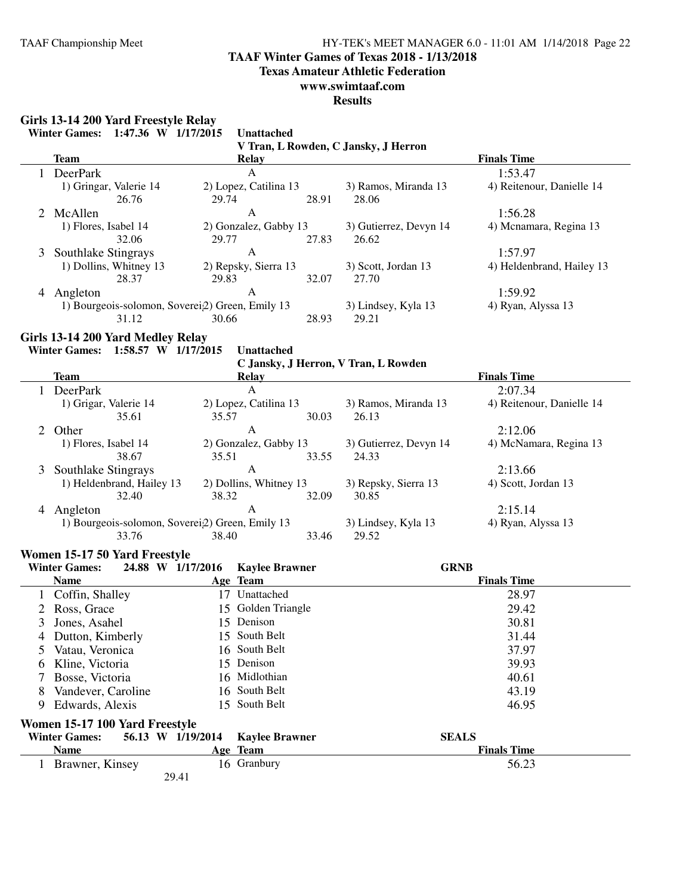# TAAF Winter Games of Texas 2018 - 1/13/2018
## Texas Amateur Athletic Federation
## www.swimtaaf.com
## Results

### Girls 13-14 200 Yard Freestyle Relay

**Winter Games: 1:47.36 W 1/17/2015 Unattached**
**V Tran, L Rowden, C Jansky, J Herron**

| | Team | Relay | | | Finals Time |
|---|---|---|---|---|---|
| 1 | DeerPark | A | | | 1:53.47 |
| | 1) Gringar, Valerie 14 | 2) Lopez, Catilina 13 | 3) Ramos, Miranda 13 | 4) Reitenour, Danielle 14 | |
| | 26.76 | 29.74 28.91 | 28.06 | | |
| 2 | McAllen | A | | | 1:56.28 |
| | 1) Flores, Isabel 14 | 2) Gonzalez, Gabby 13 | 3) Gutierrez, Devyn 14 | 4) Mcnamara, Regina 13 | |
| | 32.06 | 29.77 27.83 | 26.62 | | |
| 3 | Southlake Stingrays | A | | | 1:57.97 |
| | 1) Dollins, Whitney 13 | 2) Repsky, Sierra 13 | 3) Scott, Jordan 13 | 4) Heldenbrand, Hailey 13 | |
| | 28.37 | 29.83 32.07 | 27.70 | | |
| 4 | Angleton | A | | | 1:59.92 |
| | 1) Bourgeois-solomon, Soverei | 2) Green, Emily 13 | 3) Lindsey, Kyla 13 | 4) Ryan, Alyssa 13 | |
| | 31.12 | 30.66 28.93 | 29.21 | | |

### Girls 13-14 200 Yard Medley Relay

**Winter Games: 1:58.57 W 1/17/2015 Unattached**
**C Jansky, J Herron, V Tran, L Rowden**

| | Team | Relay | | | Finals Time |
|---|---|---|---|---|---|
| 1 | DeerPark | A | | | 2:07.34 |
| | 1) Grigar, Valerie 14 | 2) Lopez, Catilina 13 | 3) Ramos, Miranda 13 | 4) Reitenour, Danielle 14 | |
| | 35.61 | 35.57 30.03 | 26.13 | | |
| 2 | Other | A | | | 2:12.06 |
| | 1) Flores, Isabel 14 | 2) Gonzalez, Gabby 13 | 3) Gutierrez, Devyn 14 | 4) McNamara, Regina 13 | |
| | 38.67 | 35.51 33.55 | 24.33 | | |
| 3 | Southlake Stingrays | A | | | 2:13.66 |
| | 1) Heldenbrand, Hailey 13 | 2) Dollins, Whitney 13 | 3) Repsky, Sierra 13 | 4) Scott, Jordan 13 | |
| | 32.40 | 38.32 32.09 | 30.85 | | |
| 4 | Angleton | A | | | 2:15.14 |
| | 1) Bourgeois-solomon, Soverei | 2) Green, Emily 13 | 3) Lindsey, Kyla 13 | 4) Ryan, Alyssa 13 | |
| | 33.76 | 38.40 33.46 | 29.52 | | |

### Women 15-17 50 Yard Freestyle

**Winter Games: 24.88 W 1/17/2016 Kaylee Brawner GRNB**

| | Name | Age | Team | Finals Time |
|---|---|---|---|---|
| 1 | Coffin, Shalley | 17 | Unattached | 28.97 |
| 2 | Ross, Grace | 15 | Golden Triangle | 29.42 |
| 3 | Jones, Asahel | 15 | Denison | 30.81 |
| 4 | Dutton, Kimberly | 15 | South Belt | 31.44 |
| 5 | Vatau, Veronica | 16 | South Belt | 37.97 |
| 6 | Kline, Victoria | 15 | Denison | 39.93 |
| 7 | Bosse, Victoria | 16 | Midlothian | 40.61 |
| 8 | Vandever, Caroline | 16 | South Belt | 43.19 |
| 9 | Edwards, Alexis | 15 | South Belt | 46.95 |

### Women 15-17 100 Yard Freestyle

**Winter Games: 56.13 W 1/19/2014 Kaylee Brawner SEALS**

| | Name | Age | Team | Finals Time |
|---|---|---|---|---|
| 1 | Brawner, Kinsey | 16 | Granbury | 56.23 |
| | 29.41 | | | |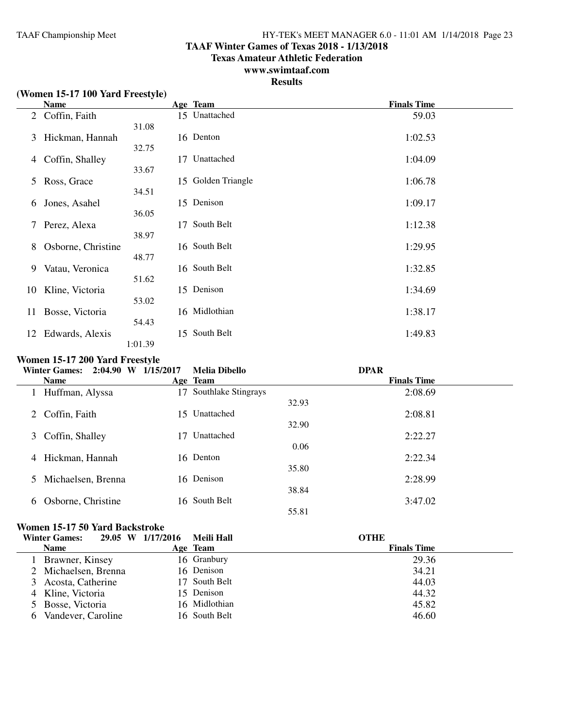## TAAF Winter Games of Texas 2018 - 1/13/2018

**Texas Amateur Athletic Federation**

**www.swimtaaf.com**

**Results**

### (Women 15-17 100 Yard Freestyle)

| | Name | Age | Team | Split | Finals Time |
|---|---|---|---|---|---|
| 2 | Coffin, Faith | 15 | Unattached | 31.08 | 59.03 |
| 3 | Hickman, Hannah | 16 | Denton | 32.75 | 1:02.53 |
| 4 | Coffin, Shalley | 17 | Unattached | 33.67 | 1:04.09 |
| 5 | Ross, Grace | 15 | Golden Triangle | 34.51 | 1:06.78 |
| 6 | Jones, Asahel | 15 | Denison | 36.05 | 1:09.17 |
| 7 | Perez, Alexa | 17 | South Belt | 38.97 | 1:12.38 |
| 8 | Osborne, Christine | 16 | South Belt | 48.77 | 1:29.95 |
| 9 | Vatau, Veronica | 16 | South Belt | 51.62 | 1:32.85 |
| 10 | Kline, Victoria | 15 | Denison | 53.02 | 1:34.69 |
| 11 | Bosse, Victoria | 16 | Midlothian | 54.43 | 1:38.17 |
| 12 | Edwards, Alexis | 15 | South Belt | 1:01.39 | 1:49.83 |

### Women 15-17 200 Yard Freestyle

**Winter Games: 2:04.90 W 1/15/2017 Melia Dibello DPAR**

| | Name | Age | Team | Split | Finals Time |
|---|---|---|---|---|---|
| 1 | Huffman, Alyssa | 17 | Southlake Stingrays | 32.93 | 2:08.69 |
| 2 | Coffin, Faith | 15 | Unattached | 32.90 | 2:08.81 |
| 3 | Coffin, Shalley | 17 | Unattached | 0.06 | 2:22.27 |
| 4 | Hickman, Hannah | 16 | Denton | 35.80 | 2:22.34 |
| 5 | Michaelsen, Brenna | 16 | Denison | 38.84 | 2:28.99 |
| 6 | Osborne, Christine | 16 | South Belt | 55.81 | 3:47.02 |

### Women 15-17 50 Yard Backstroke

**Winter Games: 29.05 W 1/17/2016 Meili Hall OTHE**

| | Name | Age | Team | Finals Time |
|---|---|---|---|---|
| 1 | Brawner, Kinsey | 16 | Granbury | 29.36 |
| 2 | Michaelsen, Brenna | 16 | Denison | 34.21 |
| 3 | Acosta, Catherine | 17 | South Belt | 44.03 |
| 4 | Kline, Victoria | 15 | Denison | 44.32 |
| 5 | Bosse, Victoria | 16 | Midlothian | 45.82 |
| 6 | Vandever, Caroline | 16 | South Belt | 46.60 |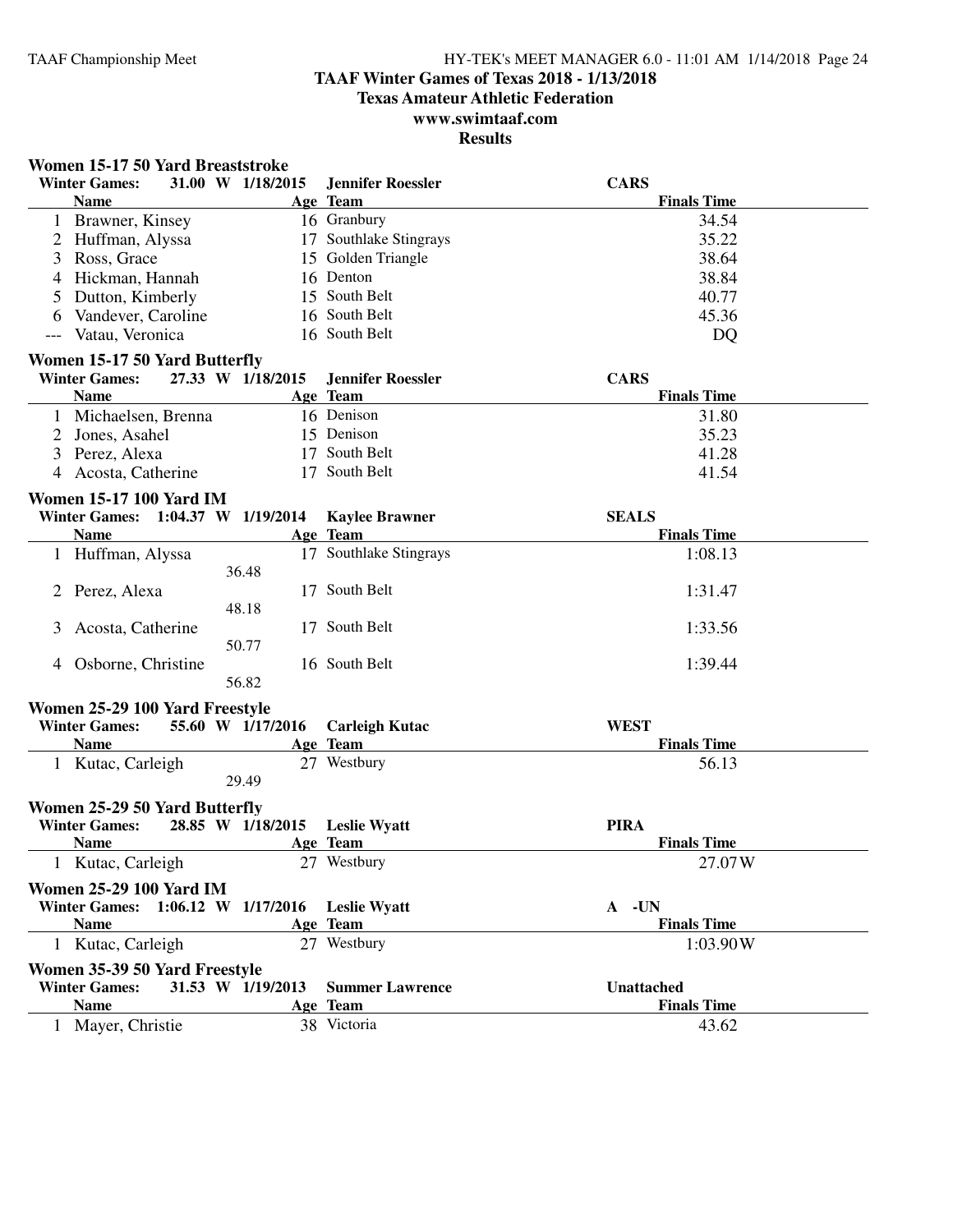# TAAF Winter Games of Texas 2018 - 1/13/2018

**Texas Amateur Athletic Federation**

**www.swimtaaf.com**

**Results**

### Women 15-17 50 Yard Breaststroke

**Winter Games:** 31.00 W 1/18/2015 **Jennifer Roessler** **CARS**

| | Name | Age | Team | Finals Time |
|---|---|---|---|---|
| 1 | Brawner, Kinsey | 16 | Granbury | 34.54 |
| 2 | Huffman, Alyssa | 17 | Southlake Stingrays | 35.22 |
| 3 | Ross, Grace | 15 | Golden Triangle | 38.64 |
| 4 | Hickman, Hannah | 16 | Denton | 38.84 |
| 5 | Dutton, Kimberly | 15 | South Belt | 40.77 |
| 6 | Vandever, Caroline | 16 | South Belt | 45.36 |
| --- | Vatau, Veronica | 16 | South Belt | DQ |

### Women 15-17 50 Yard Butterfly

**Winter Games:** 27.33 W 1/18/2015 **Jennifer Roessler** **CARS**

| | Name | Age | Team | Finals Time |
|---|---|---|---|---|
| 1 | Michaelsen, Brenna | 16 | Denison | 31.80 |
| 2 | Jones, Asahel | 15 | Denison | 35.23 |
| 3 | Perez, Alexa | 17 | South Belt | 41.28 |
| 4 | Acosta, Catherine | 17 | South Belt | 41.54 |

### Women 15-17 100 Yard IM

**Winter Games:** 1:04.37 W 1/19/2014 **Kaylee Brawner** **SEALS**

| | Name | Age | Team | Finals Time |
|---|---|---|---|---|
| 1 | Huffman, Alyssa | 17 | Southlake Stingrays | 1:08.13 |
| | 36.48 | | | |
| 2 | Perez, Alexa | 17 | South Belt | 1:31.47 |
| | 48.18 | | | |
| 3 | Acosta, Catherine | 17 | South Belt | 1:33.56 |
| | 50.77 | | | |
| 4 | Osborne, Christine | 16 | South Belt | 1:39.44 |
| | 56.82 | | | |

### Women 25-29 100 Yard Freestyle

**Winter Games:** 55.60 W 1/17/2016 **Carleigh Kutac** **WEST**

| | Name | Age | Team | Finals Time |
|---|---|---|---|---|
| 1 | Kutac, Carleigh | 27 | Westbury | 56.13 |
| | 29.49 | | | |

### Women 25-29 50 Yard Butterfly

**Winter Games:** 28.85 W 1/18/2015 **Leslie Wyatt** **PIRA**

| | Name | Age | Team | Finals Time |
|---|---|---|---|---|
| 1 | Kutac, Carleigh | 27 | Westbury | 27.07W |

### Women 25-29 100 Yard IM

**Winter Games:** 1:06.12 W 1/17/2016 **Leslie Wyatt** **A -UN**

| | Name | Age | Team | Finals Time |
|---|---|---|---|---|
| 1 | Kutac, Carleigh | 27 | Westbury | 1:03.90W |

### Women 35-39 50 Yard Freestyle

**Winter Games:** 31.53 W 1/19/2013 **Summer Lawrence** **Unattached**

| | Name | Age | Team | Finals Time |
|---|---|---|---|---|
| 1 | Mayer, Christie | 38 | Victoria | 43.62 |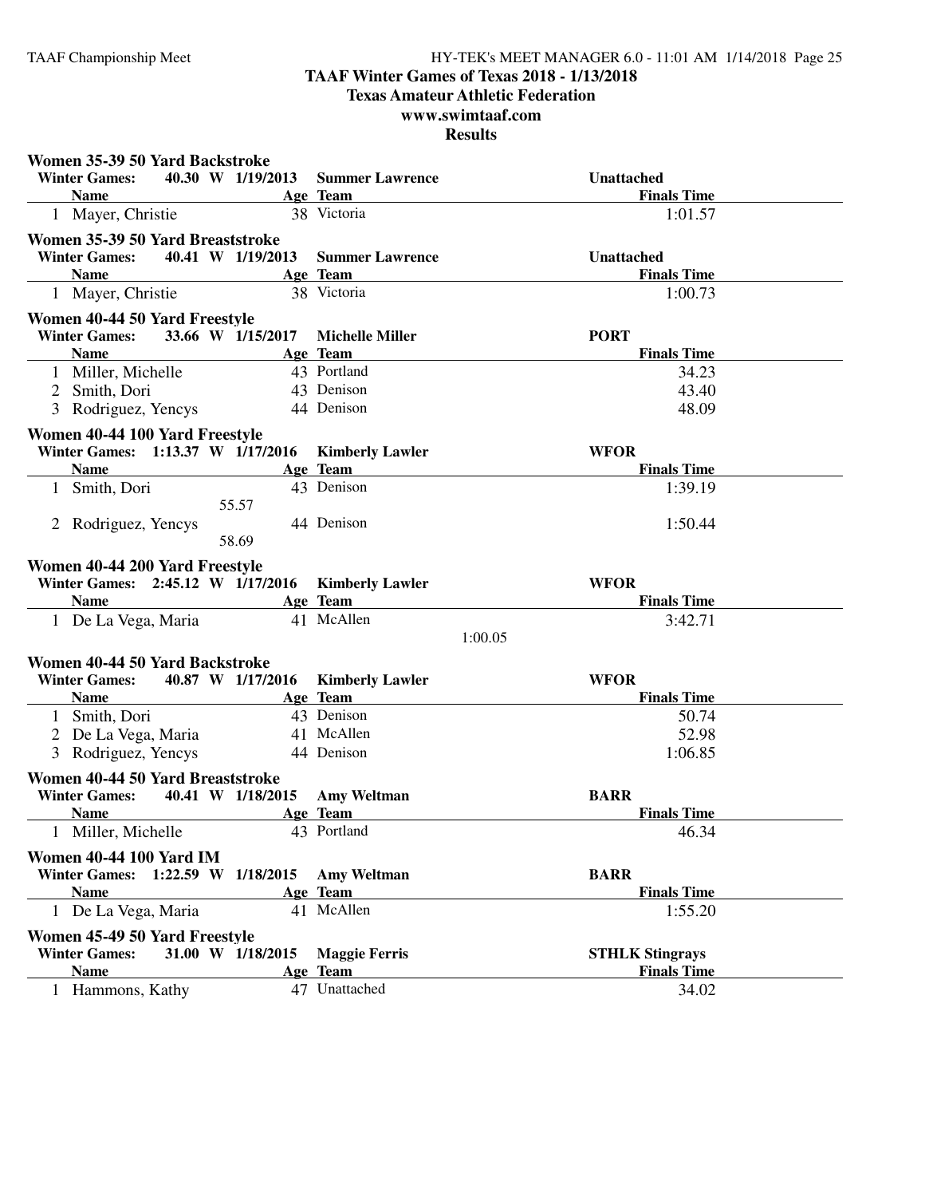# TAAF Winter Games of Texas 2018 - 1/13/2018
## Texas Amateur Athletic Federation
## www.swimtaaf.com
## Results

### Women 35-39 50 Yard Backstroke

**Winter Games:** 40.30 W 1/19/2013 **Summer Lawrence** **Unattached**

| | Name | Age | Team | Finals Time |
|---|---|---|---|---|
| 1 | Mayer, Christie | 38 | Victoria | 1:01.57 |

### Women 35-39 50 Yard Breaststroke

**Winter Games:** 40.41 W 1/19/2013 **Summer Lawrence** **Unattached**

| | Name | Age | Team | Finals Time |
|---|---|---|---|---|
| 1 | Mayer, Christie | 38 | Victoria | 1:00.73 |

### Women 40-44 50 Yard Freestyle

**Winter Games:** 33.66 W 1/15/2017 **Michelle Miller** **PORT**

| | Name | Age | Team | Finals Time |
|---|---|---|---|---|
| 1 | Miller, Michelle | 43 | Portland | 34.23 |
| 2 | Smith, Dori | 43 | Denison | 43.40 |
| 3 | Rodriguez, Yencys | 44 | Denison | 48.09 |

### Women 40-44 100 Yard Freestyle

**Winter Games:** 1:13.37 W 1/17/2016 **Kimberly Lawler** **WFOR**

| | Name | Age | Team | Finals Time |
|---|---|---|---|---|
| 1 | Smith, Dori | 43 | Denison | 1:39.19 |
| | 55.57 | | | |
| 2 | Rodriguez, Yencys | 44 | Denison | 1:50.44 |
| | 58.69 | | | |

### Women 40-44 200 Yard Freestyle

**Winter Games:** 2:45.12 W 1/17/2016 **Kimberly Lawler** **WFOR**

| | Name | Age | Team | Finals Time |
|---|---|---|---|---|
| 1 | De La Vega, Maria | 41 | McAllen | 3:42.71 |
| | | | 1:00.05 | |

### Women 40-44 50 Yard Backstroke

**Winter Games:** 40.87 W 1/17/2016 **Kimberly Lawler** **WFOR**

| | Name | Age | Team | Finals Time |
|---|---|---|---|---|
| 1 | Smith, Dori | 43 | Denison | 50.74 |
| 2 | De La Vega, Maria | 41 | McAllen | 52.98 |
| 3 | Rodriguez, Yencys | 44 | Denison | 1:06.85 |

### Women 40-44 50 Yard Breaststroke

**Winter Games:** 40.41 W 1/18/2015 **Amy Weltman** **BARR**

| | Name | Age | Team | Finals Time |
|---|---|---|---|---|
| 1 | Miller, Michelle | 43 | Portland | 46.34 |

### Women 40-44 100 Yard IM

**Winter Games:** 1:22.59 W 1/18/2015 **Amy Weltman** **BARR**

| | Name | Age | Team | Finals Time |
|---|---|---|---|---|
| 1 | De La Vega, Maria | 41 | McAllen | 1:55.20 |

### Women 45-49 50 Yard Freestyle

**Winter Games:** 31.00 W 1/18/2015 **Maggie Ferris** **STHLK Stingrays**

| | Name | Age | Team | Finals Time |
|---|---|---|---|---|
| 1 | Hammons, Kathy | 47 | Unattached | 34.02 |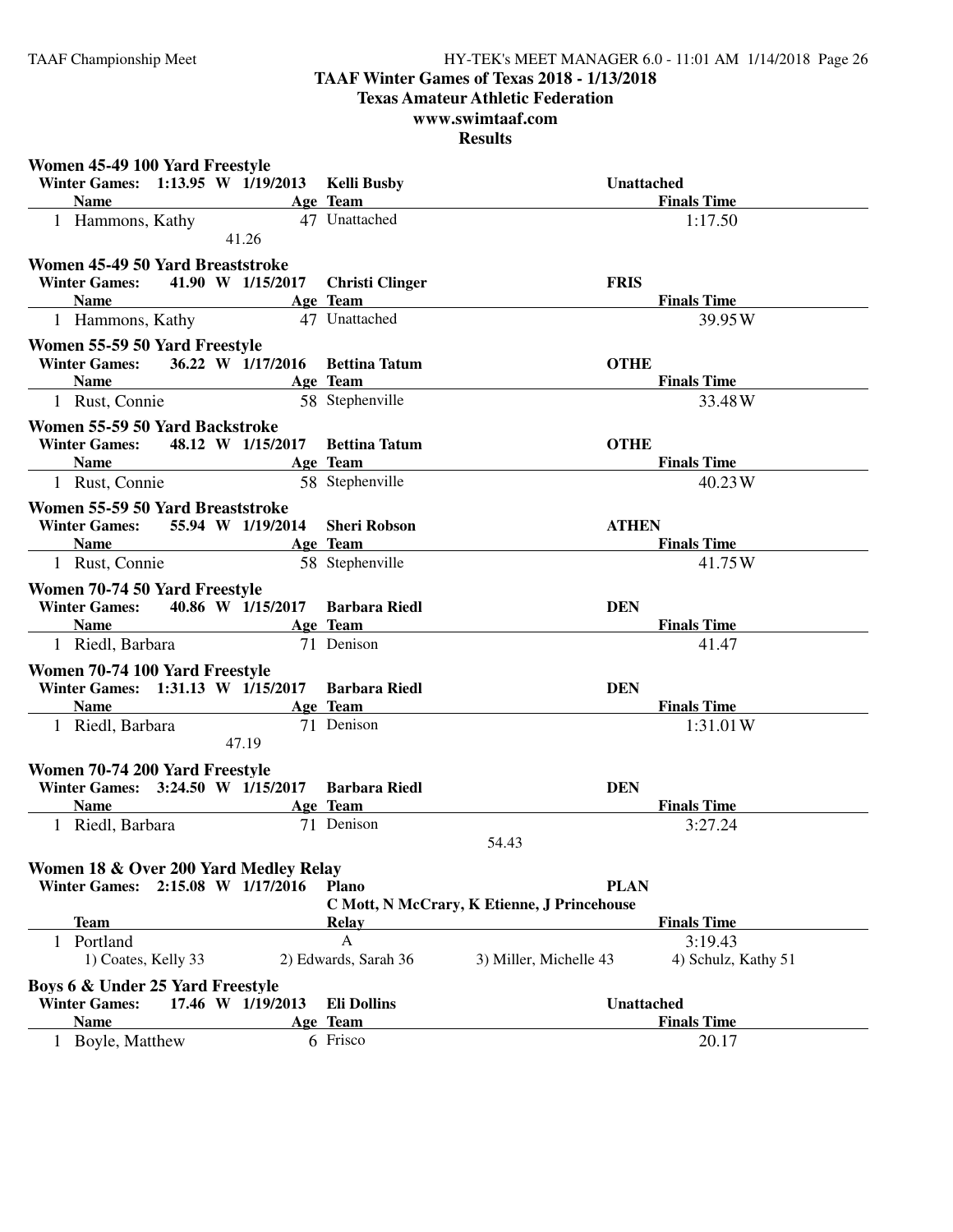# TAAF Winter Games of Texas 2018 - 1/13/2018

## Texas Amateur Athletic Federation

## www.swimtaaf.com

## Results

### Women 45-49 100 Yard Freestyle

**Winter Games: 1:13.95 W 1/19/2013 Kelli Busby Unattached**

| | Name | Age | Team | Finals Time |
|---|---|---|---|---|
| 1 | Hammons, Kathy | 47 | Unattached | 1:17.50 |
| | 41.26 | | | |

### Women 45-49 50 Yard Breaststroke

**Winter Games: 41.90 W 1/15/2017 Christi Clinger FRIS**

| | Name | Age | Team | Finals Time |
|---|---|---|---|---|
| 1 | Hammons, Kathy | 47 | Unattached | 39.95W |

### Women 55-59 50 Yard Freestyle

**Winter Games: 36.22 W 1/17/2016 Bettina Tatum OTHE**

| | Name | Age | Team | Finals Time |
|---|---|---|---|---|
| 1 | Rust, Connie | 58 | Stephenville | 33.48W |

### Women 55-59 50 Yard Backstroke

**Winter Games: 48.12 W 1/15/2017 Bettina Tatum OTHE**

| | Name | Age | Team | Finals Time |
|---|---|---|---|---|
| 1 | Rust, Connie | 58 | Stephenville | 40.23W |

### Women 55-59 50 Yard Breaststroke

**Winter Games: 55.94 W 1/19/2014 Sheri Robson ATHEN**

| | Name | Age | Team | Finals Time |
|---|---|---|---|---|
| 1 | Rust, Connie | 58 | Stephenville | 41.75W |

### Women 70-74 50 Yard Freestyle

**Winter Games: 40.86 W 1/15/2017 Barbara Riedl DEN**

| | Name | Age | Team | Finals Time |
|---|---|---|---|---|
| 1 | Riedl, Barbara | 71 | Denison | 41.47 |

### Women 70-74 100 Yard Freestyle

**Winter Games: 1:31.13 W 1/15/2017 Barbara Riedl DEN**

| | Name | Age | Team | Finals Time |
|---|---|---|---|---|
| 1 | Riedl, Barbara | 71 | Denison | 1:31.01W |
| | 47.19 | | | |

### Women 70-74 200 Yard Freestyle

**Winter Games: 3:24.50 W 1/15/2017 Barbara Riedl DEN**

| | Name | Age | Team | Finals Time |
|---|---|---|---|---|
| 1 | Riedl, Barbara | 71 | Denison | 3:27.24 |
| | | | 54.43 | |

### Women 18 & Over 200 Yard Medley Relay

**Winter Games: 2:15.08 W 1/17/2016 Plano PLAN**
**C Mott, N McCrary, K Etienne, J Princehouse**

| | Team | Relay | | Finals Time |
|---|---|---|---|---|
| 1 | Portland | A | | 3:19.43 |
| | 1) Coates, Kelly 33 | 2) Edwards, Sarah 36 | 3) Miller, Michelle 43 | 4) Schulz, Kathy 51 |

### Boys 6 & Under 25 Yard Freestyle

**Winter Games: 17.46 W 1/19/2013 Eli Dollins Unattached**

| | Name | Age | Team | Finals Time |
|---|---|---|---|---|
| 1 | Boyle, Matthew | 6 | Frisco | 20.17 |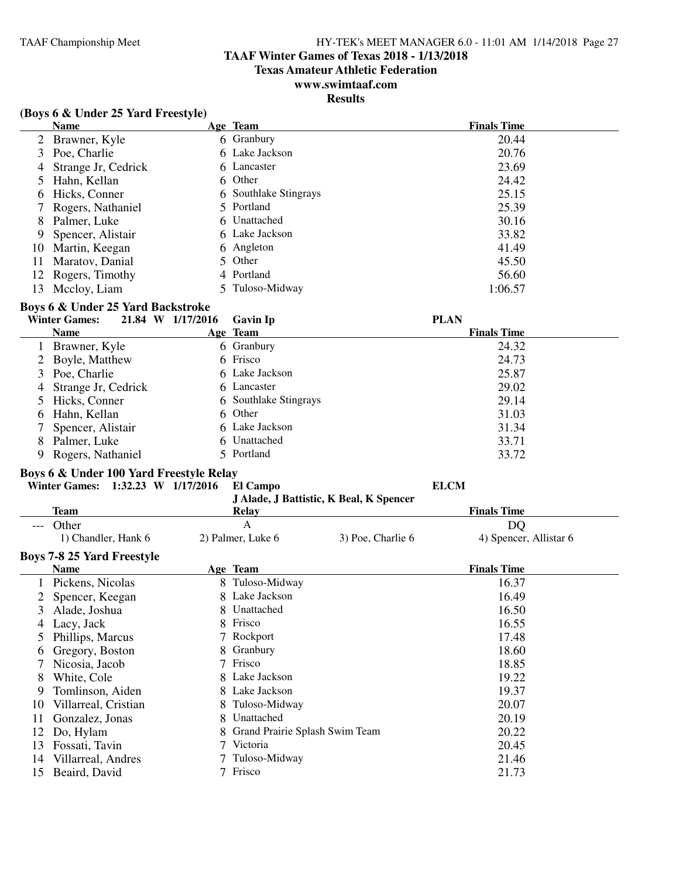**TAAF Winter Games of Texas 2018 - 1/13/2018**
**Texas Amateur Athletic Federation**
**www.swimtaaf.com**
**Results**

### (Boys 6 & Under 25 Yard Freestyle)

| | Name | Age | Team | Finals Time |
|---|---|---|---|---|
| 2 | Brawner, Kyle | 6 | Granbury | 20.44 |
| 3 | Poe, Charlie | 6 | Lake Jackson | 20.76 |
| 4 | Strange Jr, Cedrick | 6 | Lancaster | 23.69 |
| 5 | Hahn, Kellan | 6 | Other | 24.42 |
| 6 | Hicks, Conner | 6 | Southlake Stingrays | 25.15 |
| 7 | Rogers, Nathaniel | 5 | Portland | 25.39 |
| 8 | Palmer, Luke | 6 | Unattached | 30.16 |
| 9 | Spencer, Alistair | 6 | Lake Jackson | 33.82 |
| 10 | Martin, Keegan | 6 | Angleton | 41.49 |
| 11 | Maratov, Danial | 5 | Other | 45.50 |
| 12 | Rogers, Timothy | 4 | Portland | 56.60 |
| 13 | Mccloy, Liam | 5 | Tuloso-Midway | 1:06.57 |

### Boys 6 & Under 25 Yard Backstroke

**Winter Games:** 21.84 W 1/17/2016 Gavin Ip PLAN

| | Name | Age | Team | Finals Time |
|---|---|---|---|---|
| 1 | Brawner, Kyle | 6 | Granbury | 24.32 |
| 2 | Boyle, Matthew | 6 | Frisco | 24.73 |
| 3 | Poe, Charlie | 6 | Lake Jackson | 25.87 |
| 4 | Strange Jr, Cedrick | 6 | Lancaster | 29.02 |
| 5 | Hicks, Conner | 6 | Southlake Stingrays | 29.14 |
| 6 | Hahn, Kellan | 6 | Other | 31.03 |
| 7 | Spencer, Alistair | 6 | Lake Jackson | 31.34 |
| 8 | Palmer, Luke | 6 | Unattached | 33.71 |
| 9 | Rogers, Nathaniel | 5 | Portland | 33.72 |

### Boys 6 & Under 100 Yard Freestyle Relay

**Winter Games:** 1:32.23 W 1/17/2016 El Campo ELCM
J Alade, J Battistic, K Beal, K Spencer

| | Team | Relay | Finals Time |
|---|---|---|---|
| --- | Other | A | DQ |

1) Chandler, Hank 6 2) Palmer, Luke 6 3) Poe, Charlie 6 4) Spencer, Allistar 6

### Boys 7-8 25 Yard Freestyle

| | Name | Age | Team | Finals Time |
|---|---|---|---|---|
| 1 | Pickens, Nicolas | 8 | Tuloso-Midway | 16.37 |
| 2 | Spencer, Keegan | 8 | Lake Jackson | 16.49 |
| 3 | Alade, Joshua | 8 | Unattached | 16.50 |
| 4 | Lacy, Jack | 8 | Frisco | 16.55 |
| 5 | Phillips, Marcus | 7 | Rockport | 17.48 |
| 6 | Gregory, Boston | 8 | Granbury | 18.60 |
| 7 | Nicosia, Jacob | 7 | Frisco | 18.85 |
| 8 | White, Cole | 8 | Lake Jackson | 19.22 |
| 9 | Tomlinson, Aiden | 8 | Lake Jackson | 19.37 |
| 10 | Villarreal, Cristian | 8 | Tuloso-Midway | 20.07 |
| 11 | Gonzalez, Jonas | 8 | Unattached | 20.19 |
| 12 | Do, Hylam | 8 | Grand Prairie Splash Swim Team | 20.22 |
| 13 | Fossati, Tavin | 7 | Victoria | 20.45 |
| 14 | Villarreal, Andres | 7 | Tuloso-Midway | 21.46 |
| 15 | Beaird, David | 7 | Frisco | 21.73 |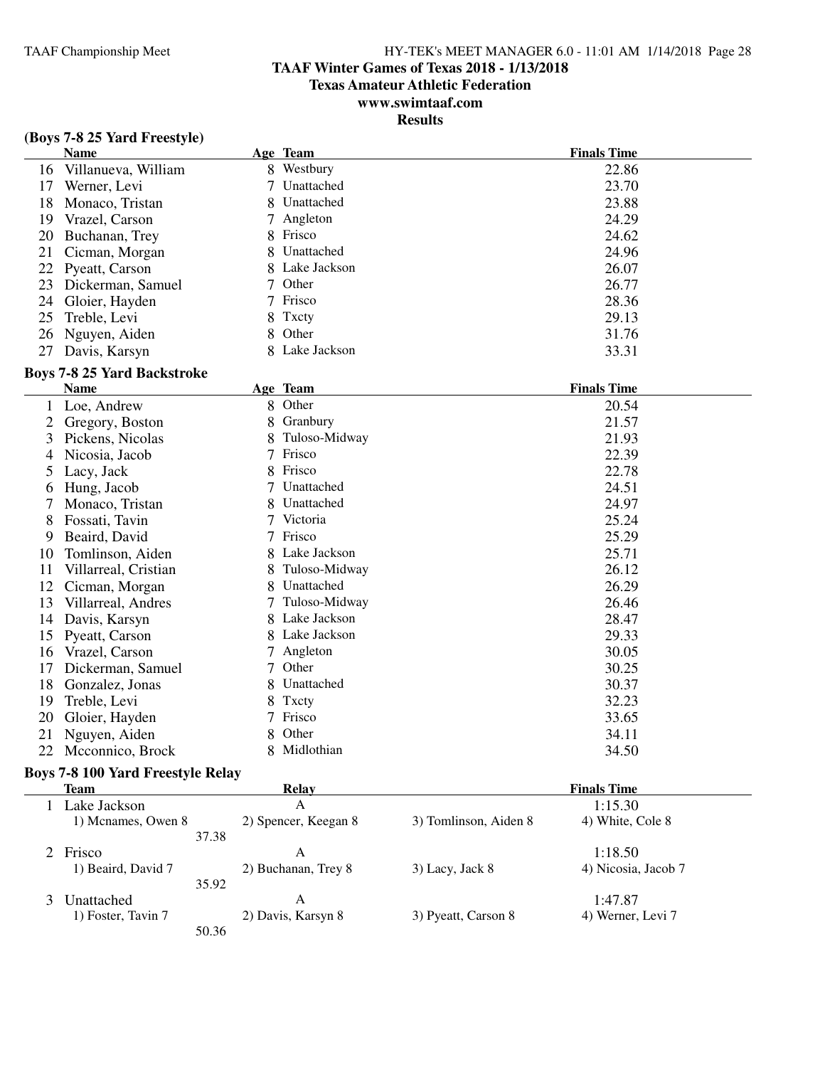# TAAF Winter Games of Texas 2018 - 1/13/2018

## Texas Amateur Athletic Federation

## www.swimtaaf.com

## Results

### (Boys 7-8 25 Yard Freestyle)

| | Name | Age | Team | Finals Time |
|---|---|---|---|---|
| 16 | Villanueva, William | 8 | Westbury | 22.86 |
| 17 | Werner, Levi | 7 | Unattached | 23.70 |
| 18 | Monaco, Tristan | 8 | Unattached | 23.88 |
| 19 | Vrazel, Carson | 7 | Angleton | 24.29 |
| 20 | Buchanan, Trey | 8 | Frisco | 24.62 |
| 21 | Cicman, Morgan | 8 | Unattached | 24.96 |
| 22 | Pyeatt, Carson | 8 | Lake Jackson | 26.07 |
| 23 | Dickerman, Samuel | 7 | Other | 26.77 |
| 24 | Gloier, Hayden | 7 | Frisco | 28.36 |
| 25 | Treble, Levi | 8 | Txcty | 29.13 |
| 26 | Nguyen, Aiden | 8 | Other | 31.76 |
| 27 | Davis, Karsyn | 8 | Lake Jackson | 33.31 |

### Boys 7-8 25 Yard Backstroke

| | Name | Age | Team | Finals Time |
|---|---|---|---|---|
| 1 | Loe, Andrew | 8 | Other | 20.54 |
| 2 | Gregory, Boston | 8 | Granbury | 21.57 |
| 3 | Pickens, Nicolas | 8 | Tuloso-Midway | 21.93 |
| 4 | Nicosia, Jacob | 7 | Frisco | 22.39 |
| 5 | Lacy, Jack | 8 | Frisco | 22.78 |
| 6 | Hung, Jacob | 7 | Unattached | 24.51 |
| 7 | Monaco, Tristan | 8 | Unattached | 24.97 |
| 8 | Fossati, Tavin | 7 | Victoria | 25.24 |
| 9 | Beaird, David | 7 | Frisco | 25.29 |
| 10 | Tomlinson, Aiden | 8 | Lake Jackson | 25.71 |
| 11 | Villarreal, Cristian | 8 | Tuloso-Midway | 26.12 |
| 12 | Cicman, Morgan | 8 | Unattached | 26.29 |
| 13 | Villarreal, Andres | 7 | Tuloso-Midway | 26.46 |
| 14 | Davis, Karsyn | 8 | Lake Jackson | 28.47 |
| 15 | Pyeatt, Carson | 8 | Lake Jackson | 29.33 |
| 16 | Vrazel, Carson | 7 | Angleton | 30.05 |
| 17 | Dickerman, Samuel | 7 | Other | 30.25 |
| 18 | Gonzalez, Jonas | 8 | Unattached | 30.37 |
| 19 | Treble, Levi | 8 | Txcty | 32.23 |
| 20 | Gloier, Hayden | 7 | Frisco | 33.65 |
| 21 | Nguyen, Aiden | 8 | Other | 34.11 |
| 22 | Mcconnico, Brock | 8 | Midlothian | 34.50 |

### Boys 7-8 100 Yard Freestyle Relay

| | Team | Relay | | Finals Time |
|---|---|---|---|---|
| 1 | Lake Jackson | A | | 1:15.30 |
| | 1) Mcnames, Owen 8 | 2) Spencer, Keegan 8 | 3) Tomlinson, Aiden 8 | 4) White, Cole 8 |
| | 37.38 | | | |
| 2 | Frisco | A | | 1:18.50 |
| | 1) Beaird, David 7 | 2) Buchanan, Trey 8 | 3) Lacy, Jack 8 | 4) Nicosia, Jacob 7 |
| | 35.92 | | | |
| 3 | Unattached | A | | 1:47.87 |
| | 1) Foster, Tavin 7 | 2) Davis, Karsyn 8 | 3) Pyeatt, Carson 8 | 4) Werner, Levi 7 |
| | 50.36 | | | |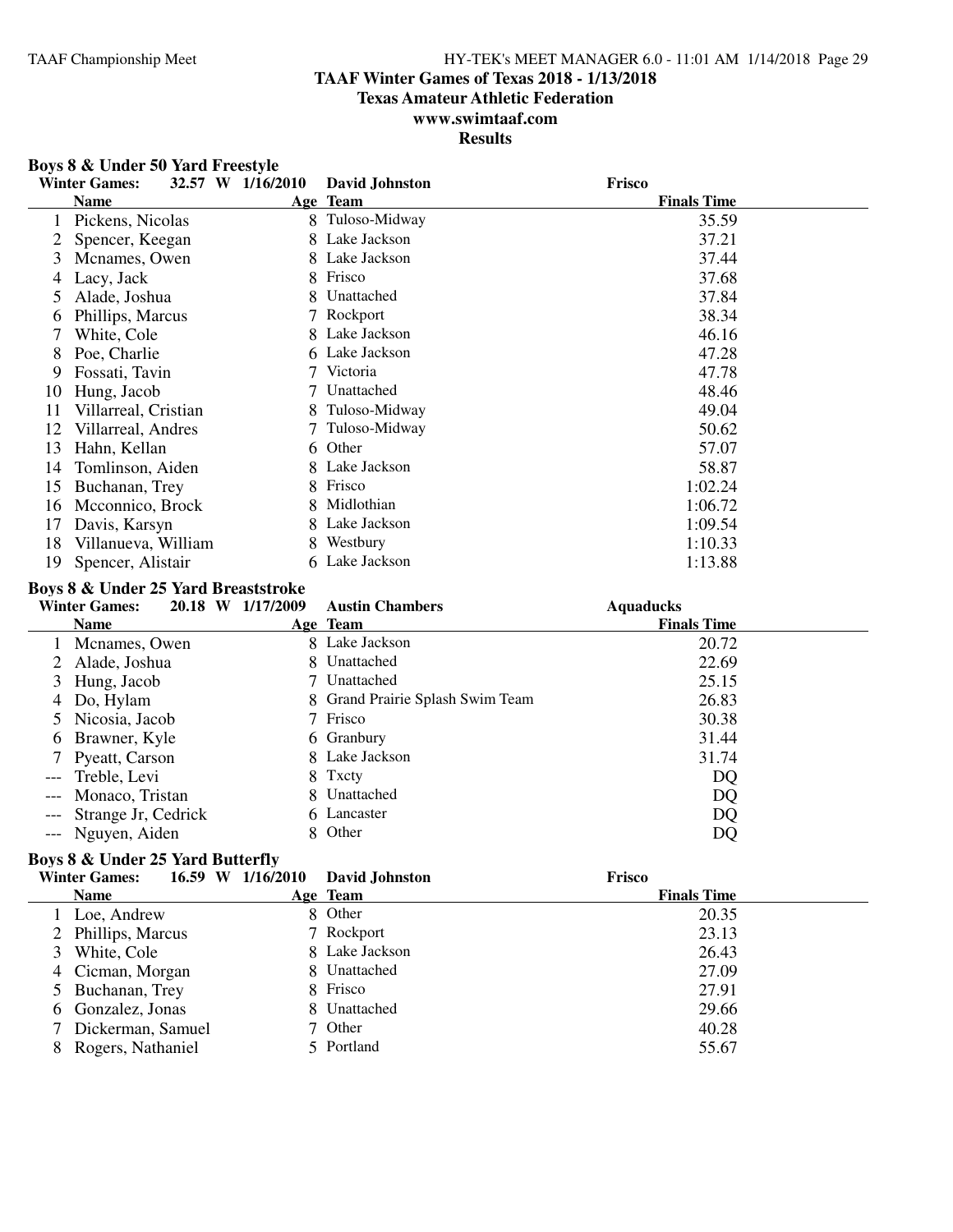# TAAF Winter Games of Texas 2018 - 1/13/2018

## Texas Amateur Athletic Federation

## www.swimtaaf.com

## Results

### Boys 8 & Under 50 Yard Freestyle

**Winter Games: 32.57 W 1/16/2010 David Johnston Frisco**

| | Name | Age | Team | Finals Time |
|---|---|---|---|---|
| 1 | Pickens, Nicolas | 8 | Tuloso-Midway | 35.59 |
| 2 | Spencer, Keegan | 8 | Lake Jackson | 37.21 |
| 3 | Mcnames, Owen | 8 | Lake Jackson | 37.44 |
| 4 | Lacy, Jack | 8 | Frisco | 37.68 |
| 5 | Alade, Joshua | 8 | Unattached | 37.84 |
| 6 | Phillips, Marcus | 7 | Rockport | 38.34 |
| 7 | White, Cole | 8 | Lake Jackson | 46.16 |
| 8 | Poe, Charlie | 6 | Lake Jackson | 47.28 |
| 9 | Fossati, Tavin | 7 | Victoria | 47.78 |
| 10 | Hung, Jacob | 7 | Unattached | 48.46 |
| 11 | Villarreal, Cristian | 8 | Tuloso-Midway | 49.04 |
| 12 | Villarreal, Andres | 7 | Tuloso-Midway | 50.62 |
| 13 | Hahn, Kellan | 6 | Other | 57.07 |
| 14 | Tomlinson, Aiden | 8 | Lake Jackson | 58.87 |
| 15 | Buchanan, Trey | 8 | Frisco | 1:02.24 |
| 16 | Mcconnico, Brock | 8 | Midlothian | 1:06.72 |
| 17 | Davis, Karsyn | 8 | Lake Jackson | 1:09.54 |
| 18 | Villanueva, William | 8 | Westbury | 1:10.33 |
| 19 | Spencer, Alistair | 6 | Lake Jackson | 1:13.88 |

### Boys 8 & Under 25 Yard Breaststroke

**Winter Games: 20.18 W 1/17/2009 Austin Chambers Aquaducks**

| | Name | Age | Team | Finals Time |
|---|---|---|---|---|
| 1 | Mcnames, Owen | 8 | Lake Jackson | 20.72 |
| 2 | Alade, Joshua | 8 | Unattached | 22.69 |
| 3 | Hung, Jacob | 7 | Unattached | 25.15 |
| 4 | Do, Hylam | 8 | Grand Prairie Splash Swim Team | 26.83 |
| 5 | Nicosia, Jacob | 7 | Frisco | 30.38 |
| 6 | Brawner, Kyle | 6 | Granbury | 31.44 |
| 7 | Pyeatt, Carson | 8 | Lake Jackson | 31.74 |
| --- | Treble, Levi | 8 | Txcty | DQ |
| --- | Monaco, Tristan | 8 | Unattached | DQ |
| --- | Strange Jr, Cedrick | 6 | Lancaster | DQ |
| --- | Nguyen, Aiden | 8 | Other | DQ |

### Boys 8 & Under 25 Yard Butterfly

**Winter Games: 16.59 W 1/16/2010 David Johnston Frisco**

| | Name | Age | Team | Finals Time |
|---|---|---|---|---|
| 1 | Loe, Andrew | 8 | Other | 20.35 |
| 2 | Phillips, Marcus | 7 | Rockport | 23.13 |
| 3 | White, Cole | 8 | Lake Jackson | 26.43 |
| 4 | Cicman, Morgan | 8 | Unattached | 27.09 |
| 5 | Buchanan, Trey | 8 | Frisco | 27.91 |
| 6 | Gonzalez, Jonas | 8 | Unattached | 29.66 |
| 7 | Dickerman, Samuel | 7 | Other | 40.28 |
| 8 | Rogers, Nathaniel | 5 | Portland | 55.67 |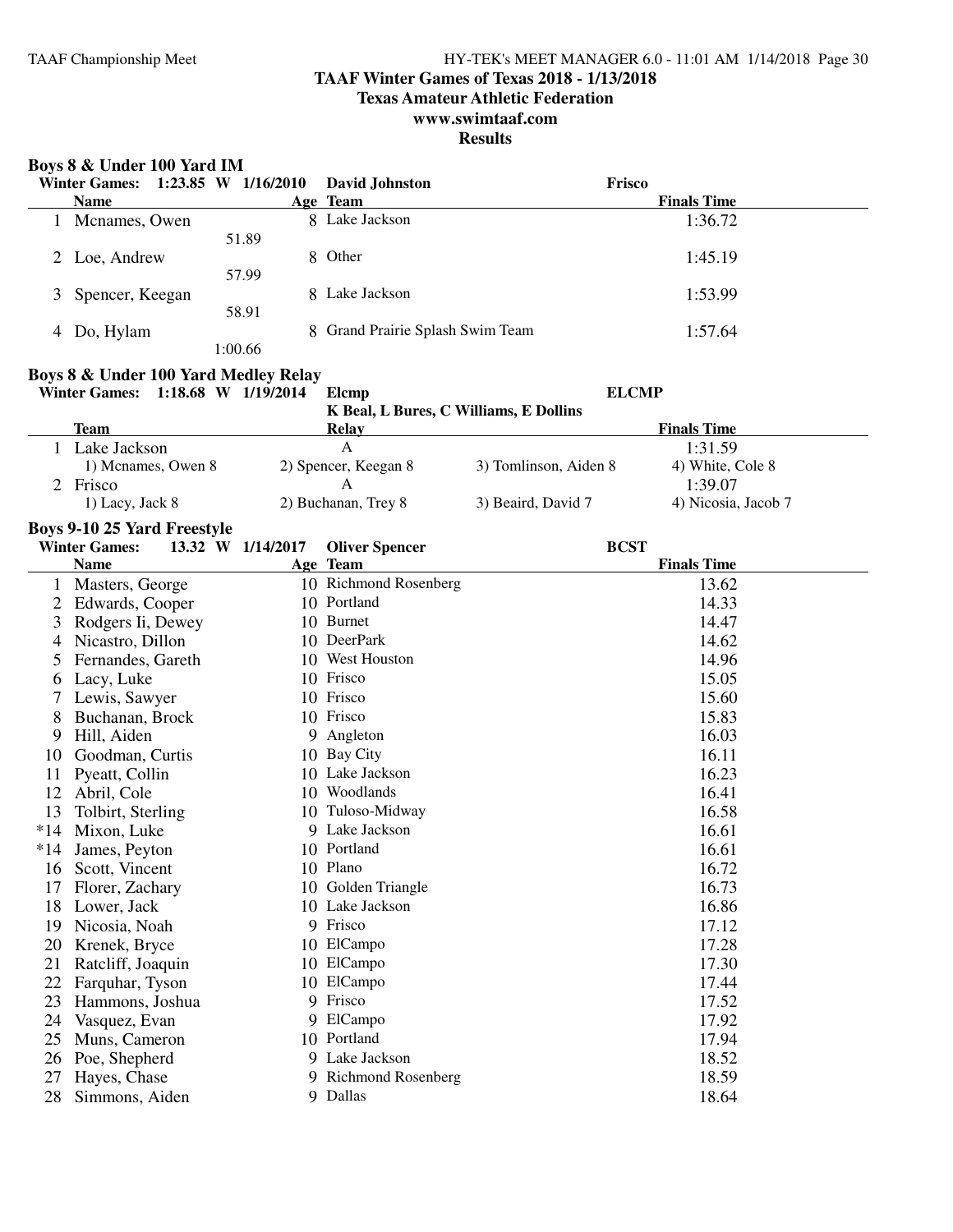# TAAF Winter Games of Texas 2018 - 1/13/2018

## Texas Amateur Athletic Federation

## www.swimtaaf.com

## Results

### Boys 8 & Under 100 Yard IM

**Winter Games: 1:23.85 W 1/16/2010 David Johnston Frisco**

| | Name | Age | Team | Finals Time |
|---|---|---|---|---|
| 1 | Mcnames, Owen | 8 | Lake Jackson | 1:36.72 |
| | 51.89 | | | |
| 2 | Loe, Andrew | 8 | Other | 1:45.19 |
| | 57.99 | | | |
| 3 | Spencer, Keegan | 8 | Lake Jackson | 1:53.99 |
| | 58.91 | | | |
| 4 | Do, Hylam | 8 | Grand Prairie Splash Swim Team | 1:57.64 |
| | 1:00.66 | | | |

### Boys 8 & Under 100 Yard Medley Relay

**Winter Games: 1:18.68 W 1/19/2014 Elcmp ELCMP**
**K Beal, L Bures, C Williams, E Dollins**

| | Team | Relay | | Finals Time |
|---|---|---|---|---|
| 1 | Lake Jackson | A | | 1:31.59 |
| | 1) Mcnames, Owen 8 | 2) Spencer, Keegan 8 | 3) Tomlinson, Aiden 8 | 4) White, Cole 8 |
| 2 | Frisco | A | | 1:39.07 |
| | 1) Lacy, Jack 8 | 2) Buchanan, Trey 8 | 3) Beaird, David 7 | 4) Nicosia, Jacob 7 |

### Boys 9-10 25 Yard Freestyle

**Winter Games: 13.32 W 1/14/2017 Oliver Spencer BCST**

| | Name | Age | Team | Finals Time |
|---|---|---|---|---|
| 1 | Masters, George | 10 | Richmond Rosenberg | 13.62 |
| 2 | Edwards, Cooper | 10 | Portland | 14.33 |
| 3 | Rodgers Ii, Dewey | 10 | Burnet | 14.47 |
| 4 | Nicastro, Dillon | 10 | DeerPark | 14.62 |
| 5 | Fernandes, Gareth | 10 | West Houston | 14.96 |
| 6 | Lacy, Luke | 10 | Frisco | 15.05 |
| 7 | Lewis, Sawyer | 10 | Frisco | 15.60 |
| 8 | Buchanan, Brock | 10 | Frisco | 15.83 |
| 9 | Hill, Aiden | 9 | Angleton | 16.03 |
| 10 | Goodman, Curtis | 10 | Bay City | 16.11 |
| 11 | Pyeatt, Collin | 10 | Lake Jackson | 16.23 |
| 12 | Abril, Cole | 10 | Woodlands | 16.41 |
| 13 | Tolbirt, Sterling | 10 | Tuloso-Midway | 16.58 |
| *14 | Mixon, Luke | 9 | Lake Jackson | 16.61 |
| *14 | James, Peyton | 10 | Portland | 16.61 |
| 16 | Scott, Vincent | 10 | Plano | 16.72 |
| 17 | Florer, Zachary | 10 | Golden Triangle | 16.73 |
| 18 | Lower, Jack | 10 | Lake Jackson | 16.86 |
| 19 | Nicosia, Noah | 9 | Frisco | 17.12 |
| 20 | Krenek, Bryce | 10 | ElCampo | 17.28 |
| 21 | Ratcliff, Joaquin | 10 | ElCampo | 17.30 |
| 22 | Farquhar, Tyson | 10 | ElCampo | 17.44 |
| 23 | Hammons, Joshua | 9 | Frisco | 17.52 |
| 24 | Vasquez, Evan | 9 | ElCampo | 17.92 |
| 25 | Muns, Cameron | 10 | Portland | 17.94 |
| 26 | Poe, Shepherd | 9 | Lake Jackson | 18.52 |
| 27 | Hayes, Chase | 9 | Richmond Rosenberg | 18.59 |
| 28 | Simmons, Aiden | 9 | Dallas | 18.64 |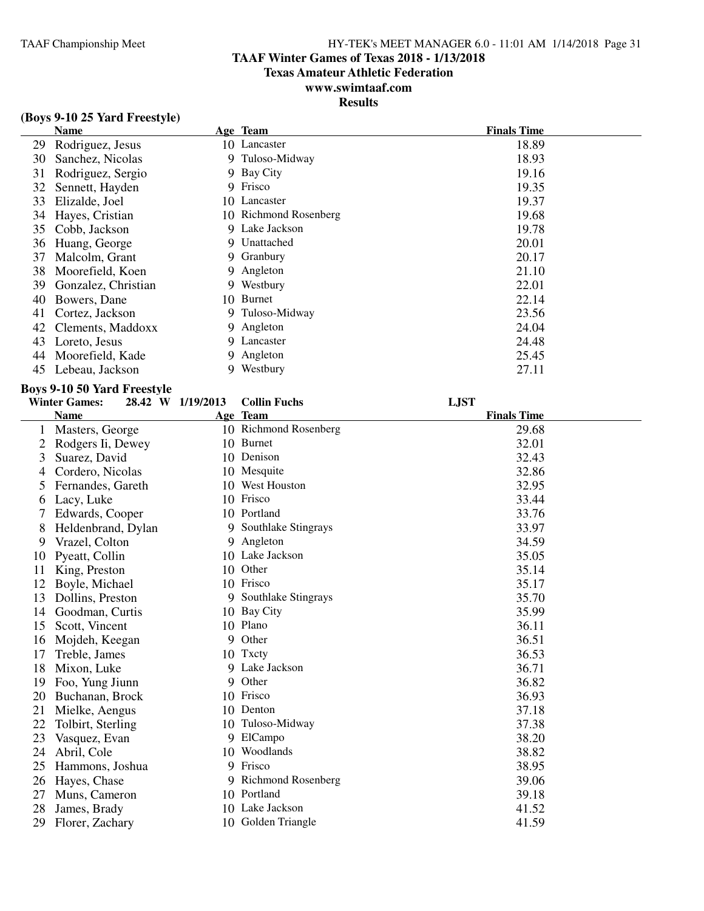# TAAF Winter Games of Texas 2018 - 1/13/2018

**Texas Amateur Athletic Federation**

**www.swimtaaf.com**

**Results**

### (Boys 9-10 25 Yard Freestyle)

| | Name | Age | Team | Finals Time |
|---|---|---|---|---|
| 29 | Rodriguez, Jesus | 10 | Lancaster | 18.89 |
| 30 | Sanchez, Nicolas | 9 | Tuloso-Midway | 18.93 |
| 31 | Rodriguez, Sergio | 9 | Bay City | 19.16 |
| 32 | Sennett, Hayden | 9 | Frisco | 19.35 |
| 33 | Elizalde, Joel | 10 | Lancaster | 19.37 |
| 34 | Hayes, Cristian | 10 | Richmond Rosenberg | 19.68 |
| 35 | Cobb, Jackson | 9 | Lake Jackson | 19.78 |
| 36 | Huang, George | 9 | Unattached | 20.01 |
| 37 | Malcolm, Grant | 9 | Granbury | 20.17 |
| 38 | Moorefield, Koen | 9 | Angleton | 21.10 |
| 39 | Gonzalez, Christian | 9 | Westbury | 22.01 |
| 40 | Bowers, Dane | 10 | Burnet | 22.14 |
| 41 | Cortez, Jackson | 9 | Tuloso-Midway | 23.56 |
| 42 | Clements, Maddoxx | 9 | Angleton | 24.04 |
| 43 | Loreto, Jesus | 9 | Lancaster | 24.48 |
| 44 | Moorefield, Kade | 9 | Angleton | 25.45 |
| 45 | Lebeau, Jackson | 9 | Westbury | 27.11 |

### Boys 9-10 50 Yard Freestyle

**Winter Games:** 28.42 W 1/19/2013 Collin Fuchs LJST

| | Name | Age | Team | Finals Time |
|---|---|---|---|---|
| 1 | Masters, George | 10 | Richmond Rosenberg | 29.68 |
| 2 | Rodgers Ii, Dewey | 10 | Burnet | 32.01 |
| 3 | Suarez, David | 10 | Denison | 32.43 |
| 4 | Cordero, Nicolas | 10 | Mesquite | 32.86 |
| 5 | Fernandes, Gareth | 10 | West Houston | 32.95 |
| 6 | Lacy, Luke | 10 | Frisco | 33.44 |
| 7 | Edwards, Cooper | 10 | Portland | 33.76 |
| 8 | Heldenbrand, Dylan | 9 | Southlake Stingrays | 33.97 |
| 9 | Vrazel, Colton | 9 | Angleton | 34.59 |
| 10 | Pyeatt, Collin | 10 | Lake Jackson | 35.05 |
| 11 | King, Preston | 10 | Other | 35.14 |
| 12 | Boyle, Michael | 10 | Frisco | 35.17 |
| 13 | Dollins, Preston | 9 | Southlake Stingrays | 35.70 |
| 14 | Goodman, Curtis | 10 | Bay City | 35.99 |
| 15 | Scott, Vincent | 10 | Plano | 36.11 |
| 16 | Mojdeh, Keegan | 9 | Other | 36.51 |
| 17 | Treble, James | 10 | Txcty | 36.53 |
| 18 | Mixon, Luke | 9 | Lake Jackson | 36.71 |
| 19 | Foo, Yung Jiunn | 9 | Other | 36.82 |
| 20 | Buchanan, Brock | 10 | Frisco | 36.93 |
| 21 | Mielke, Aengus | 10 | Denton | 37.18 |
| 22 | Tolbirt, Sterling | 10 | Tuloso-Midway | 37.38 |
| 23 | Vasquez, Evan | 9 | ElCampo | 38.20 |
| 24 | Abril, Cole | 10 | Woodlands | 38.82 |
| 25 | Hammons, Joshua | 9 | Frisco | 38.95 |
| 26 | Hayes, Chase | 9 | Richmond Rosenberg | 39.06 |
| 27 | Muns, Cameron | 10 | Portland | 39.18 |
| 28 | James, Brady | 10 | Lake Jackson | 41.52 |
| 29 | Florer, Zachary | 10 | Golden Triangle | 41.59 |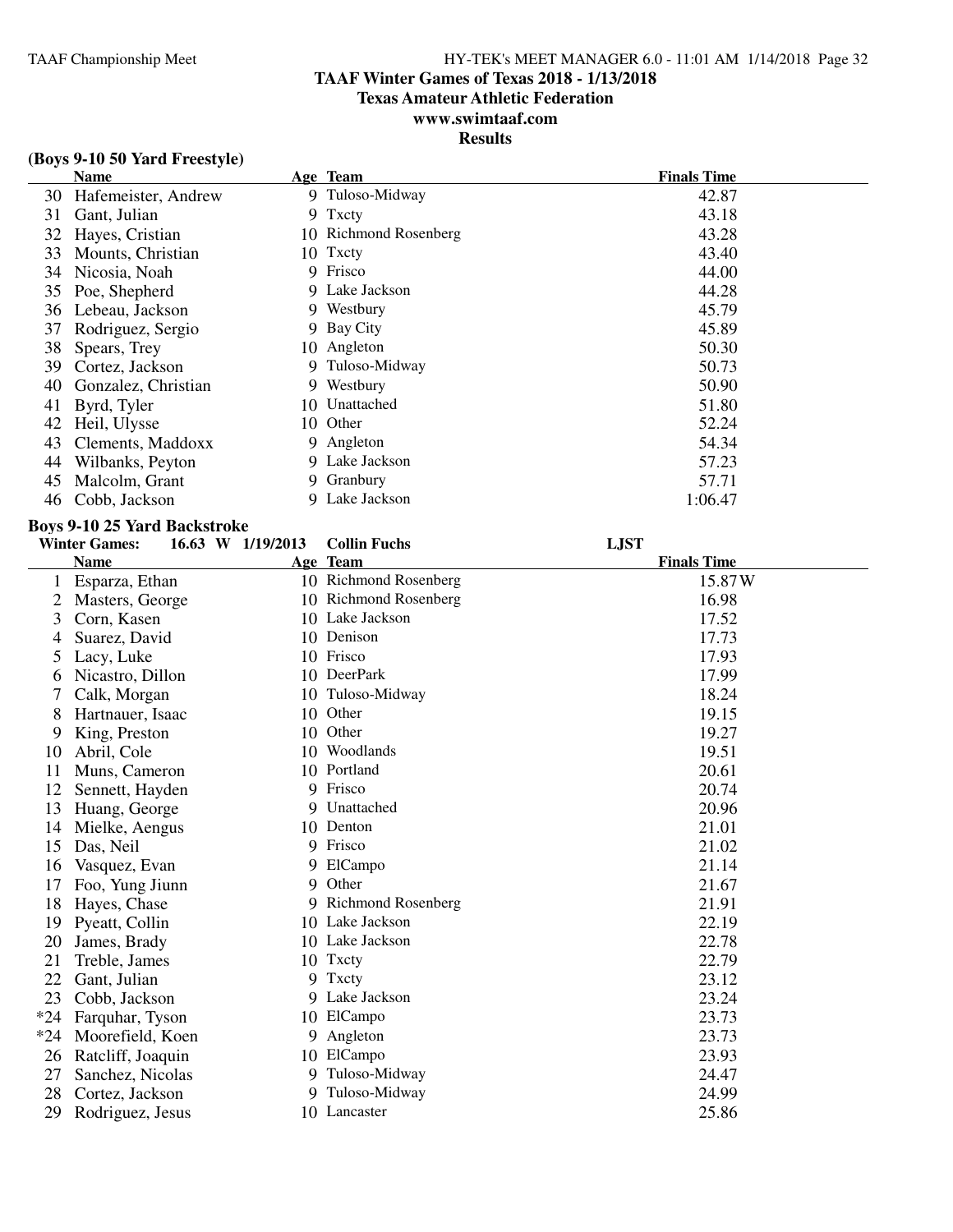**TAAF Winter Games of Texas 2018 - 1/13/2018**
**Texas Amateur Athletic Federation**
**www.swimtaaf.com**
**Results**

### (Boys 9-10 50 Yard Freestyle)

| | Name | Age | Team | Finals Time |
|---|---|---|---|---|
| 30 | Hafemeister, Andrew | 9 | Tuloso-Midway | 42.87 |
| 31 | Gant, Julian | 9 | Txcty | 43.18 |
| 32 | Hayes, Cristian | 10 | Richmond Rosenberg | 43.28 |
| 33 | Mounts, Christian | 10 | Txcty | 43.40 |
| 34 | Nicosia, Noah | 9 | Frisco | 44.00 |
| 35 | Poe, Shepherd | 9 | Lake Jackson | 44.28 |
| 36 | Lebeau, Jackson | 9 | Westbury | 45.79 |
| 37 | Rodriguez, Sergio | 9 | Bay City | 45.89 |
| 38 | Spears, Trey | 10 | Angleton | 50.30 |
| 39 | Cortez, Jackson | 9 | Tuloso-Midway | 50.73 |
| 40 | Gonzalez, Christian | 9 | Westbury | 50.90 |
| 41 | Byrd, Tyler | 10 | Unattached | 51.80 |
| 42 | Heil, Ulysse | 10 | Other | 52.24 |
| 43 | Clements, Maddoxx | 9 | Angleton | 54.34 |
| 44 | Wilbanks, Peyton | 9 | Lake Jackson | 57.23 |
| 45 | Malcolm, Grant | 9 | Granbury | 57.71 |
| 46 | Cobb, Jackson | 9 | Lake Jackson | 1:06.47 |

### Boys 9-10 25 Yard Backstroke

**Winter Games:** 16.63 W 1/19/2013 Collin Fuchs LJST

| | Name | Age | Team | Finals Time |
|---|---|---|---|---|
| 1 | Esparza, Ethan | 10 | Richmond Rosenberg | 15.87W |
| 2 | Masters, George | 10 | Richmond Rosenberg | 16.98 |
| 3 | Corn, Kasen | 10 | Lake Jackson | 17.52 |
| 4 | Suarez, David | 10 | Denison | 17.73 |
| 5 | Lacy, Luke | 10 | Frisco | 17.93 |
| 6 | Nicastro, Dillon | 10 | DeerPark | 17.99 |
| 7 | Calk, Morgan | 10 | Tuloso-Midway | 18.24 |
| 8 | Hartnauer, Isaac | 10 | Other | 19.15 |
| 9 | King, Preston | 10 | Other | 19.27 |
| 10 | Abril, Cole | 10 | Woodlands | 19.51 |
| 11 | Muns, Cameron | 10 | Portland | 20.61 |
| 12 | Sennett, Hayden | 9 | Frisco | 20.74 |
| 13 | Huang, George | 9 | Unattached | 20.96 |
| 14 | Mielke, Aengus | 10 | Denton | 21.01 |
| 15 | Das, Neil | 9 | Frisco | 21.02 |
| 16 | Vasquez, Evan | 9 | ElCampo | 21.14 |
| 17 | Foo, Yung Jiunn | 9 | Other | 21.67 |
| 18 | Hayes, Chase | 9 | Richmond Rosenberg | 21.91 |
| 19 | Pyeatt, Collin | 10 | Lake Jackson | 22.19 |
| 20 | James, Brady | 10 | Lake Jackson | 22.78 |
| 21 | Treble, James | 10 | Txcty | 22.79 |
| 22 | Gant, Julian | 9 | Txcty | 23.12 |
| 23 | Cobb, Jackson | 9 | Lake Jackson | 23.24 |
| *24 | Farquhar, Tyson | 10 | ElCampo | 23.73 |
| *24 | Moorefield, Koen | 9 | Angleton | 23.73 |
| 26 | Ratcliff, Joaquin | 10 | ElCampo | 23.93 |
| 27 | Sanchez, Nicolas | 9 | Tuloso-Midway | 24.47 |
| 28 | Cortez, Jackson | 9 | Tuloso-Midway | 24.99 |
| 29 | Rodriguez, Jesus | 10 | Lancaster | 25.86 |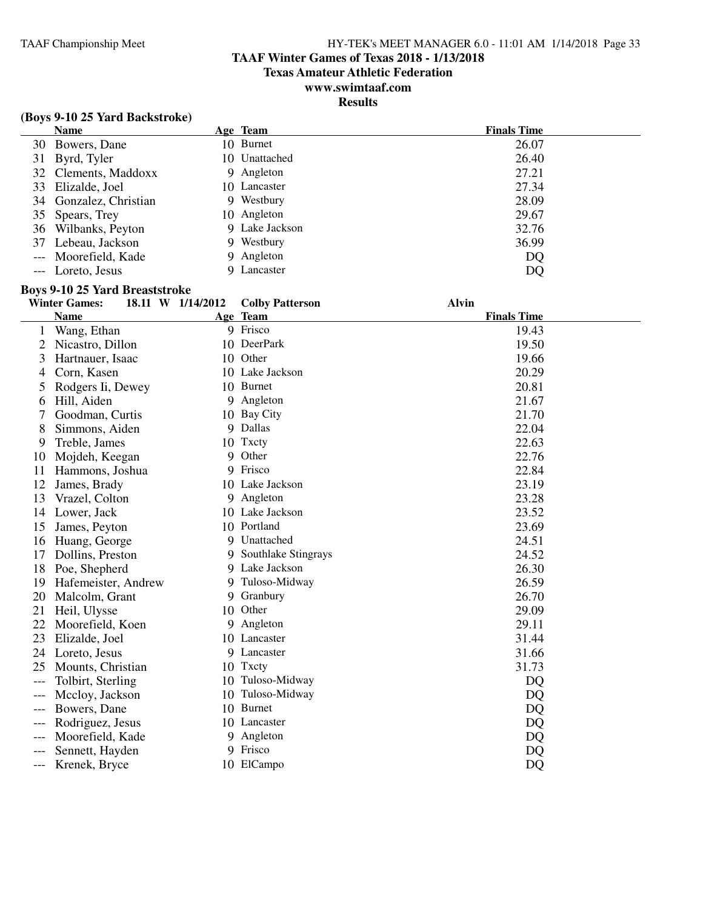## TAAF Winter Games of Texas 2018 - 1/13/2018

**Texas Amateur Athletic Federation**

**www.swimtaaf.com**

**Results**

### (Boys 9-10 25 Yard Backstroke)

| | Name | Age | Team | Finals Time |
|---|---|---|---|---|
| 30 | Bowers, Dane | 10 | Burnet | 26.07 |
| 31 | Byrd, Tyler | 10 | Unattached | 26.40 |
| 32 | Clements, Maddoxx | 9 | Angleton | 27.21 |
| 33 | Elizalde, Joel | 10 | Lancaster | 27.34 |
| 34 | Gonzalez, Christian | 9 | Westbury | 28.09 |
| 35 | Spears, Trey | 10 | Angleton | 29.67 |
| 36 | Wilbanks, Peyton | 9 | Lake Jackson | 32.76 |
| 37 | Lebeau, Jackson | 9 | Westbury | 36.99 |
| --- | Moorefield, Kade | 9 | Angleton | DQ |
| --- | Loreto, Jesus | 9 | Lancaster | DQ |

### Boys 9-10 25 Yard Breaststroke

**Winter Games: 18.11 W 1/14/2012 Colby Patterson Alvin**

| | Name | Age | Team | Finals Time |
|---|---|---|---|---|
| 1 | Wang, Ethan | 9 | Frisco | 19.43 |
| 2 | Nicastro, Dillon | 10 | DeerPark | 19.50 |
| 3 | Hartnauer, Isaac | 10 | Other | 19.66 |
| 4 | Corn, Kasen | 10 | Lake Jackson | 20.29 |
| 5 | Rodgers Ii, Dewey | 10 | Burnet | 20.81 |
| 6 | Hill, Aiden | 9 | Angleton | 21.67 |
| 7 | Goodman, Curtis | 10 | Bay City | 21.70 |
| 8 | Simmons, Aiden | 9 | Dallas | 22.04 |
| 9 | Treble, James | 10 | Txcty | 22.63 |
| 10 | Mojdeh, Keegan | 9 | Other | 22.76 |
| 11 | Hammons, Joshua | 9 | Frisco | 22.84 |
| 12 | James, Brady | 10 | Lake Jackson | 23.19 |
| 13 | Vrazel, Colton | 9 | Angleton | 23.28 |
| 14 | Lower, Jack | 10 | Lake Jackson | 23.52 |
| 15 | James, Peyton | 10 | Portland | 23.69 |
| 16 | Huang, George | 9 | Unattached | 24.51 |
| 17 | Dollins, Preston | 9 | Southlake Stingrays | 24.52 |
| 18 | Poe, Shepherd | 9 | Lake Jackson | 26.30 |
| 19 | Hafemeister, Andrew | 9 | Tuloso-Midway | 26.59 |
| 20 | Malcolm, Grant | 9 | Granbury | 26.70 |
| 21 | Heil, Ulysse | 10 | Other | 29.09 |
| 22 | Moorefield, Koen | 9 | Angleton | 29.11 |
| 23 | Elizalde, Joel | 10 | Lancaster | 31.44 |
| 24 | Loreto, Jesus | 9 | Lancaster | 31.66 |
| 25 | Mounts, Christian | 10 | Txcty | 31.73 |
| --- | Tolbirt, Sterling | 10 | Tuloso-Midway | DQ |
| --- | Mccloy, Jackson | 10 | Tuloso-Midway | DQ |
| --- | Bowers, Dane | 10 | Burnet | DQ |
| --- | Rodriguez, Jesus | 10 | Lancaster | DQ |
| --- | Moorefield, Kade | 9 | Angleton | DQ |
| --- | Sennett, Hayden | 9 | Frisco | DQ |
| --- | Krenek, Bryce | 10 | ElCampo | DQ |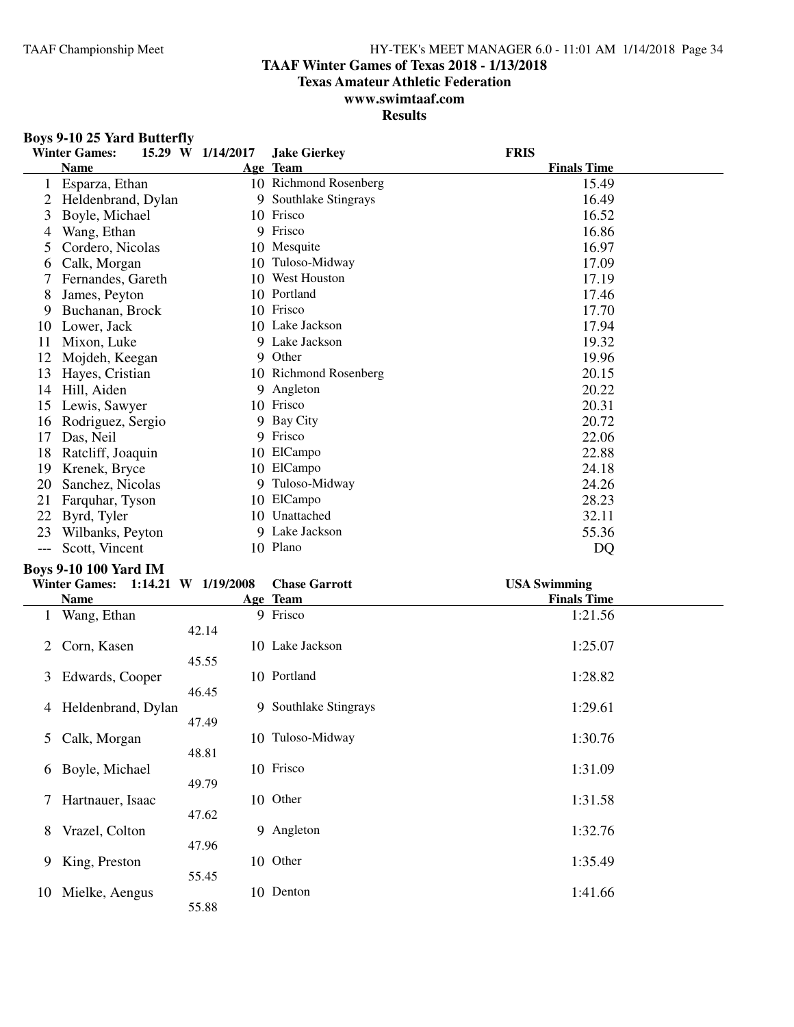# TAAF Winter Games of Texas 2018 - 1/13/2018

## Texas Amateur Athletic Federation

## www.swimtaaf.com

## Results

### Boys 9-10 25 Yard Butterfly

**Winter Games: 15.29 W 1/14/2017 Jake Gierkey FRIS**

| | Name | Age | Team | Finals Time |
|---|---|---|---|---|
| 1 | Esparza, Ethan | 10 | Richmond Rosenberg | 15.49 |
| 2 | Heldenbrand, Dylan | 9 | Southlake Stingrays | 16.49 |
| 3 | Boyle, Michael | 10 | Frisco | 16.52 |
| 4 | Wang, Ethan | 9 | Frisco | 16.86 |
| 5 | Cordero, Nicolas | 10 | Mesquite | 16.97 |
| 6 | Calk, Morgan | 10 | Tuloso-Midway | 17.09 |
| 7 | Fernandes, Gareth | 10 | West Houston | 17.19 |
| 8 | James, Peyton | 10 | Portland | 17.46 |
| 9 | Buchanan, Brock | 10 | Frisco | 17.70 |
| 10 | Lower, Jack | 10 | Lake Jackson | 17.94 |
| 11 | Mixon, Luke | 9 | Lake Jackson | 19.32 |
| 12 | Mojdeh, Keegan | 9 | Other | 19.96 |
| 13 | Hayes, Cristian | 10 | Richmond Rosenberg | 20.15 |
| 14 | Hill, Aiden | 9 | Angleton | 20.22 |
| 15 | Lewis, Sawyer | 10 | Frisco | 20.31 |
| 16 | Rodriguez, Sergio | 9 | Bay City | 20.72 |
| 17 | Das, Neil | 9 | Frisco | 22.06 |
| 18 | Ratcliff, Joaquin | 10 | ElCampo | 22.88 |
| 19 | Krenek, Bryce | 10 | ElCampo | 24.18 |
| 20 | Sanchez, Nicolas | 9 | Tuloso-Midway | 24.26 |
| 21 | Farquhar, Tyson | 10 | ElCampo | 28.23 |
| 22 | Byrd, Tyler | 10 | Unattached | 32.11 |
| 23 | Wilbanks, Peyton | 9 | Lake Jackson | 55.36 |
| --- | Scott, Vincent | 10 | Plano | DQ |

### Boys 9-10 100 Yard IM

**Winter Games: 1:14.21 W 1/19/2008 Chase Garrott USA Swimming**

| | Name | Split | Age | Team | Finals Time |
|---|---|---|---|---|---|
| 1 | Wang, Ethan | 42.14 | 9 | Frisco | 1:21.56 |
| 2 | Corn, Kasen | 45.55 | 10 | Lake Jackson | 1:25.07 |
| 3 | Edwards, Cooper | 46.45 | 10 | Portland | 1:28.82 |
| 4 | Heldenbrand, Dylan | 47.49 | 9 | Southlake Stingrays | 1:29.61 |
| 5 | Calk, Morgan | 48.81 | 10 | Tuloso-Midway | 1:30.76 |
| 6 | Boyle, Michael | 49.79 | 10 | Frisco | 1:31.09 |
| 7 | Hartnauer, Isaac | 47.62 | 10 | Other | 1:31.58 |
| 8 | Vrazel, Colton | 47.96 | 9 | Angleton | 1:32.76 |
| 9 | King, Preston | 55.45 | 10 | Other | 1:35.49 |
| 10 | Mielke, Aengus | 55.88 | 10 | Denton | 1:41.66 |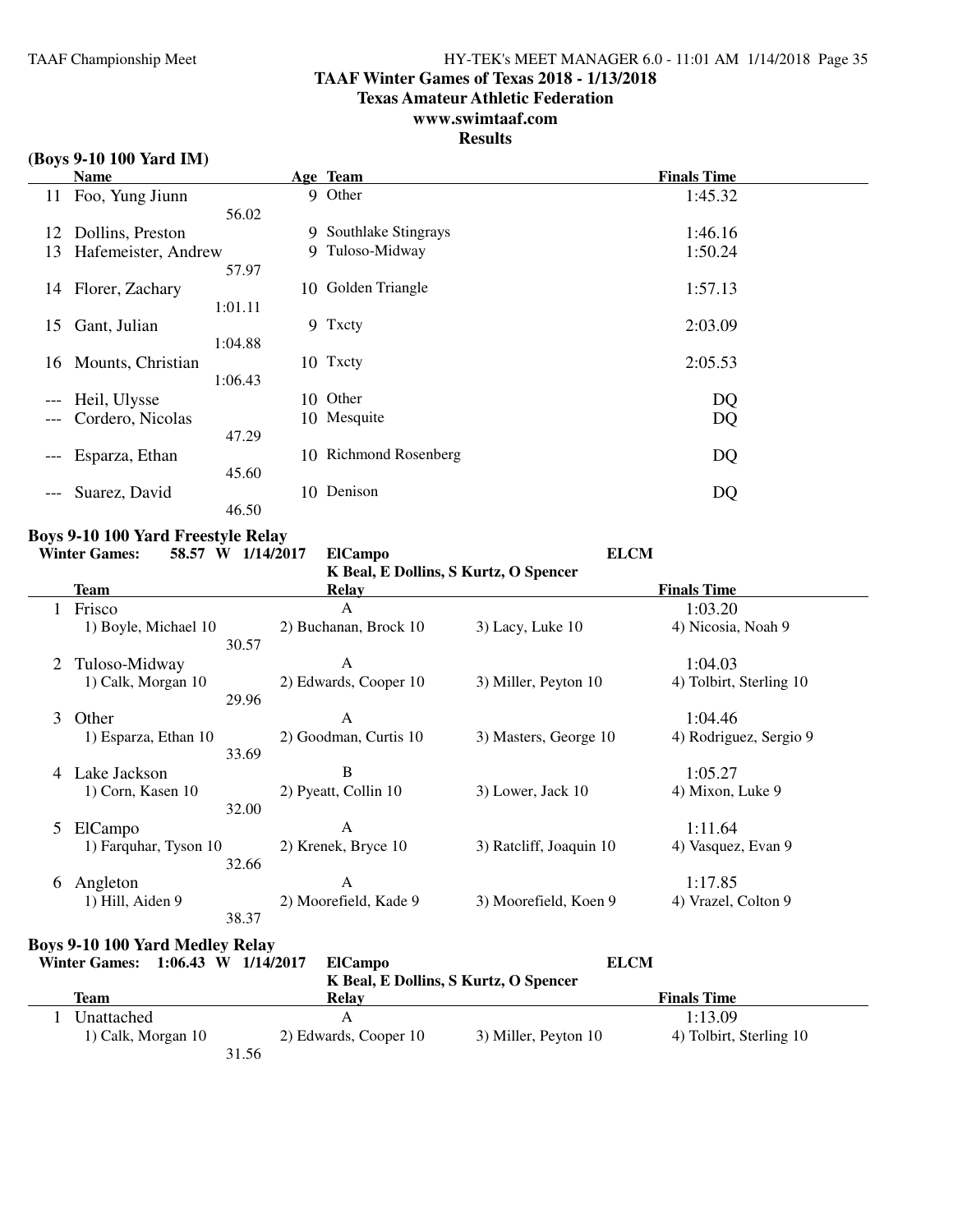**TAAF Winter Games of Texas 2018 - 1/13/2018**
**Texas Amateur Athletic Federation**
**www.swimtaaf.com**
**Results**

### (Boys 9-10 100 Yard IM)

| | Name | Age | Team | Finals Time |
|---|---|---|---|---|
| 11 | Foo, Yung Jiunn | 9 | Other | 1:45.32 |
| | 56.02 | | | |
| 12 | Dollins, Preston | 9 | Southlake Stingrays | 1:46.16 |
| 13 | Hafemeister, Andrew | 9 | Tuloso-Midway | 1:50.24 |
| | 57.97 | | | |
| 14 | Florer, Zachary | 10 | Golden Triangle | 1:57.13 |
| | 1:01.11 | | | |
| 15 | Gant, Julian | 9 | Txcty | 2:03.09 |
| | 1:04.88 | | | |
| 16 | Mounts, Christian | 10 | Txcty | 2:05.53 |
| | 1:06.43 | | | |
| --- | Heil, Ulysse | 10 | Other | DQ |
| --- | Cordero, Nicolas | 10 | Mesquite | DQ |
| | 47.29 | | | |
| --- | Esparza, Ethan | 10 | Richmond Rosenberg | DQ |
| | 45.60 | | | |
| --- | Suarez, David | 10 | Denison | DQ |
| | 46.50 | | | |

### Boys 9-10 100 Yard Freestyle Relay

**Winter Games: 58.57 W 1/14/2017 ElCampo ELCM**
**K Beal, E Dollins, S Kurtz, O Spencer**

| | Team | Relay | | Finals Time |
|---|---|---|---|---|
| 1 | Frisco | A | | 1:03.20 |
| | 1) Boyle, Michael 10 | 2) Buchanan, Brock 10 | 3) Lacy, Luke 10 | 4) Nicosia, Noah 9 |
| | 30.57 | | | |
| 2 | Tuloso-Midway | A | | 1:04.03 |
| | 1) Calk, Morgan 10 | 2) Edwards, Cooper 10 | 3) Miller, Peyton 10 | 4) Tolbirt, Sterling 10 |
| | 29.96 | | | |
| 3 | Other | A | | 1:04.46 |
| | 1) Esparza, Ethan 10 | 2) Goodman, Curtis 10 | 3) Masters, George 10 | 4) Rodriguez, Sergio 9 |
| | 33.69 | | | |
| 4 | Lake Jackson | B | | 1:05.27 |
| | 1) Corn, Kasen 10 | 2) Pyeatt, Collin 10 | 3) Lower, Jack 10 | 4) Mixon, Luke 9 |
| | 32.00 | | | |
| 5 | ElCampo | A | | 1:11.64 |
| | 1) Farquhar, Tyson 10 | 2) Krenek, Bryce 10 | 3) Ratcliff, Joaquin 10 | 4) Vasquez, Evan 9 |
| | 32.66 | | | |
| 6 | Angleton | A | | 1:17.85 |
| | 1) Hill, Aiden 9 | 2) Moorefield, Kade 9 | 3) Moorefield, Koen 9 | 4) Vrazel, Colton 9 |
| | 38.37 | | | |

### Boys 9-10 100 Yard Medley Relay

**Winter Games: 1:06.43 W 1/14/2017 ElCampo ELCM**
**K Beal, E Dollins, S Kurtz, O Spencer**

| | Team | Relay | | Finals Time |
|---|---|---|---|---|
| 1 | Unattached | A | | 1:13.09 |
| | 1) Calk, Morgan 10 | 2) Edwards, Cooper 10 | 3) Miller, Peyton 10 | 4) Tolbirt, Sterling 10 |
| | 31.56 | | | |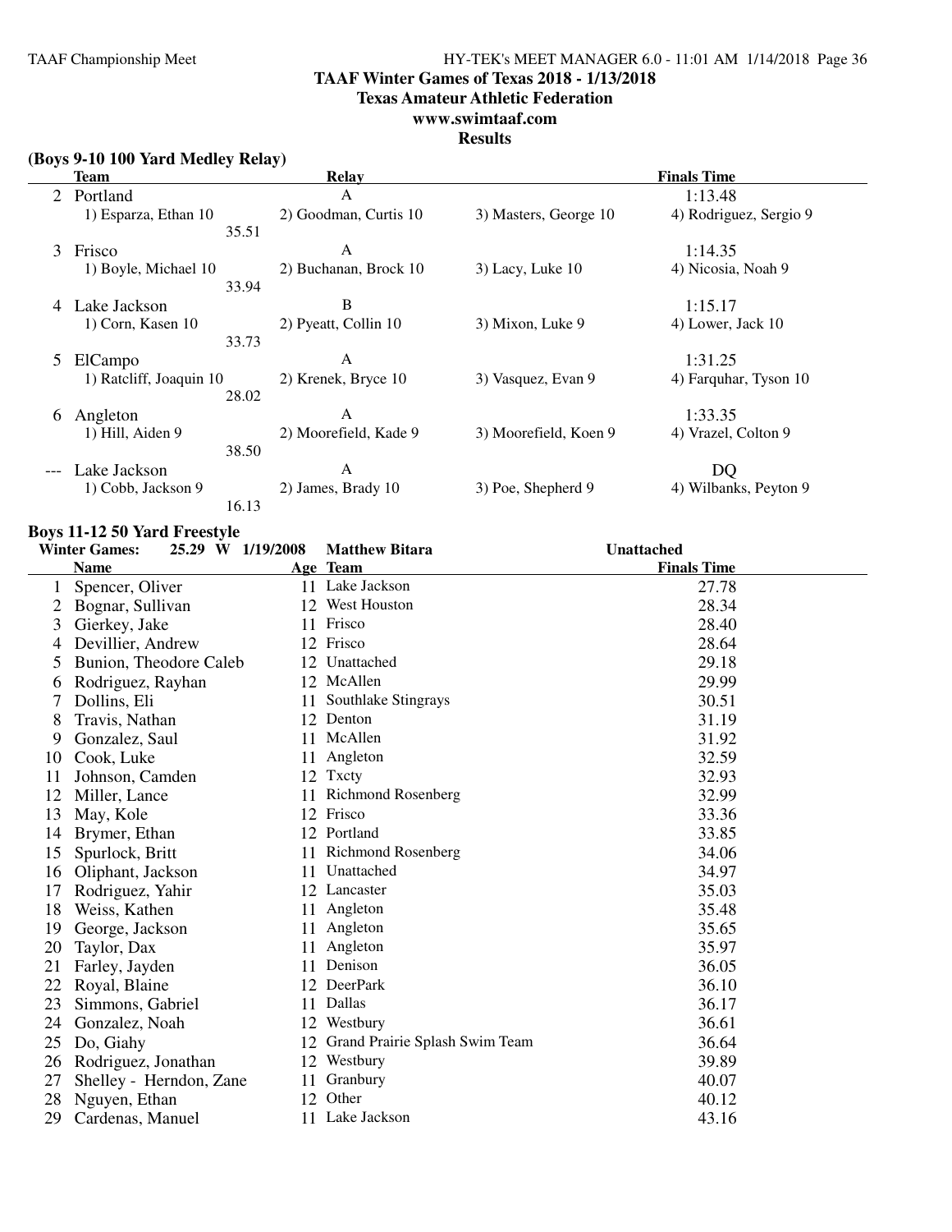# TAAF Winter Games of Texas 2018 - 1/13/2018

## Texas Amateur Athletic Federation

## www.swimtaaf.com

## Results

### (Boys 9-10 100 Yard Medley Relay)

| | Team | Relay | | Finals Time |
|---|---|---|---|---|
| 2 | Portland | A | | 1:13.48 |
| | 1) Esparza, Ethan 10 | 2) Goodman, Curtis 10 | 3) Masters, George 10 | 4) Rodriguez, Sergio 9 |
| | 35.51 | | | |
| 3 | Frisco | A | | 1:14.35 |
| | 1) Boyle, Michael 10 | 2) Buchanan, Brock 10 | 3) Lacy, Luke 10 | 4) Nicosia, Noah 9 |
| | 33.94 | | | |
| 4 | Lake Jackson | B | | 1:15.17 |
| | 1) Corn, Kasen 10 | 2) Pyeatt, Collin 10 | 3) Mixon, Luke 9 | 4) Lower, Jack 10 |
| | 33.73 | | | |
| 5 | ElCampo | A | | 1:31.25 |
| | 1) Ratcliff, Joaquin 10 | 2) Krenek, Bryce 10 | 3) Vasquez, Evan 9 | 4) Farquhar, Tyson 10 |
| | 28.02 | | | |
| 6 | Angleton | A | | 1:33.35 |
| | 1) Hill, Aiden 9 | 2) Moorefield, Kade 9 | 3) Moorefield, Koen 9 | 4) Vrazel, Colton 9 |
| | 38.50 | | | |
| --- | Lake Jackson | A | | DQ |
| | 1) Cobb, Jackson 9 | 2) James, Brady 10 | 3) Poe, Shepherd 9 | 4) Wilbanks, Peyton 9 |
| | 16.13 | | | |

### Boys 11-12 50 Yard Freestyle

**Winter Games: 25.29 W 1/19/2008 Matthew Bitara Unattached**

| | Name | Age | Team | Finals Time |
|---|---|---|---|---|
| 1 | Spencer, Oliver | 11 | Lake Jackson | 27.78 |
| 2 | Bognar, Sullivan | 12 | West Houston | 28.34 |
| 3 | Gierkey, Jake | 11 | Frisco | 28.40 |
| 4 | Devillier, Andrew | 12 | Frisco | 28.64 |
| 5 | Bunion, Theodore Caleb | 12 | Unattached | 29.18 |
| 6 | Rodriguez, Rayhan | 12 | McAllen | 29.99 |
| 7 | Dollins, Eli | 11 | Southlake Stingrays | 30.51 |
| 8 | Travis, Nathan | 12 | Denton | 31.19 |
| 9 | Gonzalez, Saul | 11 | McAllen | 31.92 |
| 10 | Cook, Luke | 11 | Angleton | 32.59 |
| 11 | Johnson, Camden | 12 | Txcty | 32.93 |
| 12 | Miller, Lance | 11 | Richmond Rosenberg | 32.99 |
| 13 | May, Kole | 12 | Frisco | 33.36 |
| 14 | Brymer, Ethan | 12 | Portland | 33.85 |
| 15 | Spurlock, Britt | 11 | Richmond Rosenberg | 34.06 |
| 16 | Oliphant, Jackson | 11 | Unattached | 34.97 |
| 17 | Rodriguez, Yahir | 12 | Lancaster | 35.03 |
| 18 | Weiss, Kathen | 11 | Angleton | 35.48 |
| 19 | George, Jackson | 11 | Angleton | 35.65 |
| 20 | Taylor, Dax | 11 | Angleton | 35.97 |
| 21 | Farley, Jayden | 11 | Denison | 36.05 |
| 22 | Royal, Blaine | 12 | DeerPark | 36.10 |
| 23 | Simmons, Gabriel | 11 | Dallas | 36.17 |
| 24 | Gonzalez, Noah | 12 | Westbury | 36.61 |
| 25 | Do, Giahy | 12 | Grand Prairie Splash Swim Team | 36.64 |
| 26 | Rodriguez, Jonathan | 12 | Westbury | 39.89 |
| 27 | Shelley - Herndon, Zane | 11 | Granbury | 40.07 |
| 28 | Nguyen, Ethan | 12 | Other | 40.12 |
| 29 | Cardenas, Manuel | 11 | Lake Jackson | 43.16 |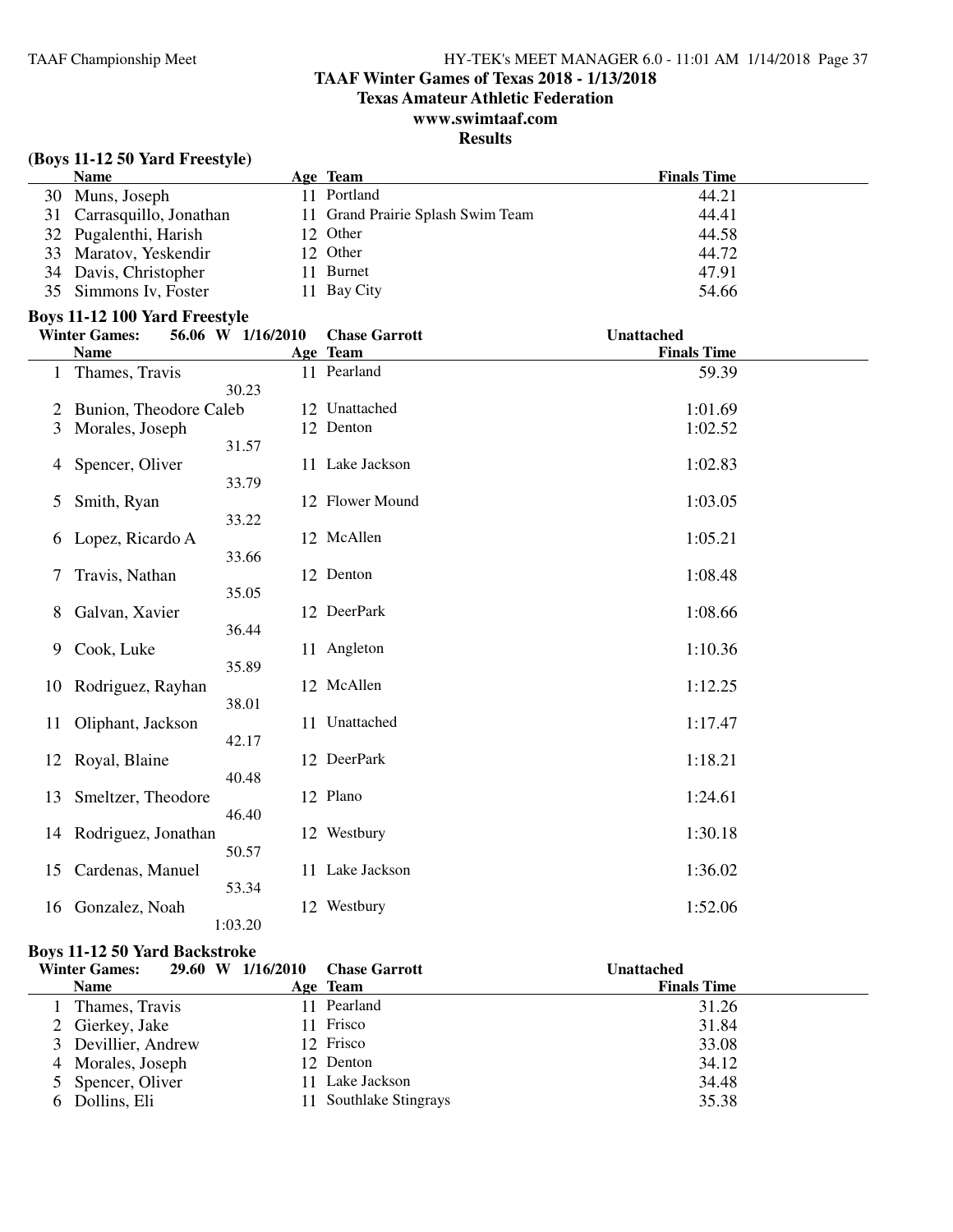# TAAF Winter Games of Texas 2018 - 1/13/2018
## Texas Amateur Athletic Federation
## www.swimtaaf.com
## Results

### (Boys 11-12 50 Yard Freestyle)

| | Name | Age | Team | Finals Time |
|---|---|---|---|---|
| 30 | Muns, Joseph | 11 | Portland | 44.21 |
| 31 | Carrasquillo, Jonathan | 11 | Grand Prairie Splash Swim Team | 44.41 |
| 32 | Pugalenthi, Harish | 12 | Other | 44.58 |
| 33 | Maratov, Yeskendir | 12 | Other | 44.72 |
| 34 | Davis, Christopher | 11 | Burnet | 47.91 |
| 35 | Simmons Iv, Foster | 11 | Bay City | 54.66 |

### Boys 11-12 100 Yard Freestyle

Winter Games: 56.06 W 1/16/2010 Chase Garrott Unattached

| | Name | Age | Team | Finals Time |
|---|---|---|---|---|
| 1 | Thames, Travis | 11 | Pearland | 59.39 |
| | 30.23 | | | |
| 2 | Bunion, Theodore Caleb | 12 | Unattached | 1:01.69 |
| 3 | Morales, Joseph | 12 | Denton | 1:02.52 |
| | 31.57 | | | |
| 4 | Spencer, Oliver | 11 | Lake Jackson | 1:02.83 |
| | 33.79 | | | |
| 5 | Smith, Ryan | 12 | Flower Mound | 1:03.05 |
| | 33.22 | | | |
| 6 | Lopez, Ricardo A | 12 | McAllen | 1:05.21 |
| | 33.66 | | | |
| 7 | Travis, Nathan | 12 | Denton | 1:08.48 |
| | 35.05 | | | |
| 8 | Galvan, Xavier | 12 | DeerPark | 1:08.66 |
| | 36.44 | | | |
| 9 | Cook, Luke | 11 | Angleton | 1:10.36 |
| | 35.89 | | | |
| 10 | Rodriguez, Rayhan | 12 | McAllen | 1:12.25 |
| | 38.01 | | | |
| 11 | Oliphant, Jackson | 11 | Unattached | 1:17.47 |
| | 42.17 | | | |
| 12 | Royal, Blaine | 12 | DeerPark | 1:18.21 |
| | 40.48 | | | |
| 13 | Smeltzer, Theodore | 12 | Plano | 1:24.61 |
| | 46.40 | | | |
| 14 | Rodriguez, Jonathan | 12 | Westbury | 1:30.18 |
| | 50.57 | | | |
| 15 | Cardenas, Manuel | 11 | Lake Jackson | 1:36.02 |
| | 53.34 | | | |
| 16 | Gonzalez, Noah | 12 | Westbury | 1:52.06 |
| | 1:03.20 | | | |

### Boys 11-12 50 Yard Backstroke

Winter Games: 29.60 W 1/16/2010 Chase Garrott Unattached

| | Name | Age | Team | Finals Time |
|---|---|---|---|---|
| 1 | Thames, Travis | 11 | Pearland | 31.26 |
| 2 | Gierkey, Jake | 11 | Frisco | 31.84 |
| 3 | Devillier, Andrew | 12 | Frisco | 33.08 |
| 4 | Morales, Joseph | 12 | Denton | 34.12 |
| 5 | Spencer, Oliver | 11 | Lake Jackson | 34.48 |
| 6 | Dollins, Eli | 11 | Southlake Stingrays | 35.38 |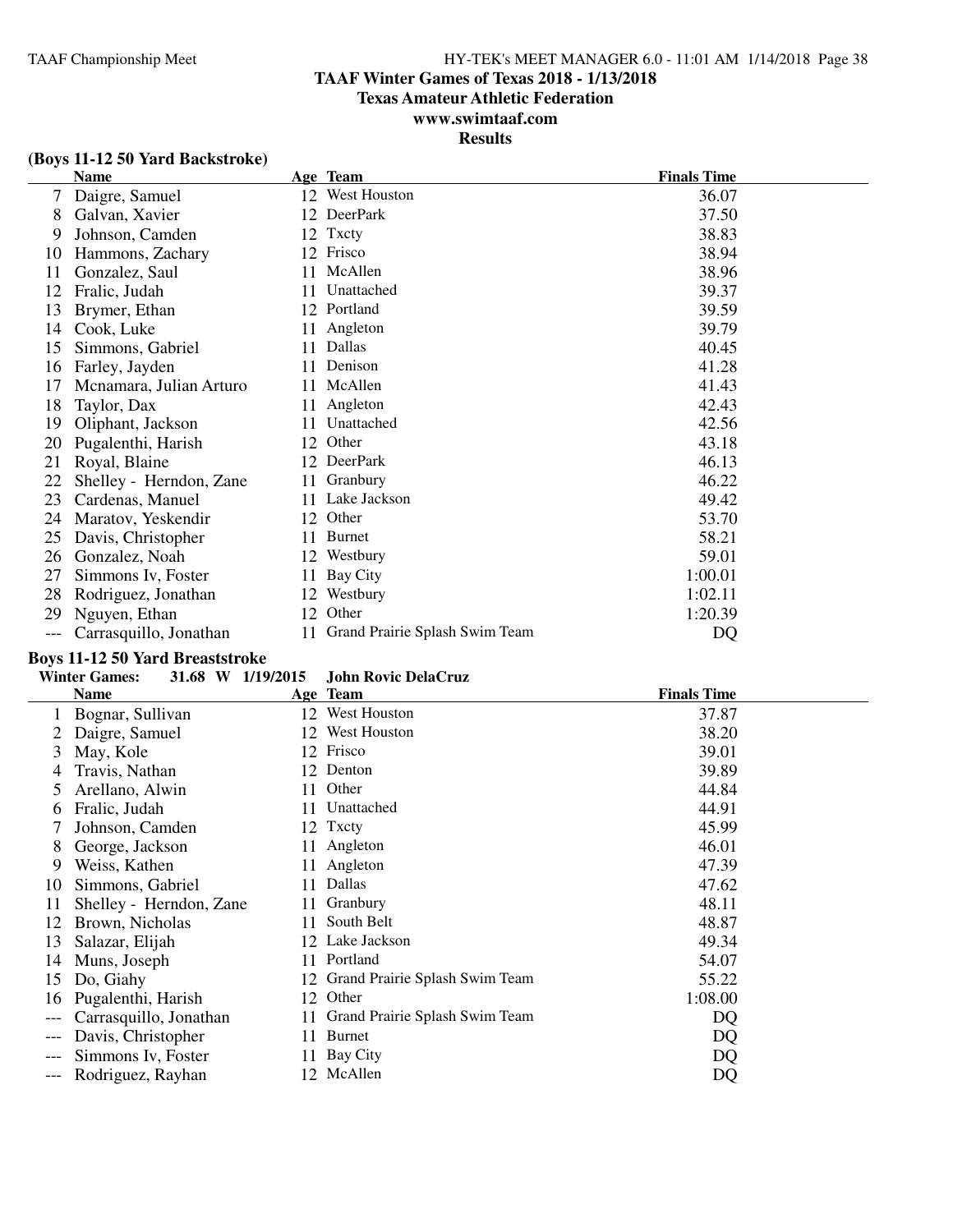# TAAF Winter Games of Texas 2018 - 1/13/2018

## Texas Amateur Athletic Federation

## www.swimtaaf.com

## Results

### (Boys 11-12 50 Yard Backstroke)

| | Name | Age | Team | Finals Time |
|---|---|---|---|---|
| 7 | Daigre, Samuel | 12 | West Houston | 36.07 |
| 8 | Galvan, Xavier | 12 | DeerPark | 37.50 |
| 9 | Johnson, Camden | 12 | Txcty | 38.83 |
| 10 | Hammons, Zachary | 12 | Frisco | 38.94 |
| 11 | Gonzalez, Saul | 11 | McAllen | 38.96 |
| 12 | Fralic, Judah | 11 | Unattached | 39.37 |
| 13 | Brymer, Ethan | 12 | Portland | 39.59 |
| 14 | Cook, Luke | 11 | Angleton | 39.79 |
| 15 | Simmons, Gabriel | 11 | Dallas | 40.45 |
| 16 | Farley, Jayden | 11 | Denison | 41.28 |
| 17 | Mcnamara, Julian Arturo | 11 | McAllen | 41.43 |
| 18 | Taylor, Dax | 11 | Angleton | 42.43 |
| 19 | Oliphant, Jackson | 11 | Unattached | 42.56 |
| 20 | Pugalenthi, Harish | 12 | Other | 43.18 |
| 21 | Royal, Blaine | 12 | DeerPark | 46.13 |
| 22 | Shelley - Herndon, Zane | 11 | Granbury | 46.22 |
| 23 | Cardenas, Manuel | 11 | Lake Jackson | 49.42 |
| 24 | Maratov, Yeskendir | 12 | Other | 53.70 |
| 25 | Davis, Christopher | 11 | Burnet | 58.21 |
| 26 | Gonzalez, Noah | 12 | Westbury | 59.01 |
| 27 | Simmons Iv, Foster | 11 | Bay City | 1:00.01 |
| 28 | Rodriguez, Jonathan | 12 | Westbury | 1:02.11 |
| 29 | Nguyen, Ethan | 12 | Other | 1:20.39 |
| --- | Carrasquillo, Jonathan | 11 | Grand Prairie Splash Swim Team | DQ |

### Boys 11-12 50 Yard Breaststroke

**Winter Games: 31.68 W 1/19/2015 John Rovic DelaCruz**

| | Name | Age | Team | Finals Time |
|---|---|---|---|---|
| 1 | Bognar, Sullivan | 12 | West Houston | 37.87 |
| 2 | Daigre, Samuel | 12 | West Houston | 38.20 |
| 3 | May, Kole | 12 | Frisco | 39.01 |
| 4 | Travis, Nathan | 12 | Denton | 39.89 |
| 5 | Arellano, Alwin | 11 | Other | 44.84 |
| 6 | Fralic, Judah | 11 | Unattached | 44.91 |
| 7 | Johnson, Camden | 12 | Txcty | 45.99 |
| 8 | George, Jackson | 11 | Angleton | 46.01 |
| 9 | Weiss, Kathen | 11 | Angleton | 47.39 |
| 10 | Simmons, Gabriel | 11 | Dallas | 47.62 |
| 11 | Shelley - Herndon, Zane | 11 | Granbury | 48.11 |
| 12 | Brown, Nicholas | 11 | South Belt | 48.87 |
| 13 | Salazar, Elijah | 12 | Lake Jackson | 49.34 |
| 14 | Muns, Joseph | 11 | Portland | 54.07 |
| 15 | Do, Giahy | 12 | Grand Prairie Splash Swim Team | 55.22 |
| 16 | Pugalenthi, Harish | 12 | Other | 1:08.00 |
| --- | Carrasquillo, Jonathan | 11 | Grand Prairie Splash Swim Team | DQ |
| --- | Davis, Christopher | 11 | Burnet | DQ |
| --- | Simmons Iv, Foster | 11 | Bay City | DQ |
| --- | Rodriguez, Rayhan | 12 | McAllen | DQ |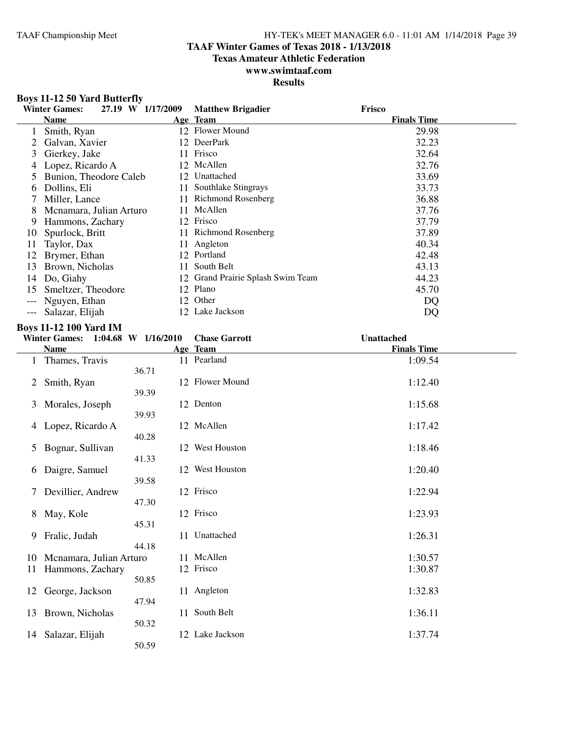# TAAF Winter Games of Texas 2018 - 1/13/2018

**Texas Amateur Athletic Federation**

**www.swimtaaf.com**

**Results**

## Boys 11-12 50 Yard Butterfly

**Winter Games: 27.19 W 1/17/2009 Matthew Brigadier Frisco**

| | Name | Age | Team | Finals Time |
|---|---|---|---|---|
| 1 | Smith, Ryan | 12 | Flower Mound | 29.98 |
| 2 | Galvan, Xavier | 12 | DeerPark | 32.23 |
| 3 | Gierkey, Jake | 11 | Frisco | 32.64 |
| 4 | Lopez, Ricardo A | 12 | McAllen | 32.76 |
| 5 | Bunion, Theodore Caleb | 12 | Unattached | 33.69 |
| 6 | Dollins, Eli | 11 | Southlake Stingrays | 33.73 |
| 7 | Miller, Lance | 11 | Richmond Rosenberg | 36.88 |
| 8 | Mcnamara, Julian Arturo | 11 | McAllen | 37.76 |
| 9 | Hammons, Zachary | 12 | Frisco | 37.79 |
| 10 | Spurlock, Britt | 11 | Richmond Rosenberg | 37.89 |
| 11 | Taylor, Dax | 11 | Angleton | 40.34 |
| 12 | Brymer, Ethan | 12 | Portland | 42.48 |
| 13 | Brown, Nicholas | 11 | South Belt | 43.13 |
| 14 | Do, Giahy | 12 | Grand Prairie Splash Swim Team | 44.23 |
| 15 | Smeltzer, Theodore | 12 | Plano | 45.70 |
| --- | Nguyen, Ethan | 12 | Other | DQ |
| --- | Salazar, Elijah | 12 | Lake Jackson | DQ |

## Boys 11-12 100 Yard IM

**Winter Games: 1:04.68 W 1/16/2010 Chase Garrott Unattached**

| | Name | Split | Age | Team | Finals Time |
|---|---|---|---|---|---|
| 1 | Thames, Travis | 36.71 | 11 | Pearland | 1:09.54 |
| 2 | Smith, Ryan | 39.39 | 12 | Flower Mound | 1:12.40 |
| 3 | Morales, Joseph | 39.93 | 12 | Denton | 1:15.68 |
| 4 | Lopez, Ricardo A | 40.28 | 12 | McAllen | 1:17.42 |
| 5 | Bognar, Sullivan | 41.33 | 12 | West Houston | 1:18.46 |
| 6 | Daigre, Samuel | 39.58 | 12 | West Houston | 1:20.40 |
| 7 | Devillier, Andrew | 47.30 | 12 | Frisco | 1:22.94 |
| 8 | May, Kole | 45.31 | 12 | Frisco | 1:23.93 |
| 9 | Fralic, Judah | 44.18 | 11 | Unattached | 1:26.31 |
| 10 | Mcnamara, Julian Arturo | | 11 | McAllen | 1:30.57 |
| 11 | Hammons, Zachary | 50.85 | 12 | Frisco | 1:30.87 |
| 12 | George, Jackson | 47.94 | 11 | Angleton | 1:32.83 |
| 13 | Brown, Nicholas | 50.32 | 11 | South Belt | 1:36.11 |
| 14 | Salazar, Elijah | 50.59 | 12 | Lake Jackson | 1:37.74 |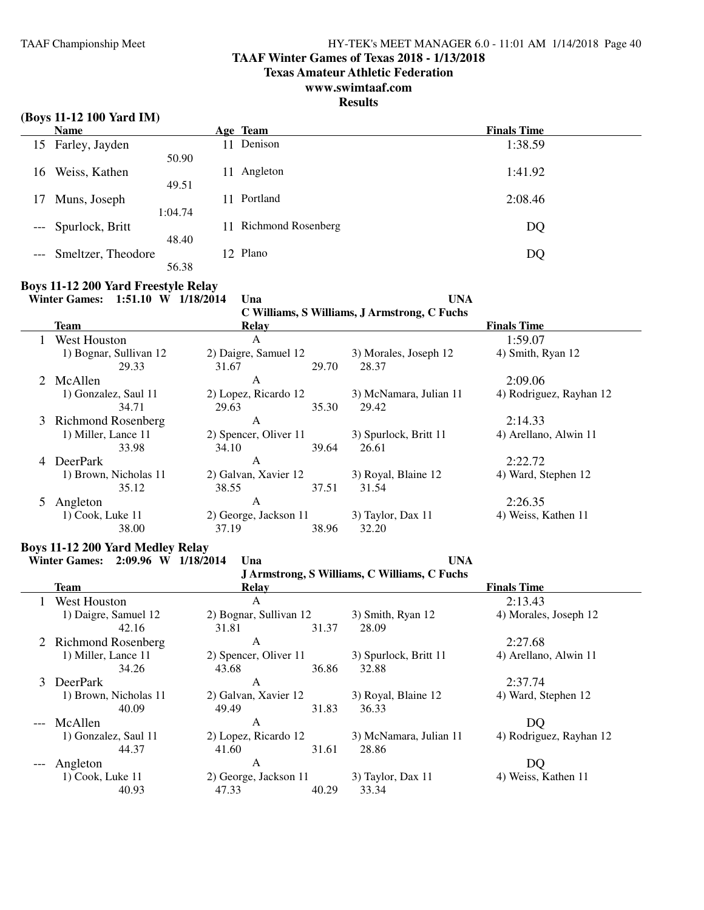## TAAF Winter Games of Texas 2018 - 1/13/2018
## Texas Amateur Athletic Federation
## www.swimtaaf.com
## Results

### (Boys 11-12 100 Yard IM)

| | Name | Age | Team | Finals Time |
|---|---|---|---|---|
| 15 | Farley, Jayden | 11 | Denison | 1:38.59 |
| | 50.90 | | | |
| 16 | Weiss, Kathen | 11 | Angleton | 1:41.92 |
| | 49.51 | | | |
| 17 | Muns, Joseph | 11 | Portland | 2:08.46 |
| | 1:04.74 | | | |
| --- | Spurlock, Britt | 11 | Richmond Rosenberg | DQ |
| | 48.40 | | | |
| --- | Smeltzer, Theodore | 12 | Plano | DQ |
| | 56.38 | | | |

### Boys 11-12 200 Yard Freestyle Relay

**Winter Games: 1:51.10 W 1/18/2014 Una UNA**
C Williams, S Williams, J Armstrong, C Fuchs

| | Team | Relay | | Finals Time |
|---|---|---|---|---|
| 1 | West Houston | A | | 1:59.07 |
| | 1) Bognar, Sullivan 12 | 2) Daigre, Samuel 12 | 3) Morales, Joseph 12 | 4) Smith, Ryan 12 |
| | 29.33 | 31.67 29.70 | 28.37 | |
| 2 | McAllen | A | | 2:09.06 |
| | 1) Gonzalez, Saul 11 | 2) Lopez, Ricardo 12 | 3) McNamara, Julian 11 | 4) Rodriguez, Rayhan 12 |
| | 34.71 | 29.63 35.30 | 29.42 | |
| 3 | Richmond Rosenberg | A | | 2:14.33 |
| | 1) Miller, Lance 11 | 2) Spencer, Oliver 11 | 3) Spurlock, Britt 11 | 4) Arellano, Alwin 11 |
| | 33.98 | 34.10 39.64 | 26.61 | |
| 4 | DeerPark | A | | 2:22.72 |
| | 1) Brown, Nicholas 11 | 2) Galvan, Xavier 12 | 3) Royal, Blaine 12 | 4) Ward, Stephen 12 |
| | 35.12 | 38.55 37.51 | 31.54 | |
| 5 | Angleton | A | | 2:26.35 |
| | 1) Cook, Luke 11 | 2) George, Jackson 11 | 3) Taylor, Dax 11 | 4) Weiss, Kathen 11 |
| | 38.00 | 37.19 38.96 | 32.20 | |

### Boys 11-12 200 Yard Medley Relay

**Winter Games: 2:09.96 W 1/18/2014 Una UNA**
J Armstrong, S Williams, C Williams, C Fuchs

| | Team | Relay | | Finals Time |
|---|---|---|---|---|
| 1 | West Houston | A | | 2:13.43 |
| | 1) Daigre, Samuel 12 | 2) Bognar, Sullivan 12 | 3) Smith, Ryan 12 | 4) Morales, Joseph 12 |
| | 42.16 | 31.81 31.37 | 28.09 | |
| 2 | Richmond Rosenberg | A | | 2:27.68 |
| | 1) Miller, Lance 11 | 2) Spencer, Oliver 11 | 3) Spurlock, Britt 11 | 4) Arellano, Alwin 11 |
| | 34.26 | 43.68 36.86 | 32.88 | |
| 3 | DeerPark | A | | 2:37.74 |
| | 1) Brown, Nicholas 11 | 2) Galvan, Xavier 12 | 3) Royal, Blaine 12 | 4) Ward, Stephen 12 |
| | 40.09 | 49.49 31.83 | 36.33 | |
| --- | McAllen | A | | DQ |
| | 1) Gonzalez, Saul 11 | 2) Lopez, Ricardo 12 | 3) McNamara, Julian 11 | 4) Rodriguez, Rayhan 12 |
| | 44.37 | 41.60 31.61 | 28.86 | |
| --- | Angleton | A | | DQ |
| | 1) Cook, Luke 11 | 2) George, Jackson 11 | 3) Taylor, Dax 11 | 4) Weiss, Kathen 11 |
| | 40.93 | 47.33 40.29 | 33.34 | |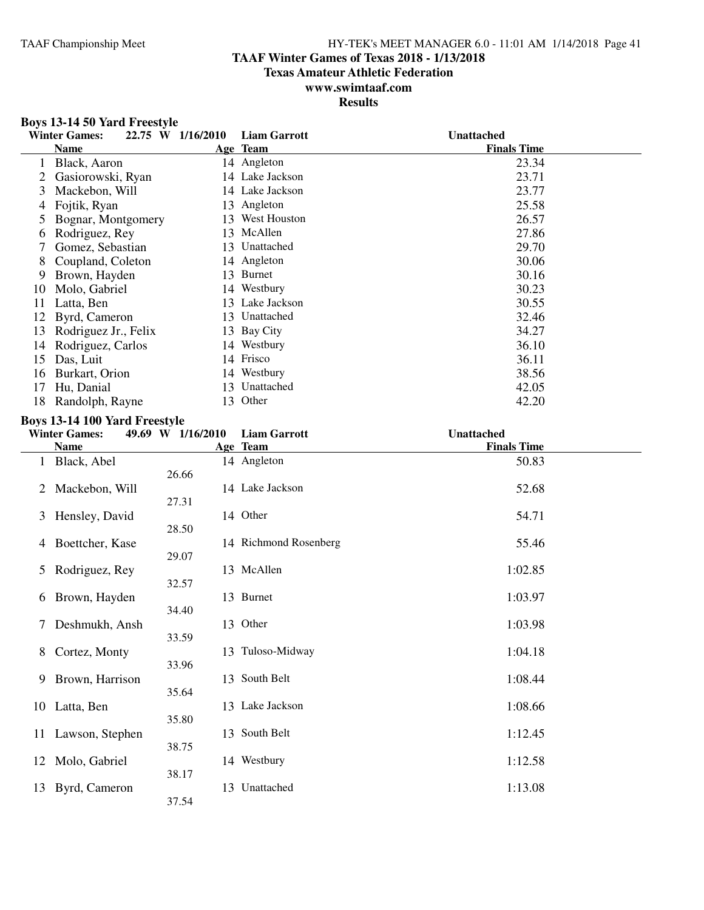# TAAF Winter Games of Texas 2018 - 1/13/2018
## Texas Amateur Athletic Federation
## www.swimtaaf.com
## Results

### Boys 13-14 50 Yard Freestyle

Winter Games: 22.75 W 1/16/2010 Liam Garrott Unattached

| | Name | Age | Team | Finals Time |
|---|---|---|---|---|
| 1 | Black, Aaron | 14 | Angleton | 23.34 |
| 2 | Gasiorowski, Ryan | 14 | Lake Jackson | 23.71 |
| 3 | Mackebon, Will | 14 | Lake Jackson | 23.77 |
| 4 | Fojtik, Ryan | 13 | Angleton | 25.58 |
| 5 | Bognar, Montgomery | 13 | West Houston | 26.57 |
| 6 | Rodriguez, Rey | 13 | McAllen | 27.86 |
| 7 | Gomez, Sebastian | 13 | Unattached | 29.70 |
| 8 | Coupland, Coleton | 14 | Angleton | 30.06 |
| 9 | Brown, Hayden | 13 | Burnet | 30.16 |
| 10 | Molo, Gabriel | 14 | Westbury | 30.23 |
| 11 | Latta, Ben | 13 | Lake Jackson | 30.55 |
| 12 | Byrd, Cameron | 13 | Unattached | 32.46 |
| 13 | Rodriguez Jr., Felix | 13 | Bay City | 34.27 |
| 14 | Rodriguez, Carlos | 14 | Westbury | 36.10 |
| 15 | Das, Luit | 14 | Frisco | 36.11 |
| 16 | Burkart, Orion | 14 | Westbury | 38.56 |
| 17 | Hu, Danial | 13 | Unattached | 42.05 |
| 18 | Randolph, Rayne | 13 | Other | 42.20 |

### Boys 13-14 100 Yard Freestyle

Winter Games: 49.69 W 1/16/2010 Liam Garrott Unattached

| | Name | Age | Team | Finals Time | Split |
|---|---|---|---|---|---|
| 1 | Black, Abel | 14 | Angleton | 50.83 | 26.66 |
| 2 | Mackebon, Will | 14 | Lake Jackson | 52.68 | 27.31 |
| 3 | Hensley, David | 14 | Other | 54.71 | 28.50 |
| 4 | Boettcher, Kase | 14 | Richmond Rosenberg | 55.46 | 29.07 |
| 5 | Rodriguez, Rey | 13 | McAllen | 1:02.85 | 32.57 |
| 6 | Brown, Hayden | 13 | Burnet | 1:03.97 | 34.40 |
| 7 | Deshmukh, Ansh | 13 | Other | 1:03.98 | 33.59 |
| 8 | Cortez, Monty | 13 | Tuloso-Midway | 1:04.18 | 33.96 |
| 9 | Brown, Harrison | 13 | South Belt | 1:08.44 | 35.64 |
| 10 | Latta, Ben | 13 | Lake Jackson | 1:08.66 | 35.80 |
| 11 | Lawson, Stephen | 13 | South Belt | 1:12.45 | 38.75 |
| 12 | Molo, Gabriel | 14 | Westbury | 1:12.58 | 38.17 |
| 13 | Byrd, Cameron | 13 | Unattached | 1:13.08 | 37.54 |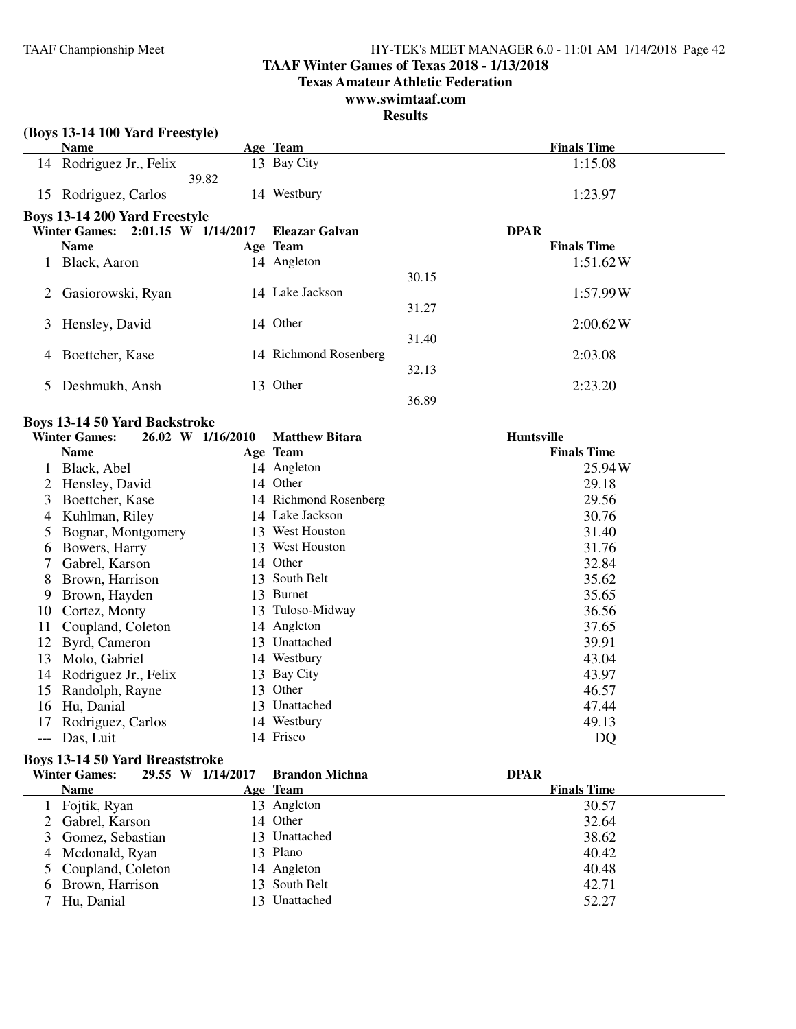## TAAF Winter Games of Texas 2018 - 1/13/2018

**Texas Amateur Athletic Federation**

**www.swimtaaf.com**

**Results**

### (Boys 13-14 100 Yard Freestyle)

| | Name | Age | Team | Finals Time |
|---|---|---|---|---|
| 14 | Rodriguez Jr., Felix | 13 | Bay City | 1:15.08 |
| | 39.82 | | | |
| 15 | Rodriguez, Carlos | 14 | Westbury | 1:23.97 |

### Boys 13-14 200 Yard Freestyle

**Winter Games: 2:01.15 W 1/14/2017 Eleazar Galvan DPAR**

| | Name | Age | Team | | Finals Time |
|---|---|---|---|---|---|
| 1 | Black, Aaron | 14 | Angleton | | 1:51.62W |
| | | | | 30.15 | |
| 2 | Gasiorowski, Ryan | 14 | Lake Jackson | | 1:57.99W |
| | | | | 31.27 | |
| 3 | Hensley, David | 14 | Other | | 2:00.62W |
| | | | | 31.40 | |
| 4 | Boettcher, Kase | 14 | Richmond Rosenberg | | 2:03.08 |
| | | | | 32.13 | |
| 5 | Deshmukh, Ansh | 13 | Other | | 2:23.20 |
| | | | | 36.89 | |

### Boys 13-14 50 Yard Backstroke

**Winter Games: 26.02 W 1/16/2010 Matthew Bitara Huntsville**

| | Name | Age | Team | Finals Time |
|---|---|---|---|---|
| 1 | Black, Abel | 14 | Angleton | 25.94W |
| 2 | Hensley, David | 14 | Other | 29.18 |
| 3 | Boettcher, Kase | 14 | Richmond Rosenberg | 29.56 |
| 4 | Kuhlman, Riley | 14 | Lake Jackson | 30.76 |
| 5 | Bognar, Montgomery | 13 | West Houston | 31.40 |
| 6 | Bowers, Harry | 13 | West Houston | 31.76 |
| 7 | Gabrel, Karson | 14 | Other | 32.84 |
| 8 | Brown, Harrison | 13 | South Belt | 35.62 |
| 9 | Brown, Hayden | 13 | Burnet | 35.65 |
| 10 | Cortez, Monty | 13 | Tuloso-Midway | 36.56 |
| 11 | Coupland, Coleton | 14 | Angleton | 37.65 |
| 12 | Byrd, Cameron | 13 | Unattached | 39.91 |
| 13 | Molo, Gabriel | 14 | Westbury | 43.04 |
| 14 | Rodriguez Jr., Felix | 13 | Bay City | 43.97 |
| 15 | Randolph, Rayne | 13 | Other | 46.57 |
| 16 | Hu, Danial | 13 | Unattached | 47.44 |
| 17 | Rodriguez, Carlos | 14 | Westbury | 49.13 |
| --- | Das, Luit | 14 | Frisco | DQ |

### Boys 13-14 50 Yard Breaststroke

**Winter Games: 29.55 W 1/14/2017 Brandon Michna DPAR**

| | Name | Age | Team | Finals Time |
|---|---|---|---|---|
| 1 | Fojtik, Ryan | 13 | Angleton | 30.57 |
| 2 | Gabrel, Karson | 14 | Other | 32.64 |
| 3 | Gomez, Sebastian | 13 | Unattached | 38.62 |
| 4 | Mcdonald, Ryan | 13 | Plano | 40.42 |
| 5 | Coupland, Coleton | 14 | Angleton | 40.48 |
| 6 | Brown, Harrison | 13 | South Belt | 42.71 |
| 7 | Hu, Danial | 13 | Unattached | 52.27 |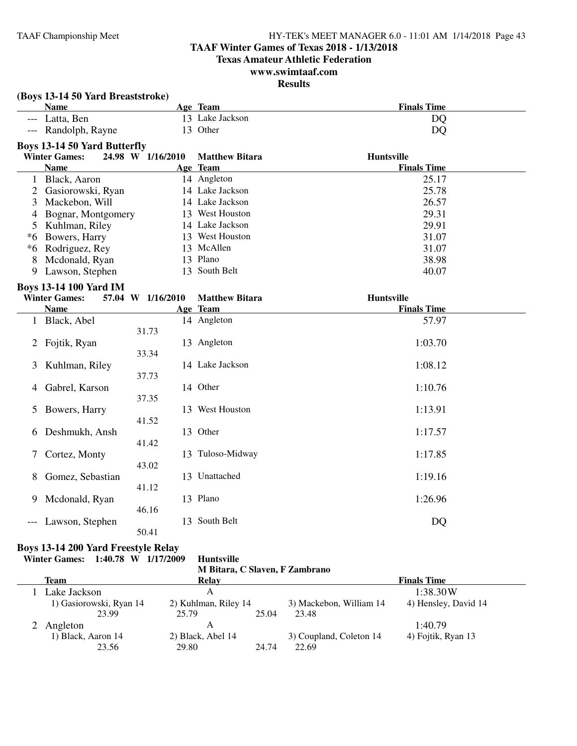# TAAF Winter Games of Texas 2018 - 1/13/2018
## Texas Amateur Athletic Federation
## www.swimtaaf.com
## Results

### (Boys 13-14 50 Yard Breaststroke)

| | Name | Age | Team | Finals Time |
|---|---|---|---|---|
| --- | Latta, Ben | 13 | Lake Jackson | DQ |
| --- | Randolph, Rayne | 13 | Other | DQ |

### Boys 13-14 50 Yard Butterfly

**Winter Games: 24.98 W 1/16/2010 Matthew Bitara Huntsville**

| | Name | Age | Team | Finals Time |
|---|---|---|---|---|
| 1 | Black, Aaron | 14 | Angleton | 25.17 |
| 2 | Gasiorowski, Ryan | 14 | Lake Jackson | 25.78 |
| 3 | Mackebon, Will | 14 | Lake Jackson | 26.57 |
| 4 | Bognar, Montgomery | 13 | West Houston | 29.31 |
| 5 | Kuhlman, Riley | 14 | Lake Jackson | 29.91 |
| *6 | Bowers, Harry | 13 | West Houston | 31.07 |
| *6 | Rodriguez, Rey | 13 | McAllen | 31.07 |
| 8 | Mcdonald, Ryan | 13 | Plano | 38.98 |
| 9 | Lawson, Stephen | 13 | South Belt | 40.07 |

### Boys 13-14 100 Yard IM

**Winter Games: 57.04 W 1/16/2010 Matthew Bitara Huntsville**

| | Name | Age | Team | Finals Time |
|---|---|---|---|---|
| 1 | Black, Abel | 14 | Angleton | 57.97 |
| | 31.73 | | | |
| 2 | Fojtik, Ryan | 13 | Angleton | 1:03.70 |
| | 33.34 | | | |
| 3 | Kuhlman, Riley | 14 | Lake Jackson | 1:08.12 |
| | 37.73 | | | |
| 4 | Gabrel, Karson | 14 | Other | 1:10.76 |
| | 37.35 | | | |
| 5 | Bowers, Harry | 13 | West Houston | 1:13.91 |
| | 41.52 | | | |
| 6 | Deshmukh, Ansh | 13 | Other | 1:17.57 |
| | 41.42 | | | |
| 7 | Cortez, Monty | 13 | Tuloso-Midway | 1:17.85 |
| | 43.02 | | | |
| 8 | Gomez, Sebastian | 13 | Unattached | 1:19.16 |
| | 41.12 | | | |
| 9 | Mcdonald, Ryan | 13 | Plano | 1:26.96 |
| | 46.16 | | | |
| --- | Lawson, Stephen | 13 | South Belt | DQ |
| | 50.41 | | | |

### Boys 13-14 200 Yard Freestyle Relay

**Winter Games: 1:40.78 W 1/17/2009 Huntsville**
**M Bitara, C Slaven, F Zambrano**

| | Team | Relay | | | Finals Time |
|---|---|---|---|---|---|
| 1 | Lake Jackson | A | | | 1:38.30W |
| | 1) Gasiorowski, Ryan 14 | 2) Kuhlman, Riley 14 | 3) Mackebon, William 14 | 4) Hensley, David 14 | |
| | 23.99 | 25.79 | 25.04 | 23.48 | |
| 2 | Angleton | A | | | 1:40.79 |
| | 1) Black, Aaron 14 | 2) Black, Abel 14 | 3) Coupland, Coleton 14 | 4) Fojtik, Ryan 13 | |
| | 23.56 | 29.80 | 24.74 | 22.69 | |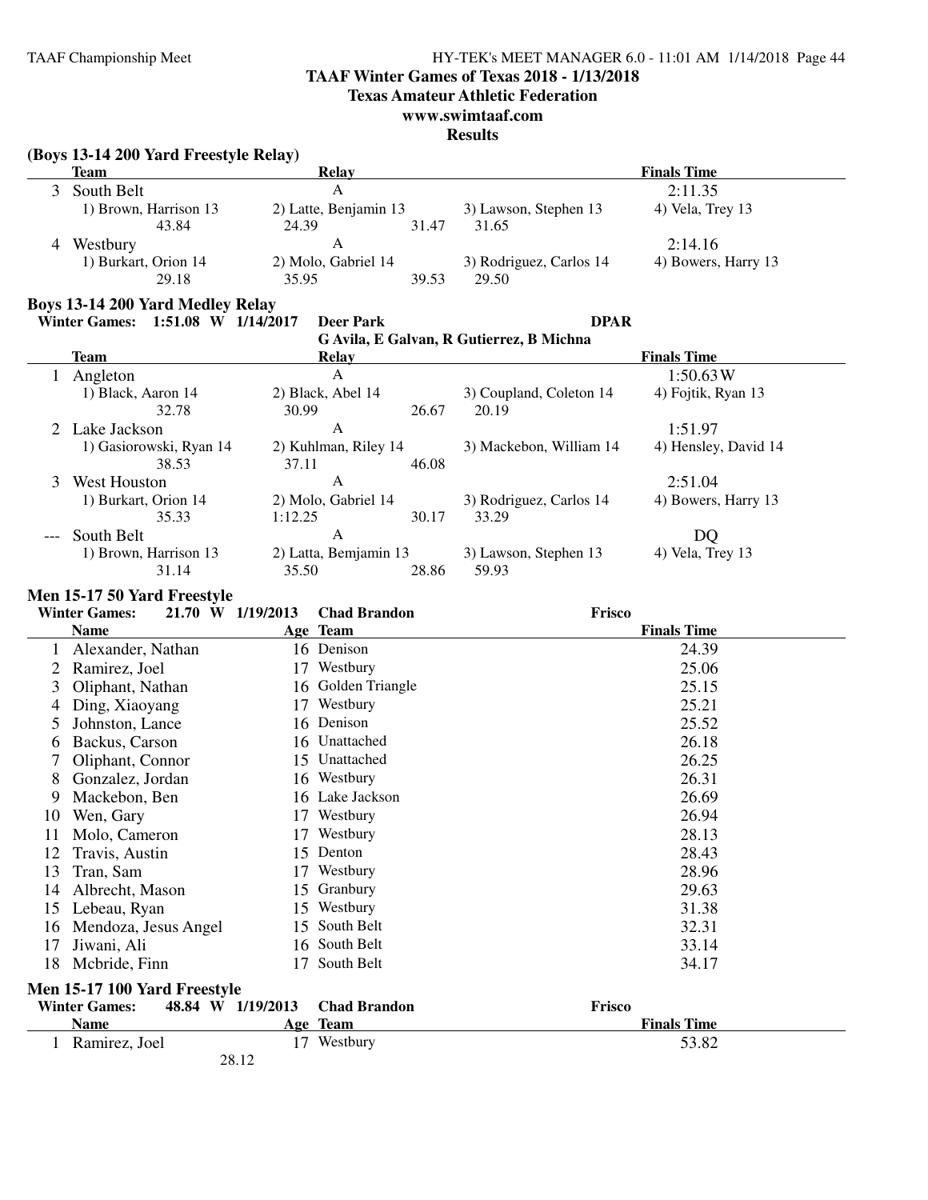# TAAF Winter Games of Texas 2018 - 1/13/2018

## Texas Amateur Athletic Federation

## www.swimtaaf.com

## Results

### (Boys 13-14 200 Yard Freestyle Relay)

| | Team | Relay | | Finals Time |
|---|---|---|---|---|
| 3 | South Belt | A | | 2:11.35 |
| | 1) Brown, Harrison 13 | 2) Latte, Benjamin 13 | 3) Lawson, Stephen 13 | 4) Vela, Trey 13 |
| | 43.84 | 24.39 31.47 | 31.65 | |
| 4 | Westbury | A | | 2:14.16 |
| | 1) Burkart, Orion 14 | 2) Molo, Gabriel 14 | 3) Rodriguez, Carlos 14 | 4) Bowers, Harry 13 |
| | 29.18 | 35.95 39.53 | 29.50 | |

### Boys 13-14 200 Yard Medley Relay

**Winter Games: 1:51.08 W 1/14/2017 Deer Park DPAR**
G Avila, E Galvan, R Gutierrez, B Michna

| | Team | Relay | | Finals Time |
|---|---|---|---|---|
| 1 | Angleton | A | | 1:50.63W |
| | 1) Black, Aaron 14 | 2) Black, Abel 14 | 3) Coupland, Coleton 14 | 4) Fojtik, Ryan 13 |
| | 32.78 | 30.99 26.67 | 20.19 | |
| 2 | Lake Jackson | A | | 1:51.97 |
| | 1) Gasiorowski, Ryan 14 | 2) Kuhlman, Riley 14 | 3) Mackebon, William 14 | 4) Hensley, David 14 |
| | 38.53 | 37.11 46.08 | | |
| 3 | West Houston | A | | 2:51.04 |
| | 1) Burkart, Orion 14 | 2) Molo, Gabriel 14 | 3) Rodriguez, Carlos 14 | 4) Bowers, Harry 13 |
| | 35.33 | 1:12.25 30.17 | 33.29 | |
| --- | South Belt | A | | DQ |
| | 1) Brown, Harrison 13 | 2) Latta, Bemjamin 13 | 3) Lawson, Stephen 13 | 4) Vela, Trey 13 |
| | 31.14 | 35.50 28.86 | 59.93 | |

### Men 15-17 50 Yard Freestyle

**Winter Games: 21.70 W 1/19/2013 Chad Brandon Frisco**

| | Name | Age | Team | Finals Time |
|---|---|---|---|---|
| 1 | Alexander, Nathan | 16 | Denison | 24.39 |
| 2 | Ramirez, Joel | 17 | Westbury | 25.06 |
| 3 | Oliphant, Nathan | 16 | Golden Triangle | 25.15 |
| 4 | Ding, Xiaoyang | 17 | Westbury | 25.21 |
| 5 | Johnston, Lance | 16 | Denison | 25.52 |
| 6 | Backus, Carson | 16 | Unattached | 26.18 |
| 7 | Oliphant, Connor | 15 | Unattached | 26.25 |
| 8 | Gonzalez, Jordan | 16 | Westbury | 26.31 |
| 9 | Mackebon, Ben | 16 | Lake Jackson | 26.69 |
| 10 | Wen, Gary | 17 | Westbury | 26.94 |
| 11 | Molo, Cameron | 17 | Westbury | 28.13 |
| 12 | Travis, Austin | 15 | Denton | 28.43 |
| 13 | Tran, Sam | 17 | Westbury | 28.96 |
| 14 | Albrecht, Mason | 15 | Granbury | 29.63 |
| 15 | Lebeau, Ryan | 15 | Westbury | 31.38 |
| 16 | Mendoza, Jesus Angel | 15 | South Belt | 32.31 |
| 17 | Jiwani, Ali | 16 | South Belt | 33.14 |
| 18 | Mcbride, Finn | 17 | South Belt | 34.17 |

### Men 15-17 100 Yard Freestyle

**Winter Games: 48.84 W 1/19/2013 Chad Brandon Frisco**

| | Name | Age | Team | Finals Time |
|---|---|---|---|---|
| 1 | Ramirez, Joel | 17 | Westbury | 53.82 |
| | 28.12 | | | |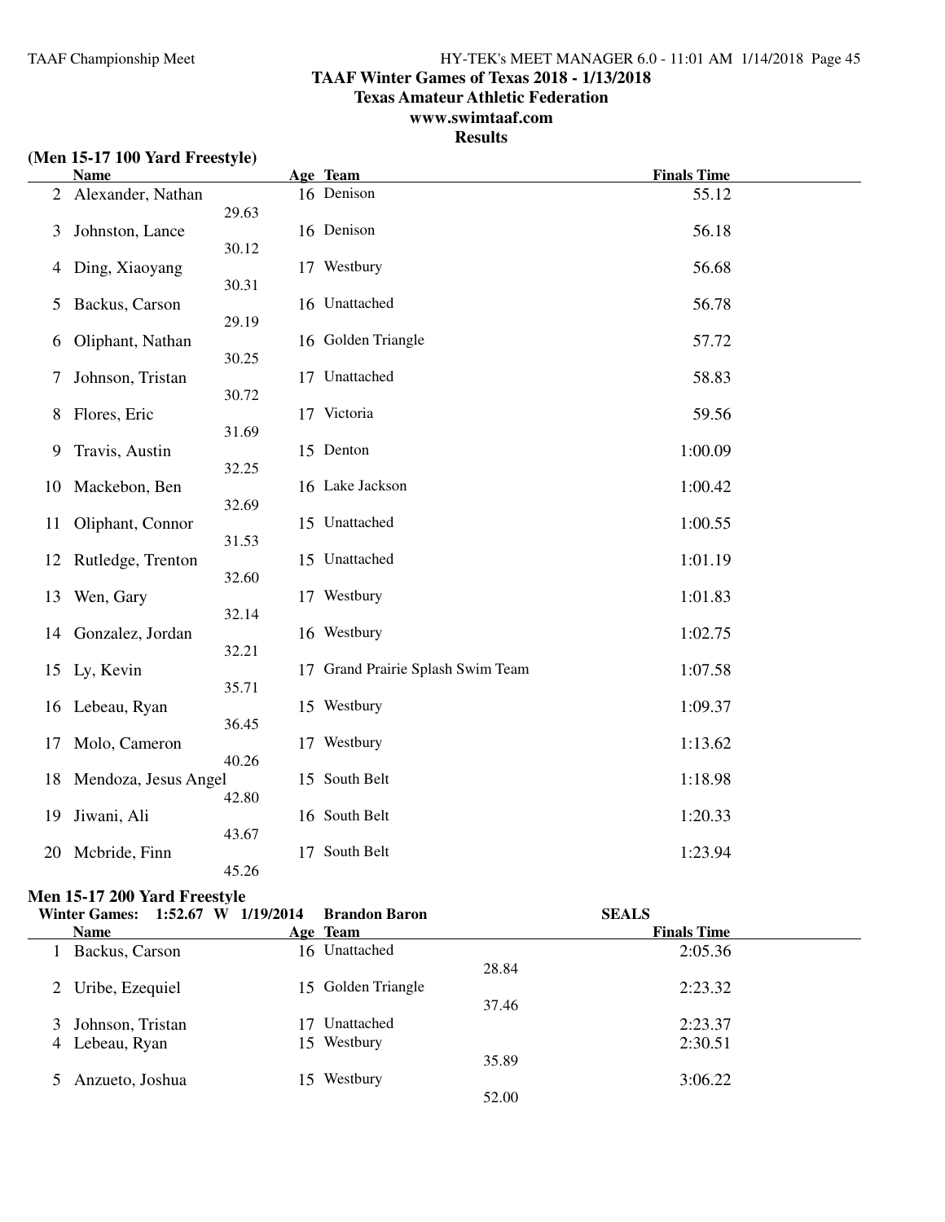# TAAF Winter Games of Texas 2018 - 1/13/2018

## Texas Amateur Athletic Federation

## www.swimtaaf.com

## Results

### (Men 15-17 100 Yard Freestyle)

| | Name | Split | Age | Team | Finals Time |
|---|---|---|---|---|---|
| 2 | Alexander, Nathan | 29.63 | 16 | Denison | 55.12 |
| 3 | Johnston, Lance | 30.12 | 16 | Denison | 56.18 |
| 4 | Ding, Xiaoyang | 30.31 | 17 | Westbury | 56.68 |
| 5 | Backus, Carson | 29.19 | 16 | Unattached | 56.78 |
| 6 | Oliphant, Nathan | 30.25 | 16 | Golden Triangle | 57.72 |
| 7 | Johnson, Tristan | 30.72 | 17 | Unattached | 58.83 |
| 8 | Flores, Eric | 31.69 | 17 | Victoria | 59.56 |
| 9 | Travis, Austin | 32.25 | 15 | Denton | 1:00.09 |
| 10 | Mackebon, Ben | 32.69 | 16 | Lake Jackson | 1:00.42 |
| 11 | Oliphant, Connor | 31.53 | 15 | Unattached | 1:00.55 |
| 12 | Rutledge, Trenton | 32.60 | 15 | Unattached | 1:01.19 |
| 13 | Wen, Gary | 32.14 | 17 | Westbury | 1:01.83 |
| 14 | Gonzalez, Jordan | 32.21 | 16 | Westbury | 1:02.75 |
| 15 | Ly, Kevin | 35.71 | 17 | Grand Prairie Splash Swim Team | 1:07.58 |
| 16 | Lebeau, Ryan | 36.45 | 15 | Westbury | 1:09.37 |
| 17 | Molo, Cameron | 40.26 | 17 | Westbury | 1:13.62 |
| 18 | Mendoza, Jesus Angel | 42.80 | 15 | South Belt | 1:18.98 |
| 19 | Jiwani, Ali | 43.67 | 16 | South Belt | 1:20.33 |
| 20 | Mcbride, Finn | 45.26 | 17 | South Belt | 1:23.94 |

### Men 15-17 200 Yard Freestyle

**Winter Games: 1:52.67 W 1/19/2014 Brandon Baron SEALS**

| | Name | Age | Team | Split | Finals Time |
|---|---|---|---|---|---|
| 1 | Backus, Carson | 16 | Unattached | 28.84 | 2:05.36 |
| 2 | Uribe, Ezequiel | 15 | Golden Triangle | 37.46 | 2:23.32 |
| 3 | Johnson, Tristan | 17 | Unattached | | 2:23.37 |
| 4 | Lebeau, Ryan | 15 | Westbury | 35.89 | 2:30.51 |
| 5 | Anzueto, Joshua | 15 | Westbury | 52.00 | 3:06.22 |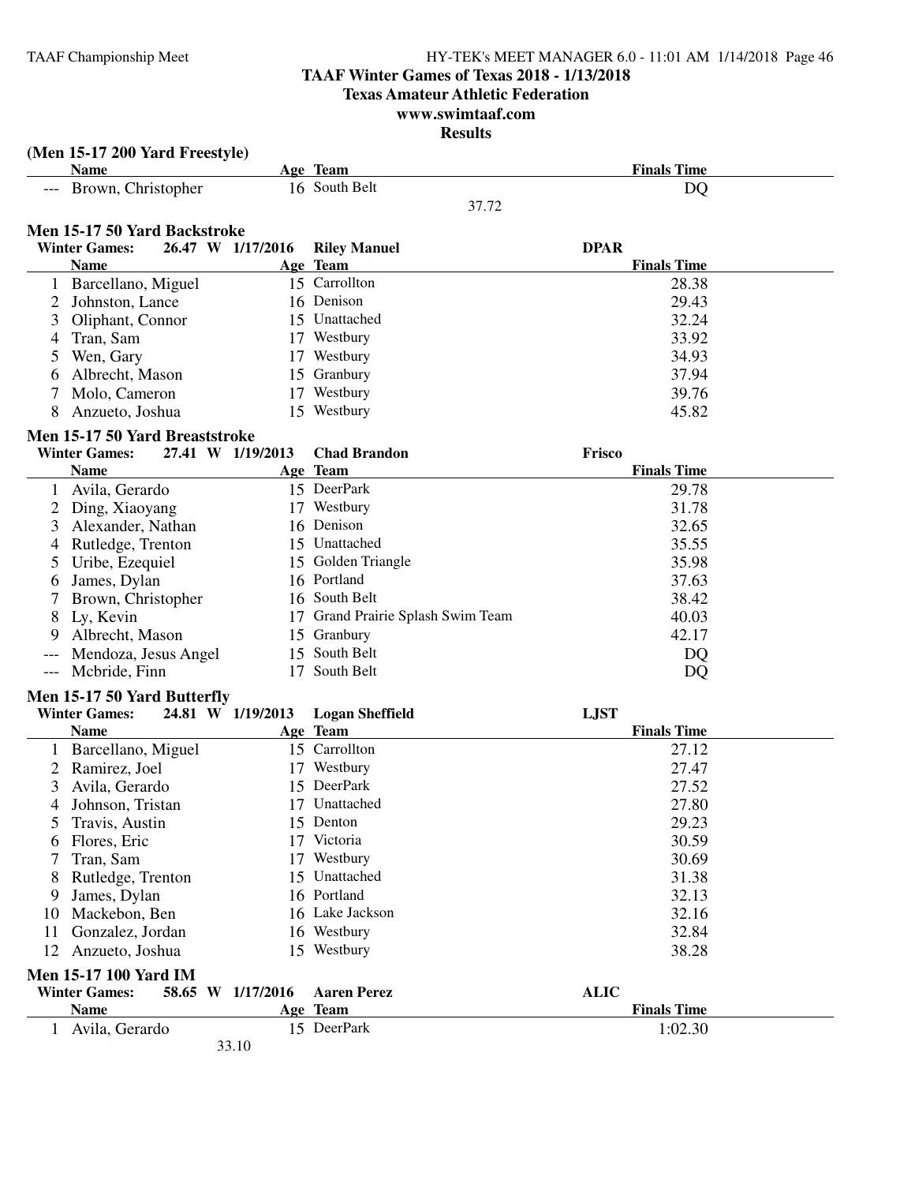**TAAF Winter Games of Texas 2018 - 1/13/2018**

**Texas Amateur Athletic Federation**

**www.swimtaaf.com**

**Results**

### (Men 15-17 200 Yard Freestyle)

| | Name | Age | Team | Finals Time |
|---|---|---|---|---|
| --- | Brown, Christopher | 16 | South Belt | DQ |
| | | | 37.72 | |

### Men 15-17 50 Yard Backstroke

**Winter Games: 26.47 W 1/17/2016 Riley Manuel DPAR**

| | Name | Age | Team | Finals Time |
|---|---|---|---|---|
| 1 | Barcellano, Miguel | 15 | Carrollton | 28.38 |
| 2 | Johnston, Lance | 16 | Denison | 29.43 |
| 3 | Oliphant, Connor | 15 | Unattached | 32.24 |
| 4 | Tran, Sam | 17 | Westbury | 33.92 |
| 5 | Wen, Gary | 17 | Westbury | 34.93 |
| 6 | Albrecht, Mason | 15 | Granbury | 37.94 |
| 7 | Molo, Cameron | 17 | Westbury | 39.76 |
| 8 | Anzueto, Joshua | 15 | Westbury | 45.82 |

### Men 15-17 50 Yard Breaststroke

**Winter Games: 27.41 W 1/19/2013 Chad Brandon Frisco**

| | Name | Age | Team | Finals Time |
|---|---|---|---|---|
| 1 | Avila, Gerardo | 15 | DeerPark | 29.78 |
| 2 | Ding, Xiaoyang | 17 | Westbury | 31.78 |
| 3 | Alexander, Nathan | 16 | Denison | 32.65 |
| 4 | Rutledge, Trenton | 15 | Unattached | 35.55 |
| 5 | Uribe, Ezequiel | 15 | Golden Triangle | 35.98 |
| 6 | James, Dylan | 16 | Portland | 37.63 |
| 7 | Brown, Christopher | 16 | South Belt | 38.42 |
| 8 | Ly, Kevin | 17 | Grand Prairie Splash Swim Team | 40.03 |
| 9 | Albrecht, Mason | 15 | Granbury | 42.17 |
| --- | Mendoza, Jesus Angel | 15 | South Belt | DQ |
| --- | Mcbride, Finn | 17 | South Belt | DQ |

### Men 15-17 50 Yard Butterfly

**Winter Games: 24.81 W 1/19/2013 Logan Sheffield LJST**

| | Name | Age | Team | Finals Time |
|---|---|---|---|---|
| 1 | Barcellano, Miguel | 15 | Carrollton | 27.12 |
| 2 | Ramirez, Joel | 17 | Westbury | 27.47 |
| 3 | Avila, Gerardo | 15 | DeerPark | 27.52 |
| 4 | Johnson, Tristan | 17 | Unattached | 27.80 |
| 5 | Travis, Austin | 15 | Denton | 29.23 |
| 6 | Flores, Eric | 17 | Victoria | 30.59 |
| 7 | Tran, Sam | 17 | Westbury | 30.69 |
| 8 | Rutledge, Trenton | 15 | Unattached | 31.38 |
| 9 | James, Dylan | 16 | Portland | 32.13 |
| 10 | Mackebon, Ben | 16 | Lake Jackson | 32.16 |
| 11 | Gonzalez, Jordan | 16 | Westbury | 32.84 |
| 12 | Anzueto, Joshua | 15 | Westbury | 38.28 |

### Men 15-17 100 Yard IM

**Winter Games: 58.65 W 1/17/2016 Aaren Perez ALIC**

| | Name | Age | Team | Finals Time |
|---|---|---|---|---|
| 1 | Avila, Gerardo | 15 | DeerPark | 1:02.30 |
| | 33.10 | | | |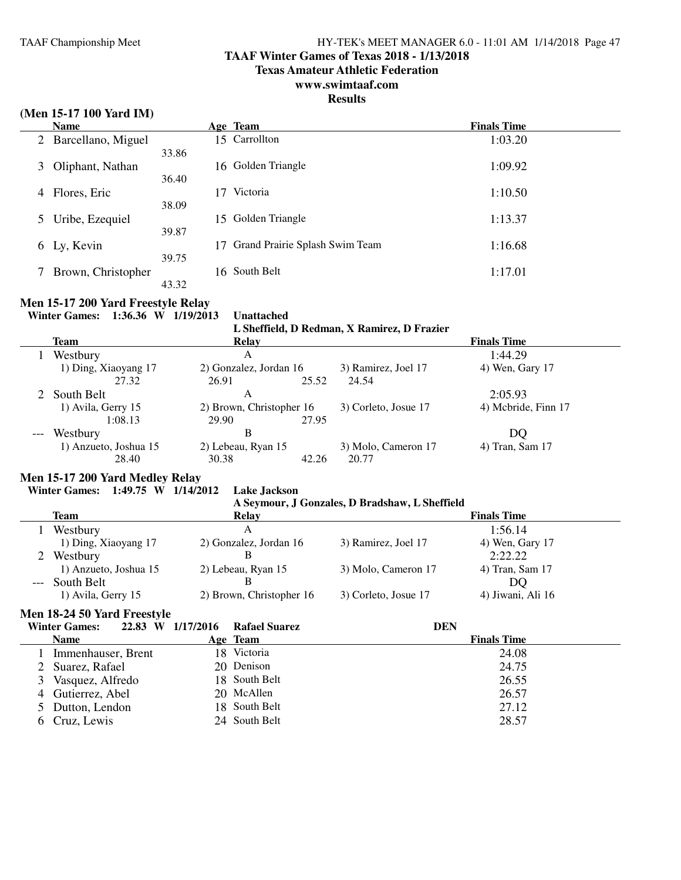# TAAF Winter Games of Texas 2018 - 1/13/2018

## Texas Amateur Athletic Federation

## www.swimtaaf.com

## Results

### (Men 15-17 100 Yard IM)

| | Name | Age | Team | Finals Time |
|---|---|---|---|---|
| 2 | Barcellano, Miguel | 15 | Carrollton | 1:03.20 |
| | 33.86 | | | |
| 3 | Oliphant, Nathan | 16 | Golden Triangle | 1:09.92 |
| | 36.40 | | | |
| 4 | Flores, Eric | 17 | Victoria | 1:10.50 |
| | 38.09 | | | |
| 5 | Uribe, Ezequiel | 15 | Golden Triangle | 1:13.37 |
| | 39.87 | | | |
| 6 | Ly, Kevin | 17 | Grand Prairie Splash Swim Team | 1:16.68 |
| | 39.75 | | | |
| 7 | Brown, Christopher | 16 | South Belt | 1:17.01 |
| | 43.32 | | | |

### Men 15-17 200 Yard Freestyle Relay

**Winter Games: 1:36.36 W 1/19/2013 Unattached**
**L Sheffield, D Redman, X Ramirez, D Frazier**

| | Team | Relay | | Finals Time |
|---|---|---|---|---|
| 1 | Westbury | A | | 1:44.29 |
| | 1) Ding, Xiaoyang 17 | 2) Gonzalez, Jordan 16 | 3) Ramirez, Joel 17 | 4) Wen, Gary 17 |
| | 27.32 | 26.91 / 25.52 | 24.54 | |
| 2 | South Belt | A | | 2:05.93 |
| | 1) Avila, Gerry 15 | 2) Brown, Christopher 16 | 3) Corleto, Josue 17 | 4) Mcbride, Finn 17 |
| | 1:08.13 | 29.90 / 27.95 | | |
| --- | Westbury | B | | DQ |
| | 1) Anzueto, Joshua 15 | 2) Lebeau, Ryan 15 | 3) Molo, Cameron 17 | 4) Tran, Sam 17 |
| | 28.40 | 30.38 / 42.26 | 20.77 | |

### Men 15-17 200 Yard Medley Relay

**Winter Games: 1:49.75 W 1/14/2012 Lake Jackson**
**A Seymour, J Gonzales, D Bradshaw, L Sheffield**

| | Team | Relay | | Finals Time |
|---|---|---|---|---|
| 1 | Westbury | A | | 1:56.14 |
| | 1) Ding, Xiaoyang 17 | 2) Gonzalez, Jordan 16 | 3) Ramirez, Joel 17 | 4) Wen, Gary 17 |
| 2 | Westbury | B | | 2:22.22 |
| | 1) Anzueto, Joshua 15 | 2) Lebeau, Ryan 15 | 3) Molo, Cameron 17 | 4) Tran, Sam 17 |
| --- | South Belt | B | | DQ |
| | 1) Avila, Gerry 15 | 2) Brown, Christopher 16 | 3) Corleto, Josue 17 | 4) Jiwani, Ali 16 |

### Men 18-24 50 Yard Freestyle

**Winter Games: 22.83 W 1/17/2016 Rafael Suarez DEN**

| | Name | Age | Team | Finals Time |
|---|---|---|---|---|
| 1 | Immenhauser, Brent | 18 | Victoria | 24.08 |
| 2 | Suarez, Rafael | 20 | Denison | 24.75 |
| 3 | Vasquez, Alfredo | 18 | South Belt | 26.55 |
| 4 | Gutierrez, Abel | 20 | McAllen | 26.57 |
| 5 | Dutton, Lendon | 18 | South Belt | 27.12 |
| 6 | Cruz, Lewis | 24 | South Belt | 28.57 |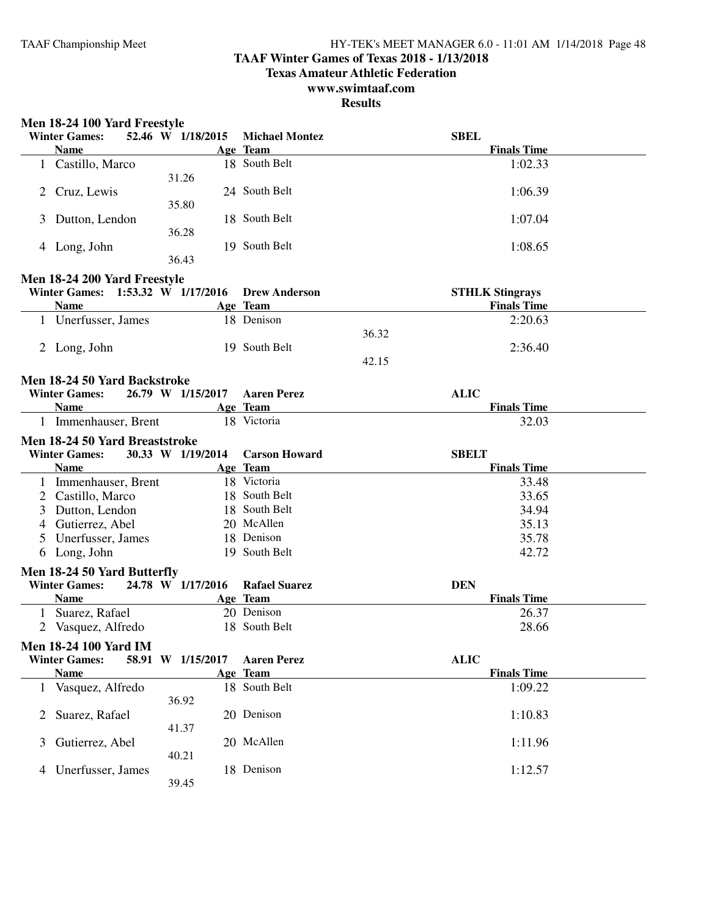# TAAF Winter Games of Texas 2018 - 1/13/2018
## Texas Amateur Athletic Federation
## www.swimtaaf.com
## Results

### Men 18-24 100 Yard Freestyle

Winter Games: 52.46 W 1/18/2015 Michael Montez SBEL

| | Name | Age | Team | Finals Time |
|---|---|---|---|---|
| 1 | Castillo, Marco | 18 | South Belt | 1:02.33 |
| | 31.26 | | | |
| 2 | Cruz, Lewis | 24 | South Belt | 1:06.39 |
| | 35.80 | | | |
| 3 | Dutton, Lendon | 18 | South Belt | 1:07.04 |
| | 36.28 | | | |
| 4 | Long, John | 19 | South Belt | 1:08.65 |
| | 36.43 | | | |

### Men 18-24 200 Yard Freestyle

Winter Games: 1:53.32 W 1/17/2016 Drew Anderson STHLK Stingrays

| | Name | Age | Team | Finals Time |
|---|---|---|---|---|
| 1 | Unerfusser, James | 18 | Denison | 2:20.63 |
| | | | 36.32 | |
| 2 | Long, John | 19 | South Belt | 2:36.40 |
| | | | 42.15 | |

### Men 18-24 50 Yard Backstroke

Winter Games: 26.79 W 1/15/2017 Aaren Perez ALIC

| | Name | Age | Team | Finals Time |
|---|---|---|---|---|
| 1 | Immenhauser, Brent | 18 | Victoria | 32.03 |

### Men 18-24 50 Yard Breaststroke

Winter Games: 30.33 W 1/19/2014 Carson Howard SBELT

| | Name | Age | Team | Finals Time |
|---|---|---|---|---|
| 1 | Immenhauser, Brent | 18 | Victoria | 33.48 |
| 2 | Castillo, Marco | 18 | South Belt | 33.65 |
| 3 | Dutton, Lendon | 18 | South Belt | 34.94 |
| 4 | Gutierrez, Abel | 20 | McAllen | 35.13 |
| 5 | Unerfusser, James | 18 | Denison | 35.78 |
| 6 | Long, John | 19 | South Belt | 42.72 |

### Men 18-24 50 Yard Butterfly

Winter Games: 24.78 W 1/17/2016 Rafael Suarez DEN

| | Name | Age | Team | Finals Time |
|---|---|---|---|---|
| 1 | Suarez, Rafael | 20 | Denison | 26.37 |
| 2 | Vasquez, Alfredo | 18 | South Belt | 28.66 |

### Men 18-24 100 Yard IM

Winter Games: 58.91 W 1/15/2017 Aaren Perez ALIC

| | Name | Age | Team | Finals Time |
|---|---|---|---|---|
| 1 | Vasquez, Alfredo | 18 | South Belt | 1:09.22 |
| | 36.92 | | | |
| 2 | Suarez, Rafael | 20 | Denison | 1:10.83 |
| | 41.37 | | | |
| 3 | Gutierrez, Abel | 20 | McAllen | 1:11.96 |
| | 40.21 | | | |
| 4 | Unerfusser, James | 18 | Denison | 1:12.57 |
| | 39.45 | | | |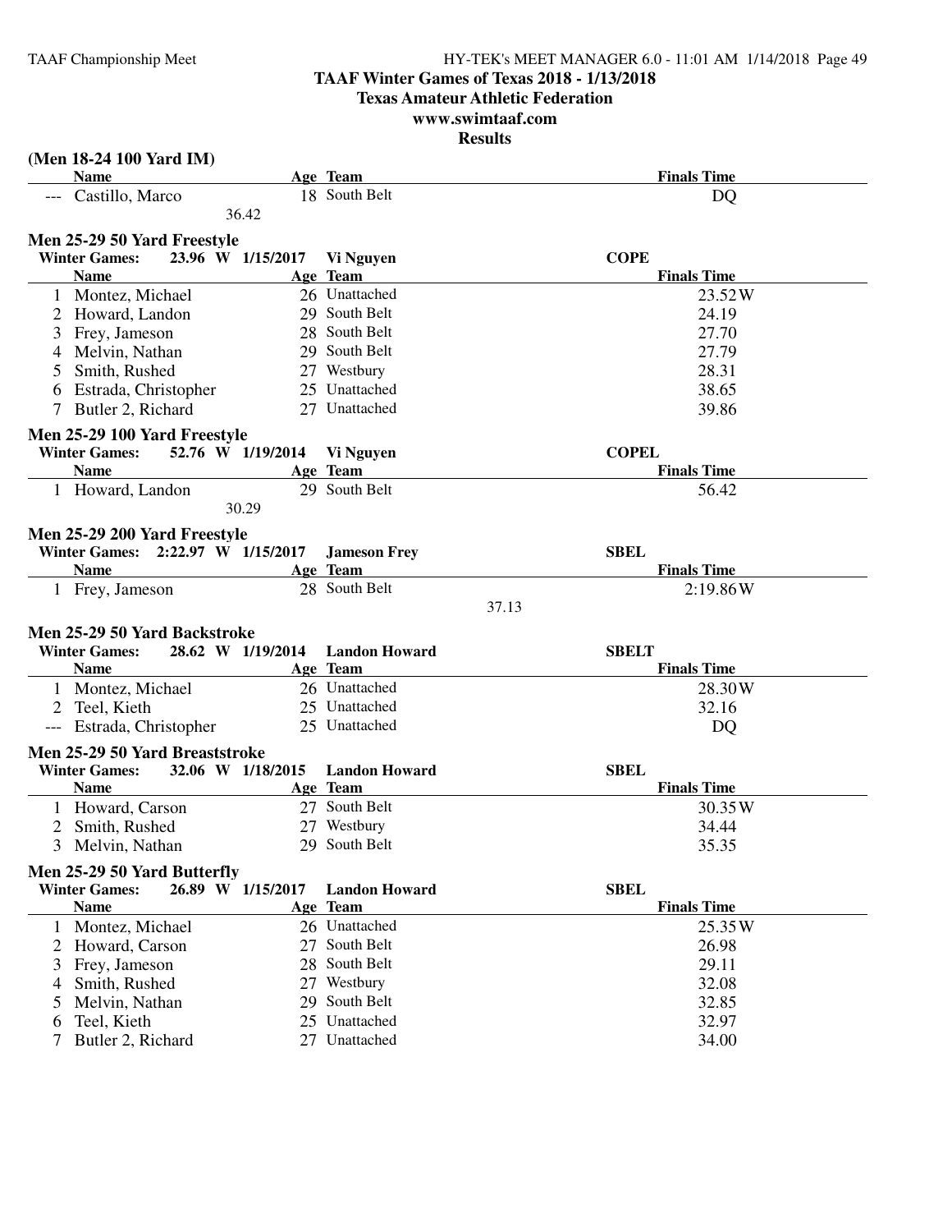# TAAF Winter Games of Texas 2018 - 1/13/2018

## Texas Amateur Athletic Federation

## www.swimtaaf.com

## Results

### (Men 18-24 100 Yard IM)

| | Name | Age | Team | Finals Time |
|---|---|---|---|---|
| --- | Castillo, Marco | 18 | South Belt | DQ |
| | 36.42 | | | |

### Men 25-29 50 Yard Freestyle

**Winter Games: 23.96 W 1/15/2017 Vi Nguyen COPE**

| | Name | Age | Team | Finals Time |
|---|---|---|---|---|
| 1 | Montez, Michael | 26 | Unattached | 23.52W |
| 2 | Howard, Landon | 29 | South Belt | 24.19 |
| 3 | Frey, Jameson | 28 | South Belt | 27.70 |
| 4 | Melvin, Nathan | 29 | South Belt | 27.79 |
| 5 | Smith, Rushed | 27 | Westbury | 28.31 |
| 6 | Estrada, Christopher | 25 | Unattached | 38.65 |
| 7 | Butler 2, Richard | 27 | Unattached | 39.86 |

### Men 25-29 100 Yard Freestyle

**Winter Games: 52.76 W 1/19/2014 Vi Nguyen COPEL**

| | Name | Age | Team | Finals Time |
|---|---|---|---|---|
| 1 | Howard, Landon | 29 | South Belt | 56.42 |
| | 30.29 | | | |

### Men 25-29 200 Yard Freestyle

**Winter Games: 2:22.97 W 1/15/2017 Jameson Frey SBEL**

| | Name | Age | Team | Finals Time |
|---|---|---|---|---|
| 1 | Frey, Jameson | 28 | South Belt | 2:19.86W |
| | | | 37.13 | |

### Men 25-29 50 Yard Backstroke

**Winter Games: 28.62 W 1/19/2014 Landon Howard SBELT**

| | Name | Age | Team | Finals Time |
|---|---|---|---|---|
| 1 | Montez, Michael | 26 | Unattached | 28.30W |
| 2 | Teel, Kieth | 25 | Unattached | 32.16 |
| --- | Estrada, Christopher | 25 | Unattached | DQ |

### Men 25-29 50 Yard Breaststroke

**Winter Games: 32.06 W 1/18/2015 Landon Howard SBEL**

| | Name | Age | Team | Finals Time |
|---|---|---|---|---|
| 1 | Howard, Carson | 27 | South Belt | 30.35W |
| 2 | Smith, Rushed | 27 | Westbury | 34.44 |
| 3 | Melvin, Nathan | 29 | South Belt | 35.35 |

### Men 25-29 50 Yard Butterfly

**Winter Games: 26.89 W 1/15/2017 Landon Howard SBEL**

| | Name | Age | Team | Finals Time |
|---|---|---|---|---|
| 1 | Montez, Michael | 26 | Unattached | 25.35W |
| 2 | Howard, Carson | 27 | South Belt | 26.98 |
| 3 | Frey, Jameson | 28 | South Belt | 29.11 |
| 4 | Smith, Rushed | 27 | Westbury | 32.08 |
| 5 | Melvin, Nathan | 29 | South Belt | 32.85 |
| 6 | Teel, Kieth | 25 | Unattached | 32.97 |
| 7 | Butler 2, Richard | 27 | Unattached | 34.00 |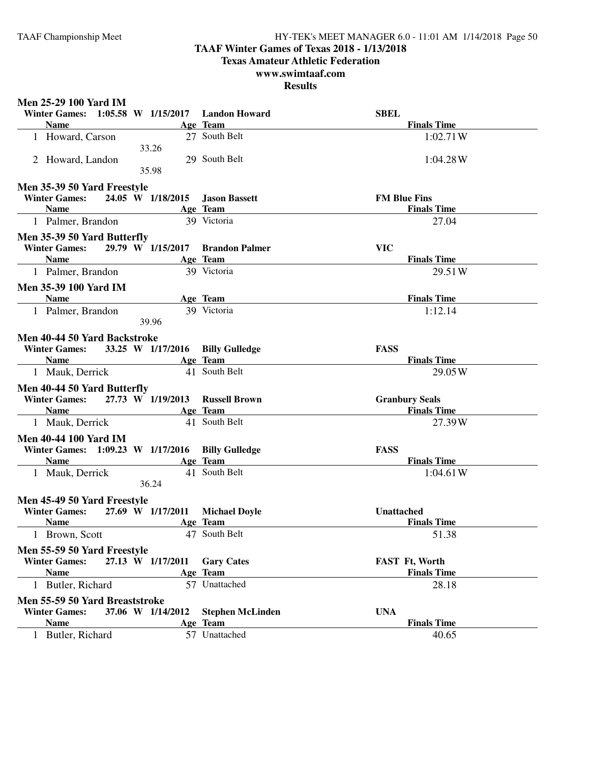# TAAF Winter Games of Texas 2018 - 1/13/2018

## Texas Amateur Athletic Federation

## www.swimtaaf.com

## Results

### Men 25-29 100 Yard IM

**Winter Games: 1:05.58 W 1/15/2017 Landon Howard SBEL**

| | Name | Age | Team | Finals Time |
|---|---|---|---|---|
| 1 | Howard, Carson | 27 | South Belt | 1:02.71W |
| | 33.26 | | | |
| 2 | Howard, Landon | 29 | South Belt | 1:04.28W |
| | 35.98 | | | |

### Men 35-39 50 Yard Freestyle

**Winter Games: 24.05 W 1/18/2015 Jason Bassett FM Blue Fins**

| | Name | Age | Team | Finals Time |
|---|---|---|---|---|
| 1 | Palmer, Brandon | 39 | Victoria | 27.04 |

### Men 35-39 50 Yard Butterfly

**Winter Games: 29.79 W 1/15/2017 Brandon Palmer VIC**

| | Name | Age | Team | Finals Time |
|---|---|---|---|---|
| 1 | Palmer, Brandon | 39 | Victoria | 29.51W |

### Men 35-39 100 Yard IM

| | Name | Age | Team | Finals Time |
|---|---|---|---|---|
| 1 | Palmer, Brandon | 39 | Victoria | 1:12.14 |
| | 39.96 | | | |

### Men 40-44 50 Yard Backstroke

**Winter Games: 33.25 W 1/17/2016 Billy Gulledge FASS**

| | Name | Age | Team | Finals Time |
|---|---|---|---|---|
| 1 | Mauk, Derrick | 41 | South Belt | 29.05W |

### Men 40-44 50 Yard Butterfly

**Winter Games: 27.73 W 1/19/2013 Russell Brown Granbury Seals**

| | Name | Age | Team | Finals Time |
|---|---|---|---|---|
| 1 | Mauk, Derrick | 41 | South Belt | 27.39W |

### Men 40-44 100 Yard IM

**Winter Games: 1:09.23 W 1/17/2016 Billy Gulledge FASS**

| | Name | Age | Team | Finals Time |
|---|---|---|---|---|
| 1 | Mauk, Derrick | 41 | South Belt | 1:04.61W |
| | 36.24 | | | |

### Men 45-49 50 Yard Freestyle

**Winter Games: 27.69 W 1/17/2011 Michael Doyle Unattached**

| | Name | Age | Team | Finals Time |
|---|---|---|---|---|
| 1 | Brown, Scott | 47 | South Belt | 51.38 |

### Men 55-59 50 Yard Freestyle

**Winter Games: 27.13 W 1/17/2011 Gary Cates FAST Ft, Worth**

| | Name | Age | Team | Finals Time |
|---|---|---|---|---|
| 1 | Butler, Richard | 57 | Unattached | 28.18 |

### Men 55-59 50 Yard Breaststroke

**Winter Games: 37.06 W 1/14/2012 Stephen McLinden UNA**

| | Name | Age | Team | Finals Time |
|---|---|---|---|---|
| 1 | Butler, Richard | 57 | Unattached | 40.65 |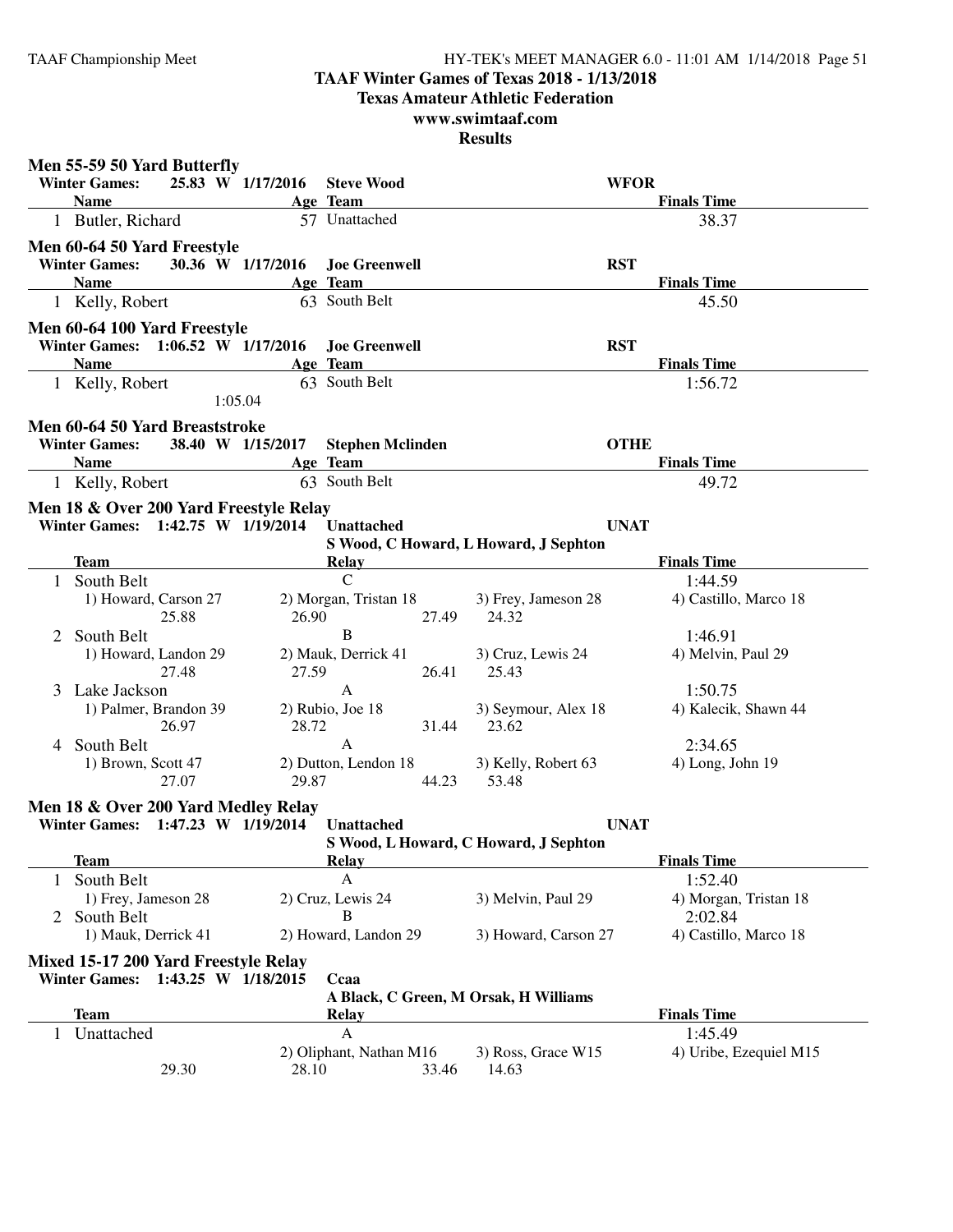**TAAF Winter Games of Texas 2018 - 1/13/2018**
**Texas Amateur Athletic Federation**
**www.swimtaaf.com**
**Results**

### Men 55-59 50 Yard Butterfly

**Winter Games: 25.83 W 1/17/2016 Steve Wood WFOR**

| | Name | Age | Team | Finals Time |
|---|---|---|---|---|
| 1 | Butler, Richard | 57 | Unattached | 38.37 |

### Men 60-64 50 Yard Freestyle

**Winter Games: 30.36 W 1/17/2016 Joe Greenwell RST**

| | Name | Age | Team | Finals Time |
|---|---|---|---|---|
| 1 | Kelly, Robert | 63 | South Belt | 45.50 |

### Men 60-64 100 Yard Freestyle

**Winter Games: 1:06.52 W 1/17/2016 Joe Greenwell RST**

| | Name | Age | Team | Finals Time |
|---|---|---|---|---|
| 1 | Kelly, Robert | 63 | South Belt | 1:56.72 |

1:05.04

### Men 60-64 50 Yard Breaststroke

**Winter Games: 38.40 W 1/15/2017 Stephen Mclinden OTHE**

| | Name | Age | Team | Finals Time |
|---|---|---|---|---|
| 1 | Kelly, Robert | 63 | South Belt | 49.72 |

### Men 18 & Over 200 Yard Freestyle Relay

**Winter Games: 1:42.75 W 1/19/2014 Unattached UNAT**
**S Wood, C Howard, L Howard, J Sephton**

| | Team | Relay | Finals Time |
|---|---|---|---|
| 1 | South Belt | C | 1:44.59 |

1) Howard, Carson 27 2) Morgan, Tristan 18 3) Frey, Jameson 28 4) Castillo, Marco 18
25.88 26.90 27.49 24.32

| | Team | Relay | Finals Time |
|---|---|---|---|
| 2 | South Belt | B | 1:46.91 |

1) Howard, Landon 29 2) Mauk, Derrick 41 3) Cruz, Lewis 24 4) Melvin, Paul 29
27.48 27.59 26.41 25.43

| | Team | Relay | Finals Time |
|---|---|---|---|
| 3 | Lake Jackson | A | 1:50.75 |

1) Palmer, Brandon 39 2) Rubio, Joe 18 3) Seymour, Alex 18 4) Kalecik, Shawn 44
26.97 28.72 31.44 23.62

| | Team | Relay | Finals Time |
|---|---|---|---|
| 4 | South Belt | A | 2:34.65 |

1) Brown, Scott 47 2) Dutton, Lendon 18 3) Kelly, Robert 63 4) Long, John 19
27.07 29.87 44.23 53.48

### Men 18 & Over 200 Yard Medley Relay

**Winter Games: 1:47.23 W 1/19/2014 Unattached UNAT**
**S Wood, L Howard, C Howard, J Sephton**

| | Team | Relay | Finals Time |
|---|---|---|---|
| 1 | South Belt | A | 1:52.40 |

1) Frey, Jameson 28 2) Cruz, Lewis 24 3) Melvin, Paul 29 4) Morgan, Tristan 18

| | Team | Relay | Finals Time |
|---|---|---|---|
| 2 | South Belt | B | 2:02.84 |

1) Mauk, Derrick 41 2) Howard, Landon 29 3) Howard, Carson 27 4) Castillo, Marco 18

### Mixed 15-17 200 Yard Freestyle Relay

**Winter Games: 1:43.25 W 1/18/2015 Ccaa**
**A Black, C Green, M Orsak, H Williams**

| | Team | Relay | Finals Time |
|---|---|---|---|
| 1 | Unattached | A | 1:45.49 |

2) Oliphant, Nathan M16 3) Ross, Grace W15 4) Uribe, Ezequiel M15
29.30 28.10 33.46 14.63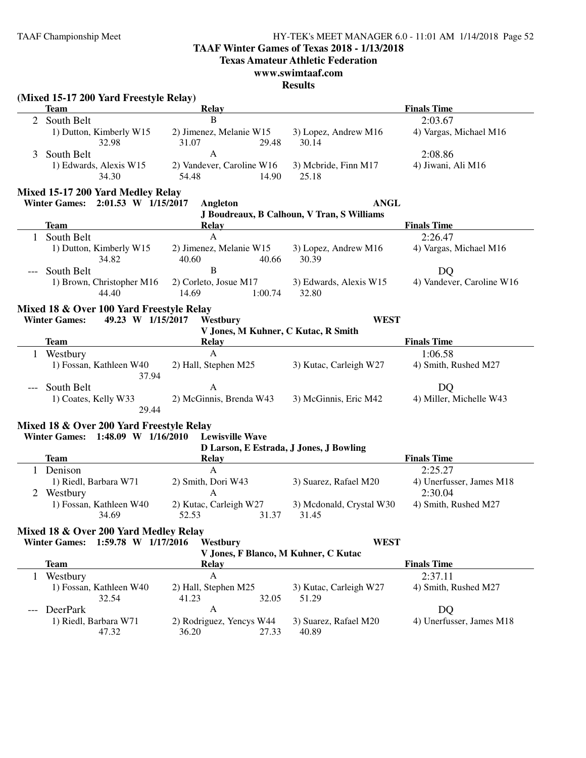**TAAF Winter Games of Texas 2018 - 1/13/2018**
**Texas Amateur Athletic Federation**
**www.swimtaaf.com**
**Results**

### (Mixed 15-17 200 Yard Freestyle Relay)

| | Team | Relay | | Finals Time |
|---|---|---|---|---|
| 2 | South Belt | B | | 2:03.67 |
| | 1) Dutton, Kimberly W15 | 2) Jimenez, Melanie W15 | 3) Lopez, Andrew M16 | 4) Vargas, Michael M16 |
| | 32.98 | 31.07 29.48 | 30.14 | |
| 3 | South Belt | A | | 2:08.86 |
| | 1) Edwards, Alexis W15 | 2) Vandever, Caroline W16 | 3) Mcbride, Finn M17 | 4) Jiwani, Ali M16 |
| | 34.30 | 54.48 14.90 | 25.18 | |

### Mixed 15-17 200 Yard Medley Relay

**Winter Games: 2:01.53 W 1/15/2017 Angleton ANGL**
**J Boudreaux, B Calhoun, V Tran, S Williams**

| | Team | Relay | | Finals Time |
|---|---|---|---|---|
| 1 | South Belt | A | | 2:26.47 |
| | 1) Dutton, Kimberly W15 | 2) Jimenez, Melanie W15 | 3) Lopez, Andrew M16 | 4) Vargas, Michael M16 |
| | 34.82 | 40.60 40.66 | 30.39 | |
| --- | South Belt | B | | DQ |
| | 1) Brown, Christopher M16 | 2) Corleto, Josue M17 | 3) Edwards, Alexis W15 | 4) Vandever, Caroline W16 |
| | 44.40 | 14.69 1:00.74 | 32.80 | |

### Mixed 18 & Over 100 Yard Freestyle Relay

**Winter Games: 49.23 W 1/15/2017 Westbury WEST**
**V Jones, M Kuhner, C Kutac, R Smith**

| | Team | Relay | | Finals Time |
|---|---|---|---|---|
| 1 | Westbury | A | | 1:06.58 |
| | 1) Fossan, Kathleen W40 | 2) Hall, Stephen M25 | 3) Kutac, Carleigh W27 | 4) Smith, Rushed M27 |
| | 37.94 | | | |
| --- | South Belt | A | | DQ |
| | 1) Coates, Kelly W33 | 2) McGinnis, Brenda W43 | 3) McGinnis, Eric M42 | 4) Miller, Michelle W43 |
| | 29.44 | | | |

### Mixed 18 & Over 200 Yard Freestyle Relay

**Winter Games: 1:48.09 W 1/16/2010 Lewisville Wave**
**D Larson, E Estrada, J Jones, J Bowling**

| | Team | Relay | | Finals Time |
|---|---|---|---|---|
| 1 | Denison | A | | 2:25.27 |
| | 1) Riedl, Barbara W71 | 2) Smith, Dori W43 | 3) Suarez, Rafael M20 | 4) Unerfusser, James M18 |
| 2 | Westbury | A | | 2:30.04 |
| | 1) Fossan, Kathleen W40 | 2) Kutac, Carleigh W27 | 3) Mcdonald, Crystal W30 | 4) Smith, Rushed M27 |
| | 34.69 | 52.53 31.37 | 31.45 | |

### Mixed 18 & Over 200 Yard Medley Relay

**Winter Games: 1:59.78 W 1/17/2016 Westbury WEST**
**V Jones, F Blanco, M Kuhner, C Kutac**

| | Team | Relay | | Finals Time |
|---|---|---|---|---|
| 1 | Westbury | A | | 2:37.11 |
| | 1) Fossan, Kathleen W40 | 2) Hall, Stephen M25 | 3) Kutac, Carleigh W27 | 4) Smith, Rushed M27 |
| | 32.54 | 41.23 32.05 | 51.29 | |
| --- | DeerPark | A | | DQ |
| | 1) Riedl, Barbara W71 | 2) Rodriguez, Yencys W44 | 3) Suarez, Rafael M20 | 4) Unerfusser, James M18 |
| | 47.32 | 36.20 27.33 | 40.89 | |